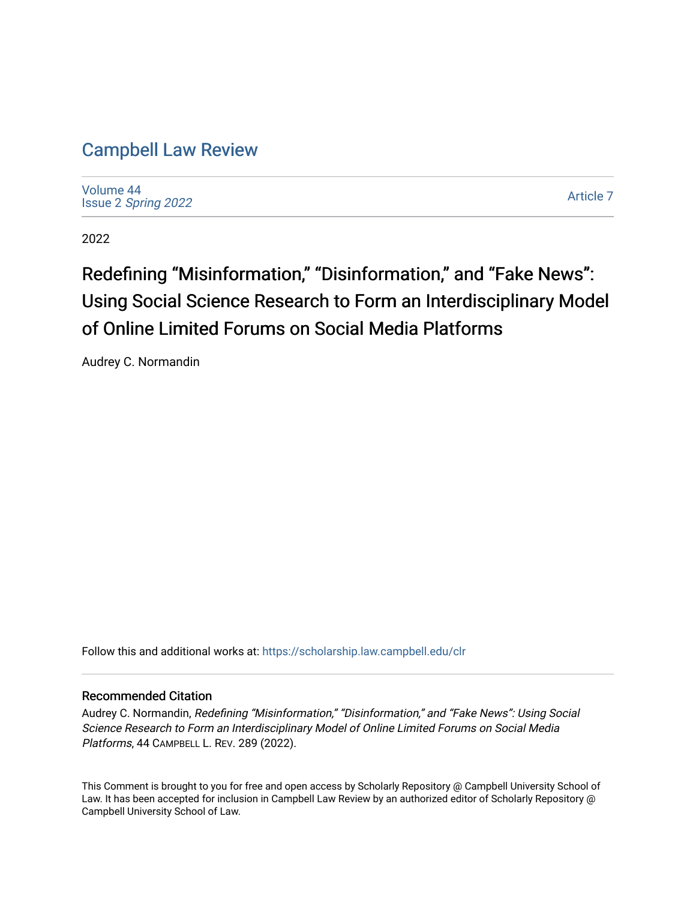# Campbell Law Review

Volume 44
Issue 2 *Spring 2022*

Article 7

2022

## Redefining "Misinformation," "Disinformation," and "Fake News": Using Social Science Research to Form an Interdisciplinary Model of Online Limited Forums on Social Media Platforms

Audrey C. Normandin

Follow this and additional works at: https://scholarship.law.campbell.edu/clr

### Recommended Citation

Audrey C. Normandin, *Redefining "Misinformation," "Disinformation," and "Fake News": Using Social Science Research to Form an Interdisciplinary Model of Online Limited Forums on Social Media Platforms*, 44 CAMPBELL L. REV. 289 (2022).

This Comment is brought to you for free and open access by Scholarly Repository @ Campbell University School of Law. It has been accepted for inclusion in Campbell Law Review by an authorized editor of Scholarly Repository @ Campbell University School of Law.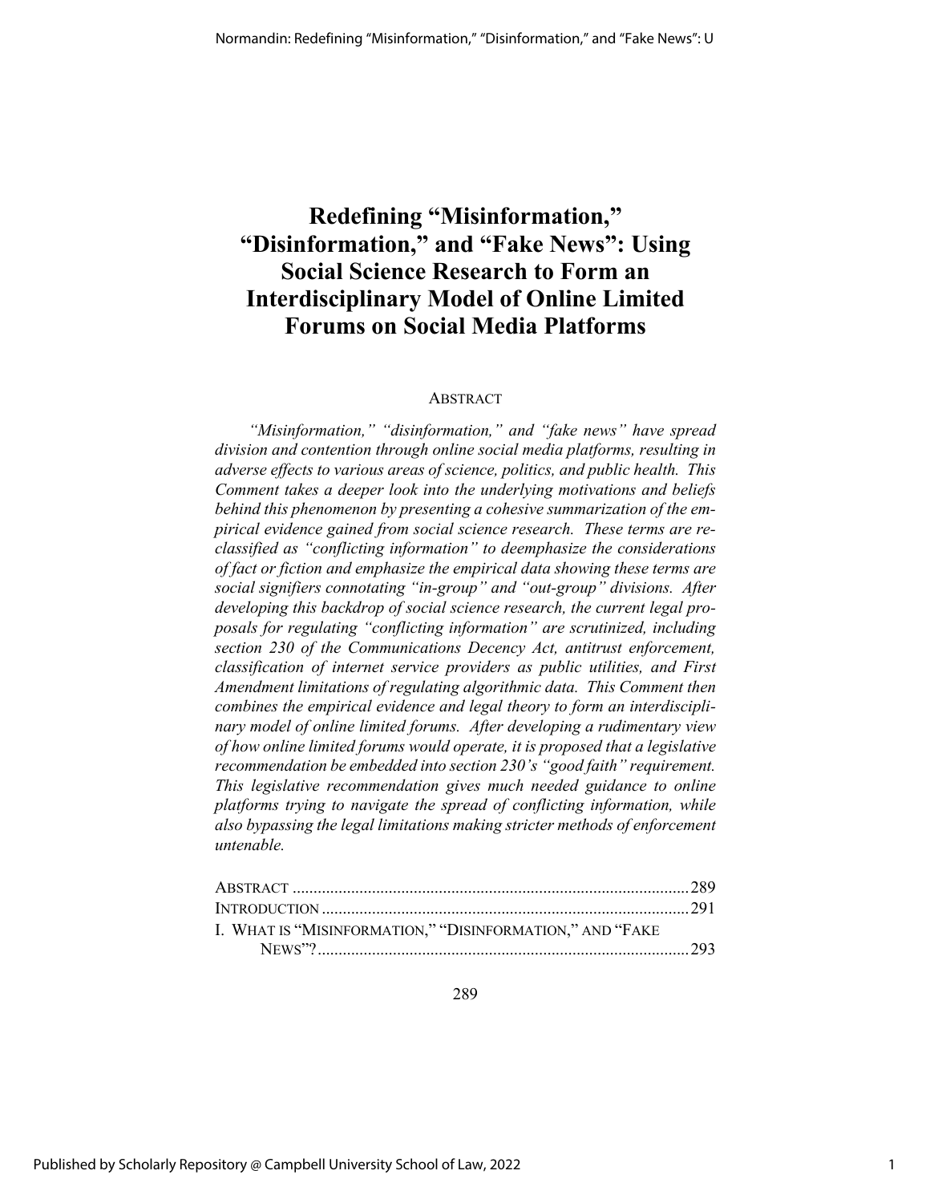# Redefining "Misinformation," "Disinformation," and "Fake News": Using Social Science Research to Form an Interdisciplinary Model of Online Limited Forums on Social Media Platforms

## Abstract

*"Misinformation," "disinformation," and "fake news" have spread division and contention through online social media platforms, resulting in adverse effects to various areas of science, politics, and public health. This Comment takes a deeper look into the underlying motivations and beliefs behind this phenomenon by presenting a cohesive summarization of the empirical evidence gained from social science research. These terms are reclassified as "conflicting information" to deemphasize the considerations of fact or fiction and emphasize the empirical data showing these terms are social signifiers connotating "in-group" and "out-group" divisions. After developing this backdrop of social science research, the current legal proposals for regulating "conflicting information" are scrutinized, including section 230 of the Communications Decency Act, antitrust enforcement, classification of internet service providers as public utilities, and First Amendment limitations of regulating algorithmic data. This Comment then combines the empirical evidence and legal theory to form an interdisciplinary model of online limited forums. After developing a rudimentary view of how online limited forums would operate, it is proposed that a legislative recommendation be embedded into section 230's "good faith" requirement. This legislative recommendation gives much needed guidance to online platforms trying to navigate the spread of conflicting information, while also bypassing the legal limitations making stricter methods of enforcement untenable.*

Abstract .................................................................................... 289
Introduction ............................................................................. 291
I. What is "Misinformation," "Disinformation," and "Fake News"? ............................................................................ 293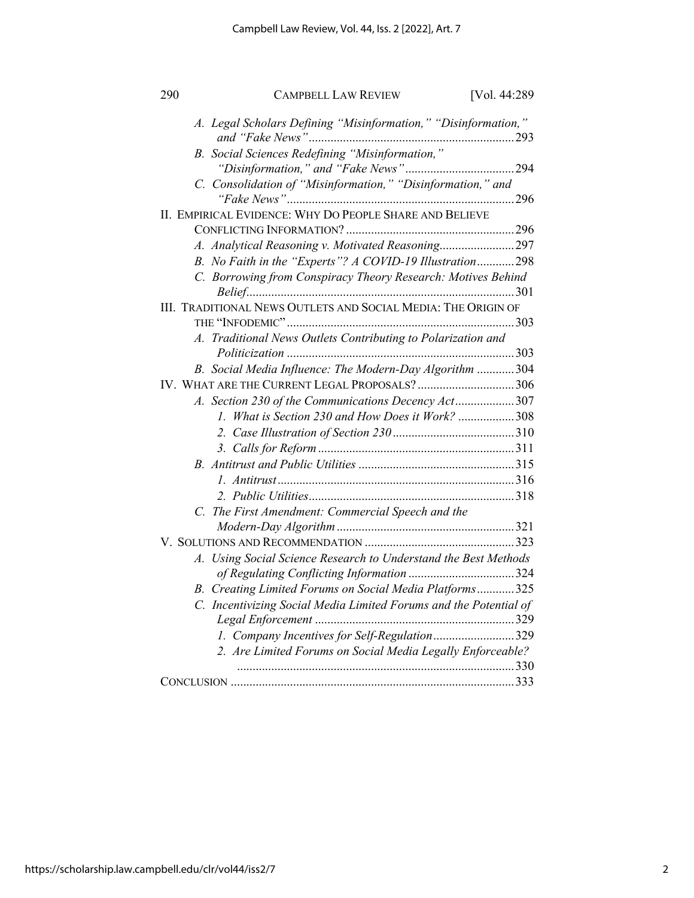A. *Legal Scholars Defining "Misinformation," "Disinformation," and "Fake News"* ..... 293

B. *Social Sciences Redefining "Misinformation," "Disinformation," and "Fake News"* ..... 294

C. *Consolidation of "Misinformation," "Disinformation," and "Fake News"* ..... 296

II. EMPIRICAL EVIDENCE: WHY DO PEOPLE SHARE AND BELIEVE CONFLICTING INFORMATION? ..... 296

A. *Analytical Reasoning v. Motivated Reasoning* ..... 297

B. *No Faith in the "Experts"? A COVID-19 Illustration* ..... 298

C. *Borrowing from Conspiracy Theory Research: Motives Behind Belief* ..... 301

III. TRADITIONAL NEWS OUTLETS AND SOCIAL MEDIA: THE ORIGIN OF THE "INFODEMIC" ..... 303

A. *Traditional News Outlets Contributing to Polarization and Politicization* ..... 303

B. *Social Media Influence: The Modern-Day Algorithm* ..... 304

IV. WHAT ARE THE CURRENT LEGAL PROPOSALS? ..... 306

A. *Section 230 of the Communications Decency Act* ..... 307

1. *What is Section 230 and How Does it Work?* ..... 308

2. *Case Illustration of Section 230* ..... 310

3. *Calls for Reform* ..... 311

B. *Antitrust and Public Utilities* ..... 315

1. *Antitrust* ..... 316

2. *Public Utilities* ..... 318

C. *The First Amendment: Commercial Speech and the Modern-Day Algorithm* ..... 321

V. SOLUTIONS AND RECOMMENDATION ..... 323

A. *Using Social Science Research to Understand the Best Methods of Regulating Conflicting Information* ..... 324

B. *Creating Limited Forums on Social Media Platforms* ..... 325

C. *Incentivizing Social Media Limited Forums and the Potential of Legal Enforcement* ..... 329

1. *Company Incentives for Self-Regulation* ..... 329

2. *Are Limited Forums on Social Media Legally Enforceable?* ..... 330

CONCLUSION ..... 333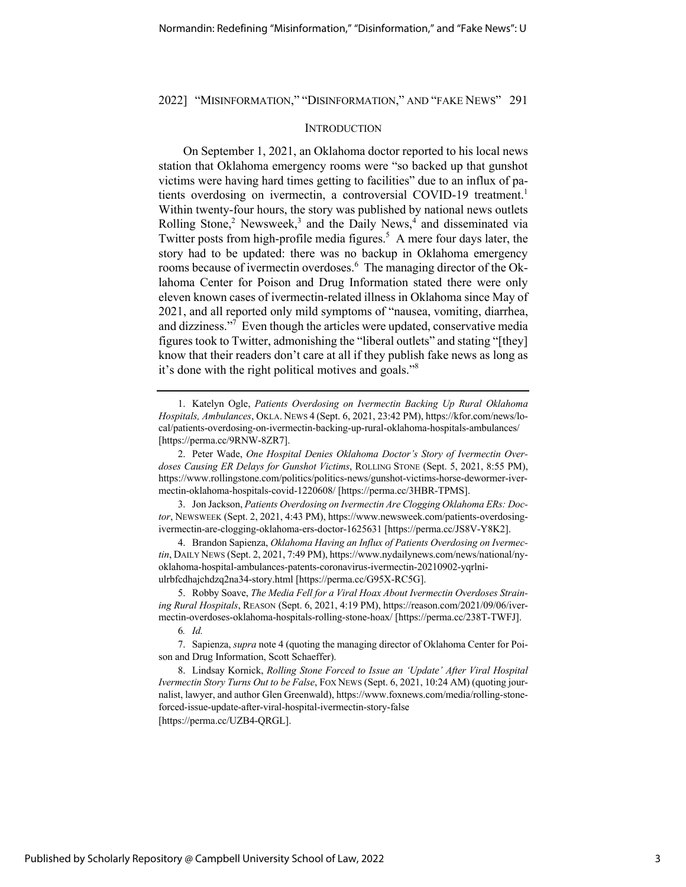## INTRODUCTION

On September 1, 2021, an Oklahoma doctor reported to his local news station that Oklahoma emergency rooms were "so backed up that gunshot victims were having hard times getting to facilities" due to an influx of patients overdosing on ivermectin, a controversial COVID-19 treatment.[1] Within twenty-four hours, the story was published by national news outlets Rolling Stone,[2] Newsweek,[3] and the Daily News,[4] and disseminated via Twitter posts from high-profile media figures.[5] A mere four days later, the story had to be updated: there was no backup in Oklahoma emergency rooms because of ivermectin overdoses.[6] The managing director of the Oklahoma Center for Poison and Drug Information stated there were only eleven known cases of ivermectin-related illness in Oklahoma since May of 2021, and all reported only mild symptoms of "nausea, vomiting, diarrhea, and dizziness."[7] Even though the articles were updated, conservative media figures took to Twitter, admonishing the "liberal outlets" and stating "[they] know that their readers don't care at all if they publish fake news as long as it's done with the right political motives and goals."[8]

---

1. Katelyn Ogle, *Patients Overdosing on Ivermectin Backing Up Rural Oklahoma Hospitals, Ambulances*, OKLA. NEWS 4 (Sept. 6, 2021, 23:42 PM), https://kfor.com/news/local/patients-overdosing-on-ivermectin-backing-up-rural-oklahoma-hospitals-ambulances/ [https://perma.cc/9RNW-8ZR7].

2. Peter Wade, *One Hospital Denies Oklahoma Doctor's Story of Ivermectin Overdoses Causing ER Delays for Gunshot Victims*, ROLLING STONE (Sept. 5, 2021, 8:55 PM), https://www.rollingstone.com/politics/politics-news/gunshot-victims-horse-dewormer-ivermectin-oklahoma-hospitals-covid-1220608/ [https://perma.cc/3HBR-TPMS].

3. Jon Jackson, *Patients Overdosing on Ivermectin Are Clogging Oklahoma ERs: Doctor*, NEWSWEEK (Sept. 2, 2021, 4:43 PM), https://www.newsweek.com/patients-overdosing-ivermectin-are-clogging-oklahoma-ers-doctor-1625631 [https://perma.cc/JS8V-Y8K2].

4. Brandon Sapienza, *Oklahoma Having an Influx of Patients Overdosing on Ivermectin*, DAILY NEWS (Sept. 2, 2021, 7:49 PM), https://www.nydailynews.com/news/national/ny-oklahoma-hospital-ambulances-patents-coronavirus-ivermectin-20210902-yqrlni-ulrbfcdhajchdzq2na34-story.html [https://perma.cc/G95X-RC5G].

5. Robby Soave, *The Media Fell for a Viral Hoax About Ivermectin Overdoses Straining Rural Hospitals*, REASON (Sept. 6, 2021, 4:19 PM), https://reason.com/2021/09/06/ivermectin-overdoses-oklahoma-hospitals-rolling-stone-hoax/ [https://perma.cc/238T-TWFJ].

6. *Id.*

7. Sapienza, *supra* note 4 (quoting the managing director of Oklahoma Center for Poison and Drug Information, Scott Schaeffer).

8. Lindsay Kornick, *Rolling Stone Forced to Issue an 'Update' After Viral Hospital Ivermectin Story Turns Out to be False*, FOX NEWS (Sept. 6, 2021, 10:24 AM) (quoting journalist, lawyer, and author Glen Greenwald), https://www.foxnews.com/media/rolling-stone-forced-issue-update-after-viral-hospital-ivermectin-story-false [https://perma.cc/UZB4-QRGL].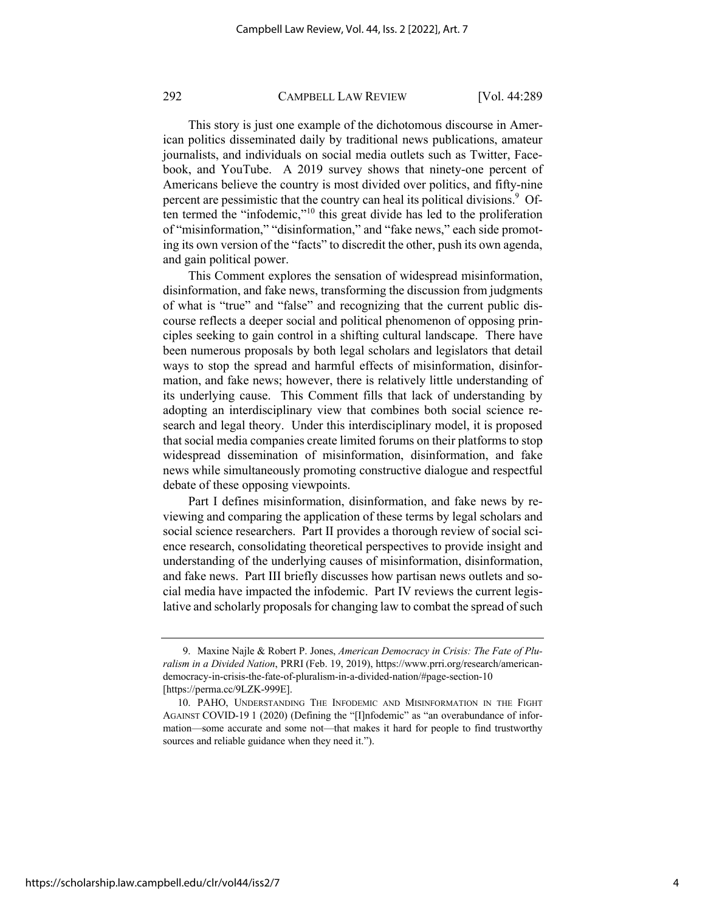This story is just one example of the dichotomous discourse in American politics disseminated daily by traditional news publications, amateur journalists, and individuals on social media outlets such as Twitter, Facebook, and YouTube. A 2019 survey shows that ninety-one percent of Americans believe the country is most divided over politics, and fifty-nine percent are pessimistic that the country can heal its political divisions.[9] Often termed the "infodemic,"[10] this great divide has led to the proliferation of "misinformation," "disinformation," and "fake news," each side promoting its own version of the "facts" to discredit the other, push its own agenda, and gain political power.

This Comment explores the sensation of widespread misinformation, disinformation, and fake news, transforming the discussion from judgments of what is "true" and "false" and recognizing that the current public discourse reflects a deeper social and political phenomenon of opposing principles seeking to gain control in a shifting cultural landscape. There have been numerous proposals by both legal scholars and legislators that detail ways to stop the spread and harmful effects of misinformation, disinformation, and fake news; however, there is relatively little understanding of its underlying cause. This Comment fills that lack of understanding by adopting an interdisciplinary view that combines both social science research and legal theory. Under this interdisciplinary model, it is proposed that social media companies create limited forums on their platforms to stop widespread dissemination of misinformation, disinformation, and fake news while simultaneously promoting constructive dialogue and respectful debate of these opposing viewpoints.

Part I defines misinformation, disinformation, and fake news by reviewing and comparing the application of these terms by legal scholars and social science researchers. Part II provides a thorough review of social science research, consolidating theoretical perspectives to provide insight and understanding of the underlying causes of misinformation, disinformation, and fake news. Part III briefly discusses how partisan news outlets and social media have impacted the infodemic. Part IV reviews the current legislative and scholarly proposals for changing law to combat the spread of such

---

9. Maxine Najle & Robert P. Jones, *American Democracy in Crisis: The Fate of Pluralism in a Divided Nation*, PRRI (Feb. 19, 2019), https://www.prri.org/research/american-democracy-in-crisis-the-fate-of-pluralism-in-a-divided-nation/#page-section-10 [https://perma.cc/9LZK-999E].

10. PAHO, UNDERSTANDING THE INFODEMIC AND MISINFORMATION IN THE FIGHT AGAINST COVID-19 1 (2020) (Defining the "[I]nfodemic" as "an overabundance of information—some accurate and some not—that makes it hard for people to find trustworthy sources and reliable guidance when they need it.").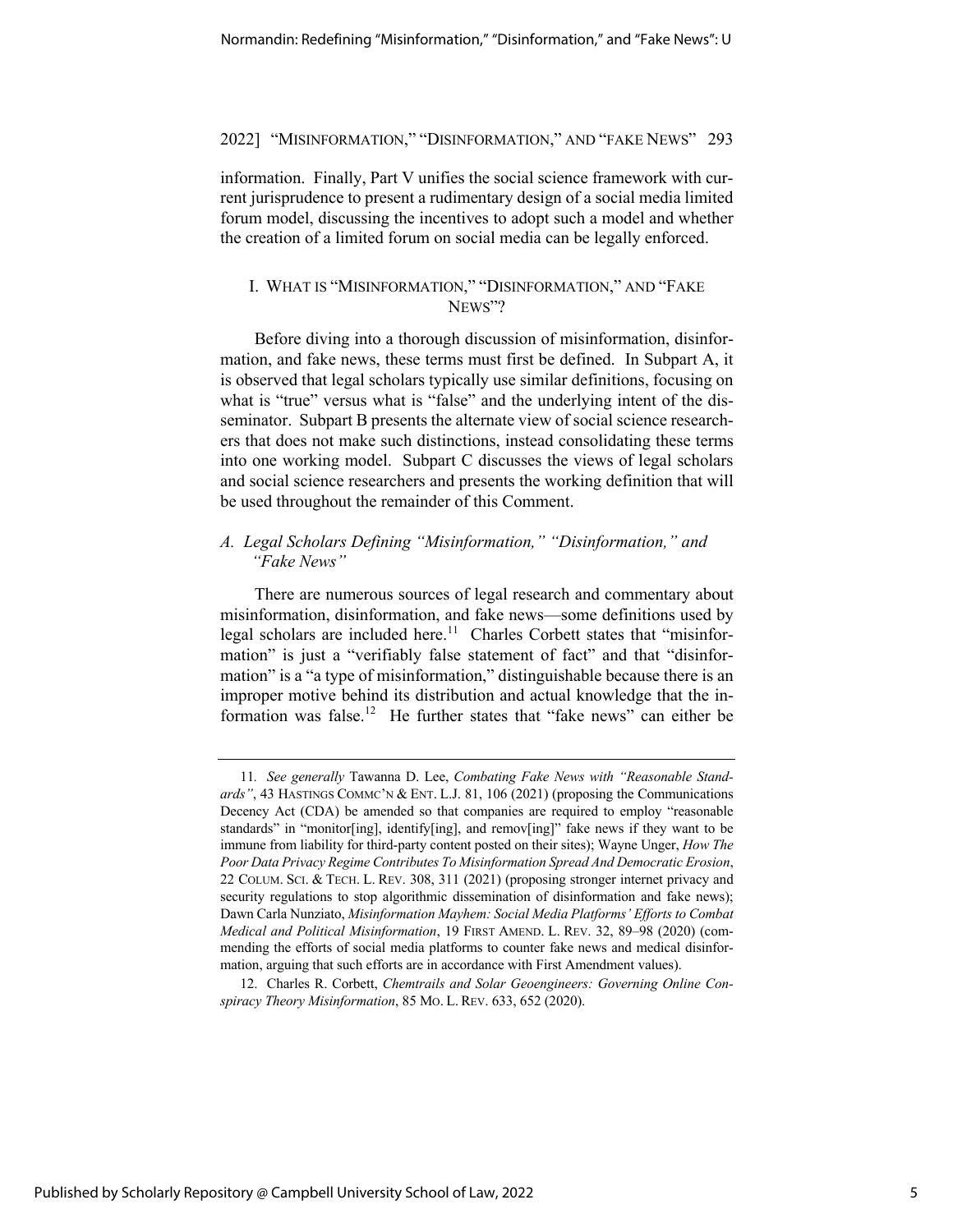information. Finally, Part V unifies the social science framework with current jurisprudence to present a rudimentary design of a social media limited forum model, discussing the incentives to adopt such a model and whether the creation of a limited forum on social media can be legally enforced.

## I. WHAT IS "MISINFORMATION," "DISINFORMATION," AND "FAKE NEWS"?

Before diving into a thorough discussion of misinformation, disinformation, and fake news, these terms must first be defined. In Subpart A, it is observed that legal scholars typically use similar definitions, focusing on what is "true" versus what is "false" and the underlying intent of the disseminator. Subpart B presents the alternate view of social science researchers that does not make such distinctions, instead consolidating these terms into one working model. Subpart C discusses the views of legal scholars and social science researchers and presents the working definition that will be used throughout the remainder of this Comment.

### *A. Legal Scholars Defining "Misinformation," "Disinformation," and "Fake News"*

There are numerous sources of legal research and commentary about misinformation, disinformation, and fake news—some definitions used by legal scholars are included here.[11] Charles Corbett states that "misinformation" is just a "verifiably false statement of fact" and that "disinformation" is a "a type of misinformation," distinguishable because there is an improper motive behind its distribution and actual knowledge that the information was false.[12] He further states that "fake news" can either be

---

11. *See generally* Tawanna D. Lee, *Combating Fake News with "Reasonable Standards"*, 43 HASTINGS COMMC'N & ENT. L.J. 81, 106 (2021) (proposing the Communications Decency Act (CDA) be amended so that companies are required to employ "reasonable standards" in "monitor[ing], identify[ing], and remov[ing]" fake news if they want to be immune from liability for third-party content posted on their sites); Wayne Unger, *How The Poor Data Privacy Regime Contributes To Misinformation Spread And Democratic Erosion*, 22 COLUM. SCI. & TECH. L. REV. 308, 311 (2021) (proposing stronger internet privacy and security regulations to stop algorithmic dissemination of disinformation and fake news); Dawn Carla Nunziato, *Misinformation Mayhem: Social Media Platforms' Efforts to Combat Medical and Political Misinformation*, 19 FIRST AMEND. L. REV. 32, 89–98 (2020) (commending the efforts of social media platforms to counter fake news and medical disinformation, arguing that such efforts are in accordance with First Amendment values).

12. Charles R. Corbett, *Chemtrails and Solar Geoengineers: Governing Online Conspiracy Theory Misinformation*, 85 MO. L. REV. 633, 652 (2020).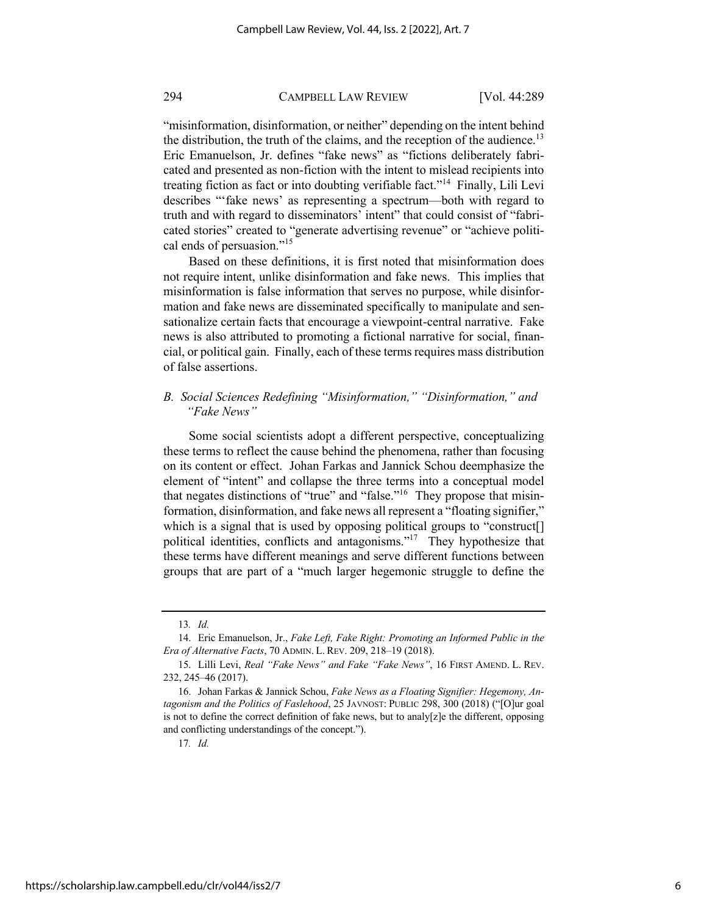"misinformation, disinformation, or neither" depending on the intent behind the distribution, the truth of the claims, and the reception of the audience.[13] Eric Emanuelson, Jr. defines "fake news" as "fictions deliberately fabricated and presented as non-fiction with the intent to mislead recipients into treating fiction as fact or into doubting verifiable fact."[14] Finally, Lili Levi describes "'fake news' as representing a spectrum—both with regard to truth and with regard to disseminators' intent" that could consist of "fabricated stories" created to "generate advertising revenue" or "achieve political ends of persuasion."[15]

Based on these definitions, it is first noted that misinformation does not require intent, unlike disinformation and fake news. This implies that misinformation is false information that serves no purpose, while disinformation and fake news are disseminated specifically to manipulate and sensationalize certain facts that encourage a viewpoint-central narrative. Fake news is also attributed to promoting a fictional narrative for social, financial, or political gain. Finally, each of these terms requires mass distribution of false assertions.

### *B. Social Sciences Redefining "Misinformation," "Disinformation," and "Fake News"*

Some social scientists adopt a different perspective, conceptualizing these terms to reflect the cause behind the phenomena, rather than focusing on its content or effect. Johan Farkas and Jannick Schou deemphasize the element of "intent" and collapse the three terms into a conceptual model that negates distinctions of "true" and "false."[16] They propose that misinformation, disinformation, and fake news all represent a "floating signifier," which is a signal that is used by opposing political groups to "construct[] political identities, conflicts and antagonisms."[17] They hypothesize that these terms have different meanings and serve different functions between groups that are part of a "much larger hegemonic struggle to define the

---

13. *Id.*

14. Eric Emanuelson, Jr., *Fake Left, Fake Right: Promoting an Informed Public in the Era of Alternative Facts*, 70 ADMIN. L. REV. 209, 218–19 (2018).

15. Lilli Levi, *Real "Fake News" and Fake "Fake News"*, 16 FIRST AMEND. L. REV. 232, 245–46 (2017).

16. Johan Farkas & Jannick Schou, *Fake News as a Floating Signifier: Hegemony, Antagonism and the Politics of Faslehood*, 25 JAVNOST: PUBLIC 298, 300 (2018) ("[O]ur goal is not to define the correct definition of fake news, but to analy[z]e the different, opposing and conflicting understandings of the concept.").

17. *Id.*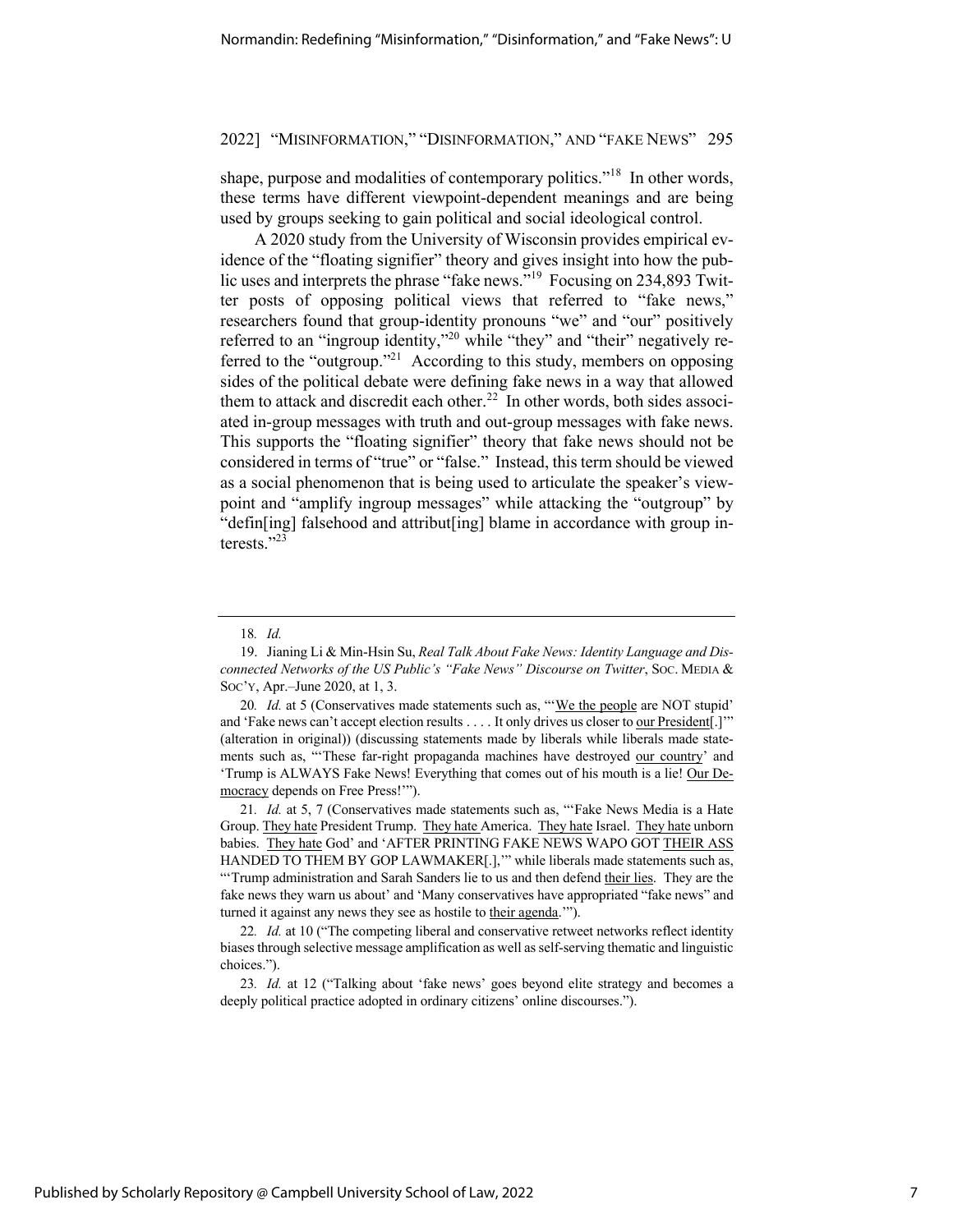shape, purpose and modalities of contemporary politics."[18] In other words, these terms have different viewpoint-dependent meanings and are being used by groups seeking to gain political and social ideological control.

A 2020 study from the University of Wisconsin provides empirical evidence of the "floating signifier" theory and gives insight into how the public uses and interprets the phrase "fake news."[19] Focusing on 234,893 Twitter posts of opposing political views that referred to "fake news," researchers found that group-identity pronouns "we" and "our" positively referred to an "ingroup identity,"[20] while "they" and "their" negatively referred to the "outgroup."[21] According to this study, members on opposing sides of the political debate were defining fake news in a way that allowed them to attack and discredit each other.[22] In other words, both sides associated in-group messages with truth and out-group messages with fake news. This supports the "floating signifier" theory that fake news should not be considered in terms of "true" or "false." Instead, this term should be viewed as a social phenomenon that is being used to articulate the speaker's viewpoint and "amplify ingroup messages" while attacking the "outgroup" by "defin[ing] falsehood and attribut[ing] blame in accordance with group interests."[23]

---

18. *Id.*

19. Jianing Li & Min-Hsin Su, *Real Talk About Fake News: Identity Language and Disconnected Networks of the US Public's "Fake News" Discourse on Twitter*, SOC. MEDIA & SOC'Y, Apr.–June 2020, at 1, 3.

20. *Id.* at 5 (Conservatives made statements such as, "'We the people are NOT stupid' and 'Fake news can't accept election results . . . . It only drives us closer to our President[.]'" (alteration in original)) (discussing statements made by liberals while liberals made statements such as, "'These far-right propaganda machines have destroyed our country' and 'Trump is ALWAYS Fake News! Everything that comes out of his mouth is a lie! Our Democracy depends on Free Press!'").

21. *Id.* at 5, 7 (Conservatives made statements such as, "'Fake News Media is a Hate Group. They hate President Trump. They hate America. They hate Israel. They hate unborn babies. They hate God' and 'AFTER PRINTING FAKE NEWS WAPO GOT THEIR ASS HANDED TO THEM BY GOP LAWMAKER[.],'" while liberals made statements such as, "'Trump administration and Sarah Sanders lie to us and then defend their lies. They are the fake news they warn us about' and 'Many conservatives have appropriated "fake news" and turned it against any news they see as hostile to their agenda.'").

22. *Id.* at 10 ("The competing liberal and conservative retweet networks reflect identity biases through selective message amplification as well as self-serving thematic and linguistic choices.").

23. *Id.* at 12 ("Talking about 'fake news' goes beyond elite strategy and becomes a deeply political practice adopted in ordinary citizens' online discourses.").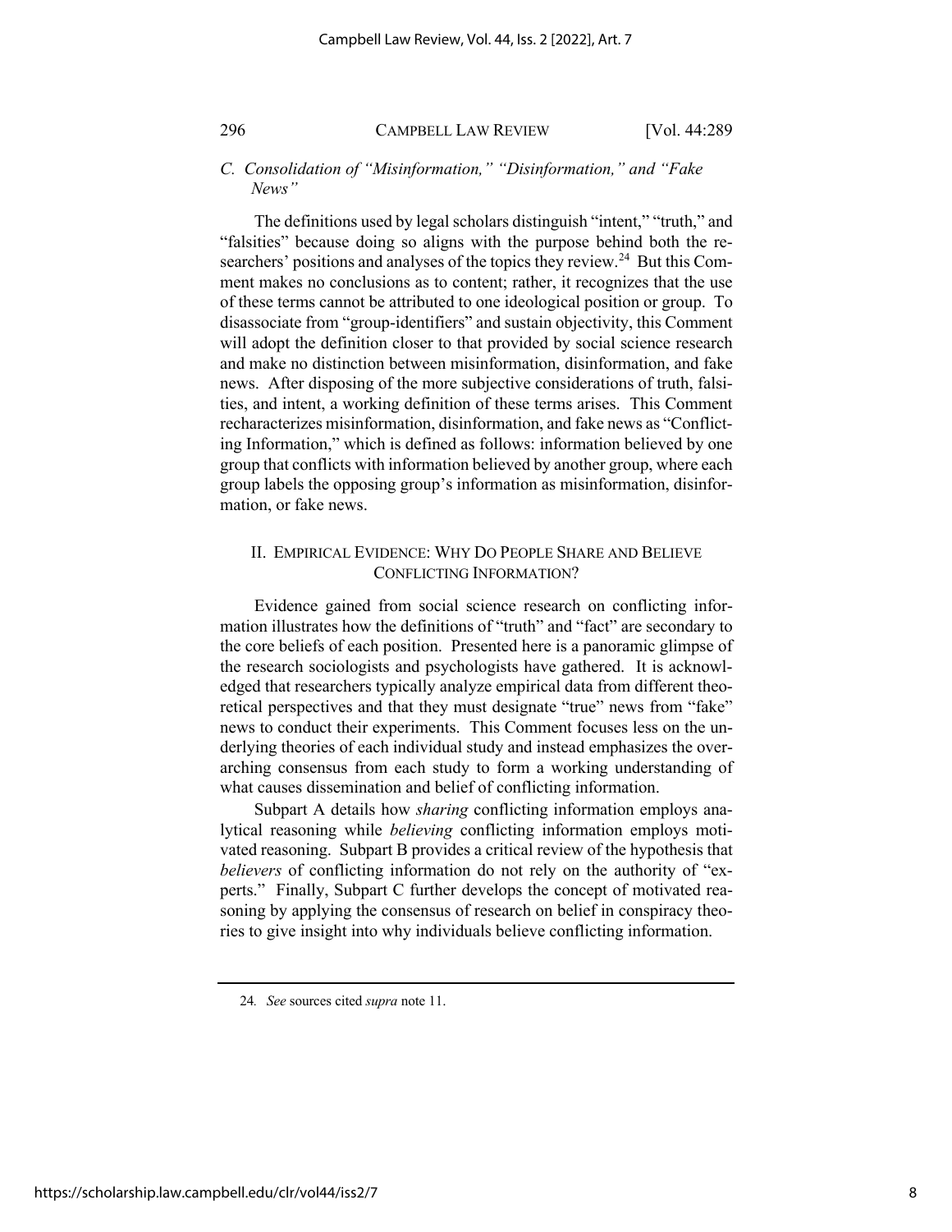### *C. Consolidation of "Misinformation," "Disinformation," and "Fake News"*

The definitions used by legal scholars distinguish "intent," "truth," and "falsities" because doing so aligns with the purpose behind both the researchers' positions and analyses of the topics they review.[24] But this Comment makes no conclusions as to content; rather, it recognizes that the use of these terms cannot be attributed to one ideological position or group. To disassociate from "group-identifiers" and sustain objectivity, this Comment will adopt the definition closer to that provided by social science research and make no distinction between misinformation, disinformation, and fake news. After disposing of the more subjective considerations of truth, falsities, and intent, a working definition of these terms arises. This Comment recharacterizes misinformation, disinformation, and fake news as "Conflicting Information," which is defined as follows: information believed by one group that conflicts with information believed by another group, where each group labels the opposing group's information as misinformation, disinformation, or fake news.

## II. EMPIRICAL EVIDENCE: WHY DO PEOPLE SHARE AND BELIEVE CONFLICTING INFORMATION?

Evidence gained from social science research on conflicting information illustrates how the definitions of "truth" and "fact" are secondary to the core beliefs of each position. Presented here is a panoramic glimpse of the research sociologists and psychologists have gathered. It is acknowledged that researchers typically analyze empirical data from different theoretical perspectives and that they must designate "true" news from "fake" news to conduct their experiments. This Comment focuses less on the underlying theories of each individual study and instead emphasizes the overarching consensus from each study to form a working understanding of what causes dissemination and belief of conflicting information.

Subpart A details how *sharing* conflicting information employs analytical reasoning while *believing* conflicting information employs motivated reasoning. Subpart B provides a critical review of the hypothesis that *believers* of conflicting information do not rely on the authority of "experts." Finally, Subpart C further develops the concept of motivated reasoning by applying the consensus of research on belief in conspiracy theories to give insight into why individuals believe conflicting information.

---

24. *See* sources cited *supra* note 11.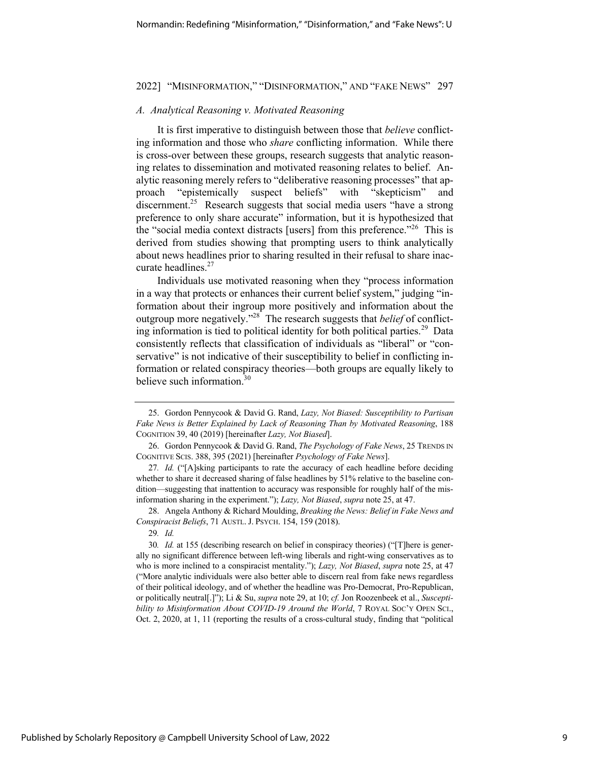### *A. Analytical Reasoning v. Motivated Reasoning*

It is first imperative to distinguish between those that *believe* conflicting information and those who *share* conflicting information. While there is cross-over between these groups, research suggests that analytic reasoning relates to dissemination and motivated reasoning relates to belief. Analytic reasoning merely refers to "deliberative reasoning processes" that approach "epistemically suspect beliefs" with "skepticism" and discernment.[25] Research suggests that social media users "have a strong preference to only share accurate" information, but it is hypothesized that the "social media context distracts [users] from this preference."[26] This is derived from studies showing that prompting users to think analytically about news headlines prior to sharing resulted in their refusal to share inaccurate headlines.[27]

Individuals use motivated reasoning when they "process information in a way that protects or enhances their current belief system," judging "information about their ingroup more positively and information about the outgroup more negatively."[28] The research suggests that *belief* of conflicting information is tied to political identity for both political parties.[29] Data consistently reflects that classification of individuals as "liberal" or "conservative" is not indicative of their susceptibility to belief in conflicting information or related conspiracy theories—both groups are equally likely to believe such information.[30]

---

25. Gordon Pennycook & David G. Rand, *Lazy, Not Biased: Susceptibility to Partisan Fake News is Better Explained by Lack of Reasoning Than by Motivated Reasoning*, 188 COGNITION 39, 40 (2019) [hereinafter *Lazy, Not Biased*].

26. Gordon Pennycook & David G. Rand, *The Psychology of Fake News*, 25 TRENDS IN COGNITIVE SCIS. 388, 395 (2021) [hereinafter *Psychology of Fake News*].

27. *Id.* ("[A]sking participants to rate the accuracy of each headline before deciding whether to share it decreased sharing of false headlines by 51% relative to the baseline condition—suggesting that inattention to accuracy was responsible for roughly half of the misinformation sharing in the experiment."); *Lazy, Not Biased*, *supra* note 25, at 47.

28. Angela Anthony & Richard Moulding, *Breaking the News: Belief in Fake News and Conspiracist Beliefs*, 71 AUSTL. J. PSYCH. 154, 159 (2018).

29. *Id.*

30. *Id.* at 155 (describing research on belief in conspiracy theories) ("[T]here is generally no significant difference between left-wing liberals and right-wing conservatives as to who is more inclined to a conspiracist mentality."); *Lazy, Not Biased*, *supra* note 25, at 47 ("More analytic individuals were also better able to discern real from fake news regardless of their political ideology, and of whether the headline was Pro-Democrat, Pro-Republican, or politically neutral[.]"); Li & Su, *supra* note 29, at 10; *cf.* Jon Roozenbeek et al., *Susceptibility to Misinformation About COVID-19 Around the World*, 7 ROYAL SOC'Y OPEN SCI., Oct. 2, 2020, at 1, 11 (reporting the results of a cross-cultural study, finding that "political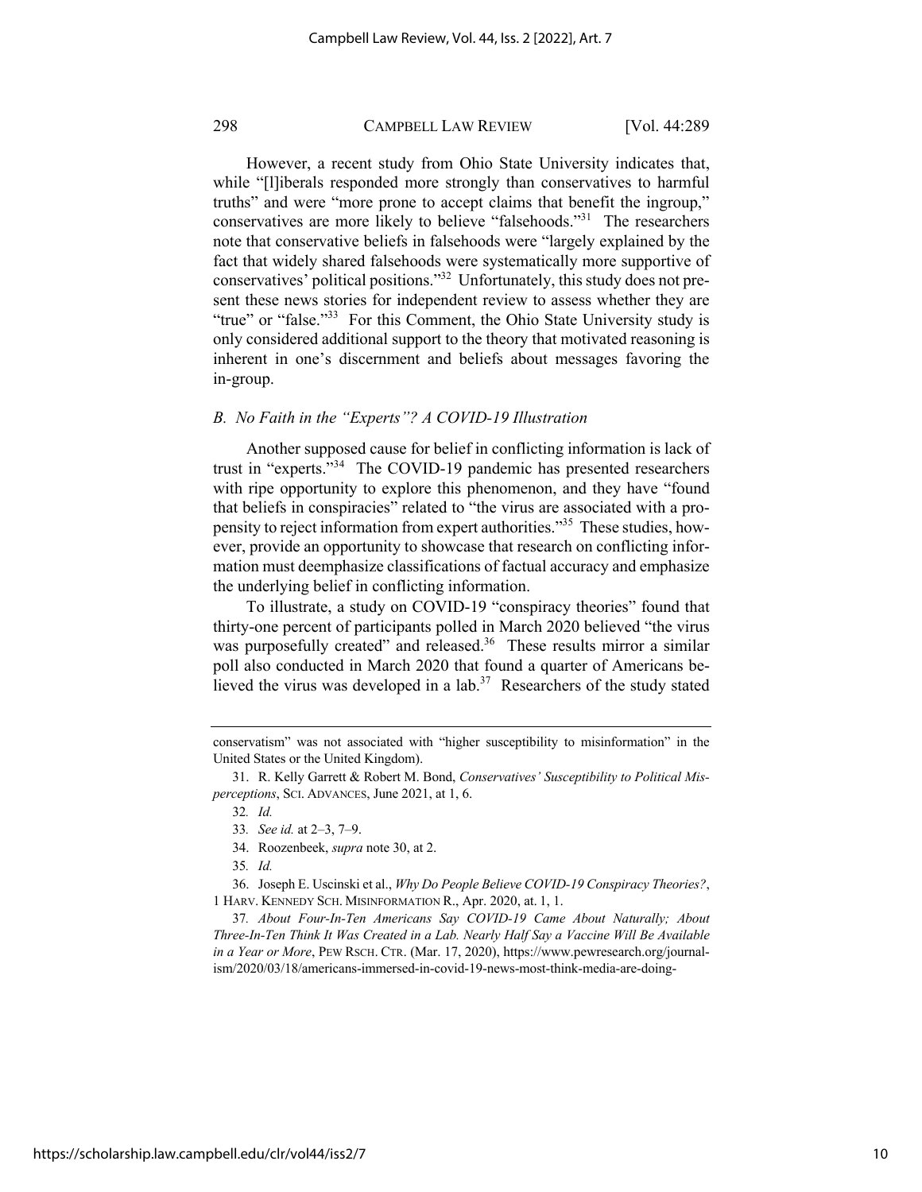However, a recent study from Ohio State University indicates that, while "[l]iberals responded more strongly than conservatives to harmful truths" and were "more prone to accept claims that benefit the ingroup," conservatives are more likely to believe "falsehoods."[31] The researchers note that conservative beliefs in falsehoods were "largely explained by the fact that widely shared falsehoods were systematically more supportive of conservatives' political positions."[32] Unfortunately, this study does not present these news stories for independent review to assess whether they are "true" or "false."[33] For this Comment, the Ohio State University study is only considered additional support to the theory that motivated reasoning is inherent in one's discernment and beliefs about messages favoring the in-group.

### *B. No Faith in the "Experts"? A COVID-19 Illustration*

Another supposed cause for belief in conflicting information is lack of trust in "experts."[34] The COVID-19 pandemic has presented researchers with ripe opportunity to explore this phenomenon, and they have "found that beliefs in conspiracies" related to "the virus are associated with a propensity to reject information from expert authorities."[35] These studies, however, provide an opportunity to showcase that research on conflicting information must deemphasize classifications of factual accuracy and emphasize the underlying belief in conflicting information.

To illustrate, a study on COVID-19 "conspiracy theories" found that thirty-one percent of participants polled in March 2020 believed "the virus was purposefully created" and released.[36] These results mirror a similar poll also conducted in March 2020 that found a quarter of Americans believed the virus was developed in a lab.[37] Researchers of the study stated

---

conservatism" was not associated with "higher susceptibility to misinformation" in the United States or the United Kingdom).

31. R. Kelly Garrett & Robert M. Bond, *Conservatives' Susceptibility to Political Misperceptions*, SCI. ADVANCES, June 2021, at 1, 6.

32. *Id.*

33. *See id.* at 2–3, 7–9.

34. Roozenbeek, *supra* note 30, at 2.

35. *Id.*

36. Joseph E. Uscinski et al., *Why Do People Believe COVID-19 Conspiracy Theories?*, 1 HARV. KENNEDY SCH. MISINFORMATION R., Apr. 2020, at. 1, 1.

37. *About Four-In-Ten Americans Say COVID-19 Came About Naturally; About Three-In-Ten Think It Was Created in a Lab. Nearly Half Say a Vaccine Will Be Available in a Year or More*, PEW RSCH. CTR. (Mar. 17, 2020), https://www.pewresearch.org/journalism/2020/03/18/americans-immersed-in-covid-19-news-most-think-media-are-doing-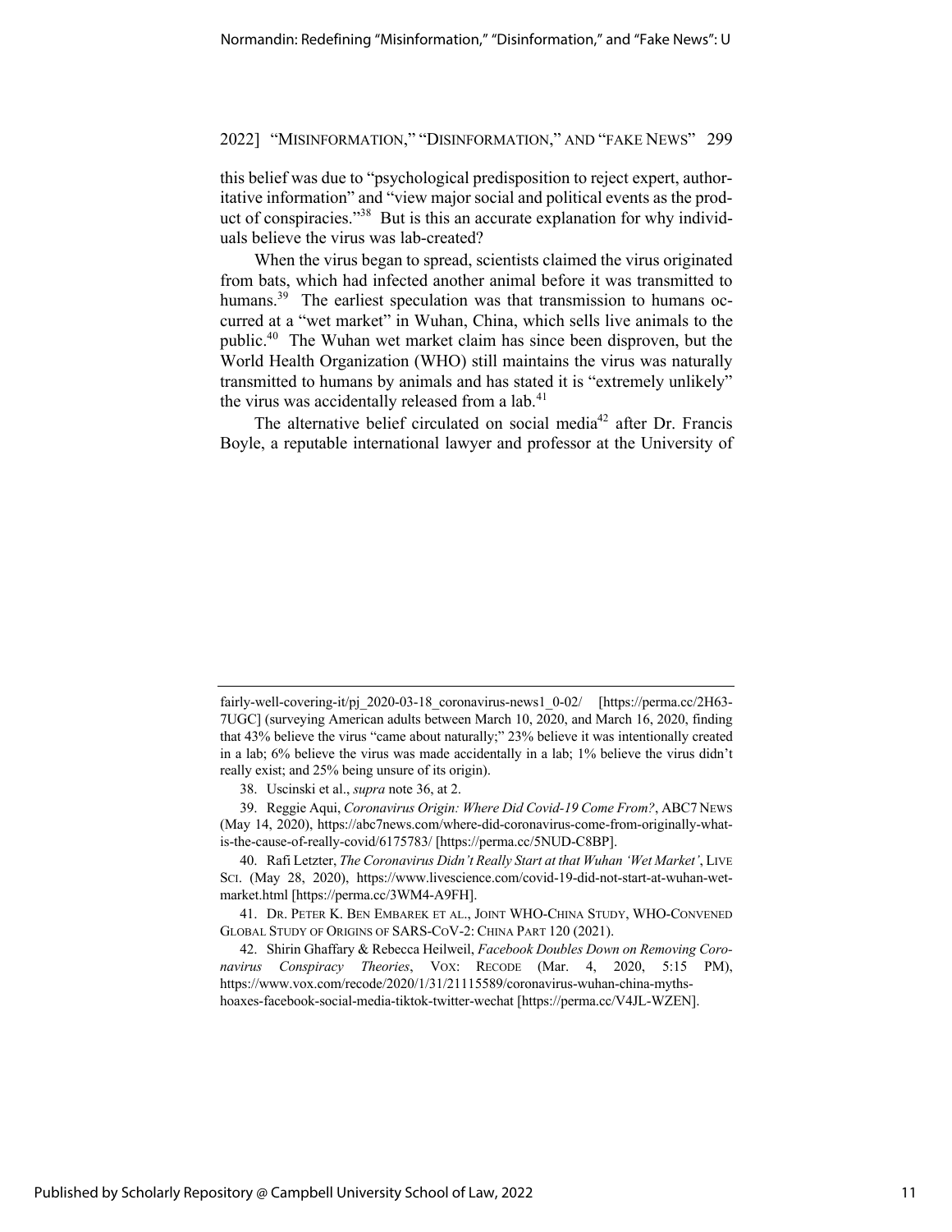this belief was due to "psychological predisposition to reject expert, authoritative information" and "view major social and political events as the product of conspiracies."[38] But is this an accurate explanation for why individuals believe the virus was lab-created?

When the virus began to spread, scientists claimed the virus originated from bats, which had infected another animal before it was transmitted to humans.[39] The earliest speculation was that transmission to humans occurred at a "wet market" in Wuhan, China, which sells live animals to the public.[40] The Wuhan wet market claim has since been disproven, but the World Health Organization (WHO) still maintains the virus was naturally transmitted to humans by animals and has stated it is "extremely unlikely" the virus was accidentally released from a lab.[41]

The alternative belief circulated on social media[42] after Dr. Francis Boyle, a reputable international lawyer and professor at the University of

---

fairly-well-covering-it/pj_2020-03-18_coronavirus-news1_0-02/ [https://perma.cc/2H63-7UGC] (surveying American adults between March 10, 2020, and March 16, 2020, finding that 43% believe the virus "came about naturally;" 23% believe it was intentionally created in a lab; 6% believe the virus was made accidentally in a lab; 1% believe the virus didn't really exist; and 25% being unsure of its origin).

38. Uscinski et al., *supra* note 36, at 2.

39. Reggie Aqui, *Coronavirus Origin: Where Did Covid-19 Come From?*, ABC7 NEWS (May 14, 2020), https://abc7news.com/where-did-coronavirus-come-from-originally-what-is-the-cause-of-really-covid/6175783/ [https://perma.cc/5NUD-C8BP].

40. Rafi Letzter, *The Coronavirus Didn't Really Start at that Wuhan 'Wet Market'*, LIVE SCI. (May 28, 2020), https://www.livescience.com/covid-19-did-not-start-at-wuhan-wet-market.html [https://perma.cc/3WM4-A9FH].

41. DR. PETER K. BEN EMBAREK ET AL., JOINT WHO-CHINA STUDY, WHO-CONVENED GLOBAL STUDY OF ORIGINS OF SARS-COV-2: CHINA PART 120 (2021).

42. Shirin Ghaffary & Rebecca Heilweil, *Facebook Doubles Down on Removing Coronavirus Conspiracy Theories*, VOX: RECODE (Mar. 4, 2020, 5:15 PM), https://www.vox.com/recode/2020/1/31/21115589/coronavirus-wuhan-china-myths-hoaxes-facebook-social-media-tiktok-twitter-wechat [https://perma.cc/V4JL-WZEN].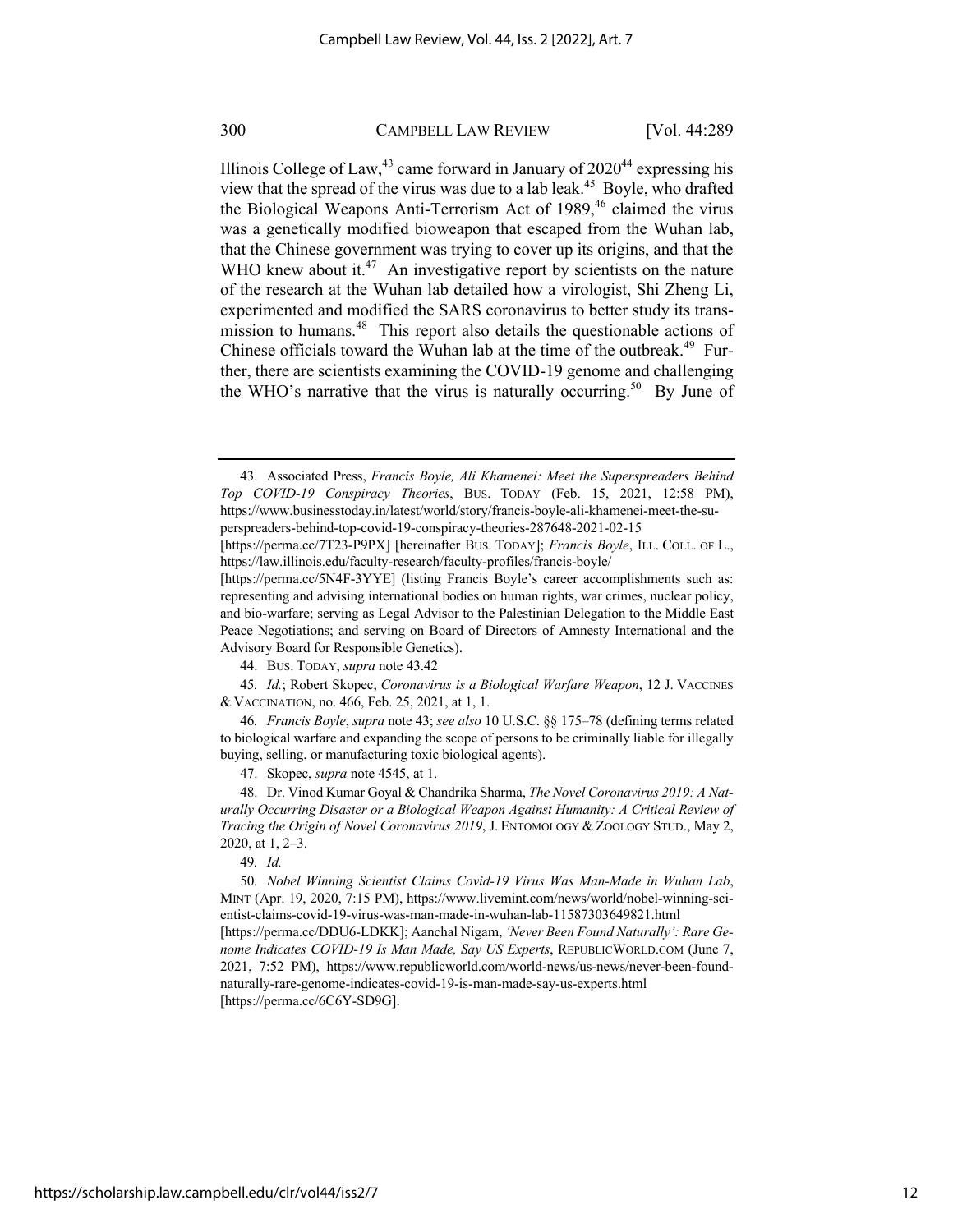Illinois College of Law,[43] came forward in January of 2020[44] expressing his view that the spread of the virus was due to a lab leak.[45] Boyle, who drafted the Biological Weapons Anti-Terrorism Act of 1989,[46] claimed the virus was a genetically modified bioweapon that escaped from the Wuhan lab, that the Chinese government was trying to cover up its origins, and that the WHO knew about it.[47] An investigative report by scientists on the nature of the research at the Wuhan lab detailed how a virologist, Shi Zheng Li, experimented and modified the SARS coronavirus to better study its transmission to humans.[48] This report also details the questionable actions of Chinese officials toward the Wuhan lab at the time of the outbreak.[49] Further, there are scientists examining the COVID-19 genome and challenging the WHO's narrative that the virus is naturally occurring.[50] By June of

---

43. Associated Press, *Francis Boyle, Ali Khamenei: Meet the Superspreaders Behind Top COVID-19 Conspiracy Theories*, BUS. TODAY (Feb. 15, 2021, 12:58 PM), https://www.businesstoday.in/latest/world/story/francis-boyle-ali-khamenei-meet-the-superspreaders-behind-top-covid-19-conspiracy-theories-287648-2021-02-15 [https://perma.cc/7T23-P9PX] [hereinafter BUS. TODAY]; *Francis Boyle*, ILL. COLL. OF L., https://law.illinois.edu/faculty-research/faculty-profiles/francis-boyle/ [https://perma.cc/5N4F-3YYE] (listing Francis Boyle's career accomplishments such as: representing and advising international bodies on human rights, war crimes, nuclear policy, and bio-warfare; serving as Legal Advisor to the Palestinian Delegation to the Middle East Peace Negotiations; and serving on Board of Directors of Amnesty International and the Advisory Board for Responsible Genetics).

44. BUS. TODAY, *supra* note 43.42

45. *Id.*; Robert Skopec, *Coronavirus is a Biological Warfare Weapon*, 12 J. VACCINES & VACCINATION, no. 466, Feb. 25, 2021, at 1, 1.

46. *Francis Boyle*, *supra* note 43; *see also* 10 U.S.C. §§ 175–78 (defining terms related to biological warfare and expanding the scope of persons to be criminally liable for illegally buying, selling, or manufacturing toxic biological agents).

47. Skopec, *supra* note 4545, at 1.

48. Dr. Vinod Kumar Goyal & Chandrika Sharma, *The Novel Coronavirus 2019: A Naturally Occurring Disaster or a Biological Weapon Against Humanity: A Critical Review of Tracing the Origin of Novel Coronavirus 2019*, J. ENTOMOLOGY & ZOOLOGY STUD., May 2, 2020, at 1, 2–3.

49. *Id.*

50. *Nobel Winning Scientist Claims Covid-19 Virus Was Man-Made in Wuhan Lab*, MINT (Apr. 19, 2020, 7:15 PM), https://www.livemint.com/news/world/nobel-winning-scientist-claims-covid-19-virus-was-man-made-in-wuhan-lab-11587303649821.html [https://perma.cc/DDU6-LDKK]; Aanchal Nigam, *'Never Been Found Naturally': Rare Genome Indicates COVID-19 Is Man Made, Say US Experts*, REPUBLICWORLD.COM (June 7, 2021, 7:52 PM), https://www.republicworld.com/world-news/us-news/never-been-found-naturally-rare-genome-indicates-covid-19-is-man-made-say-us-experts.html [https://perma.cc/6C6Y-SD9G].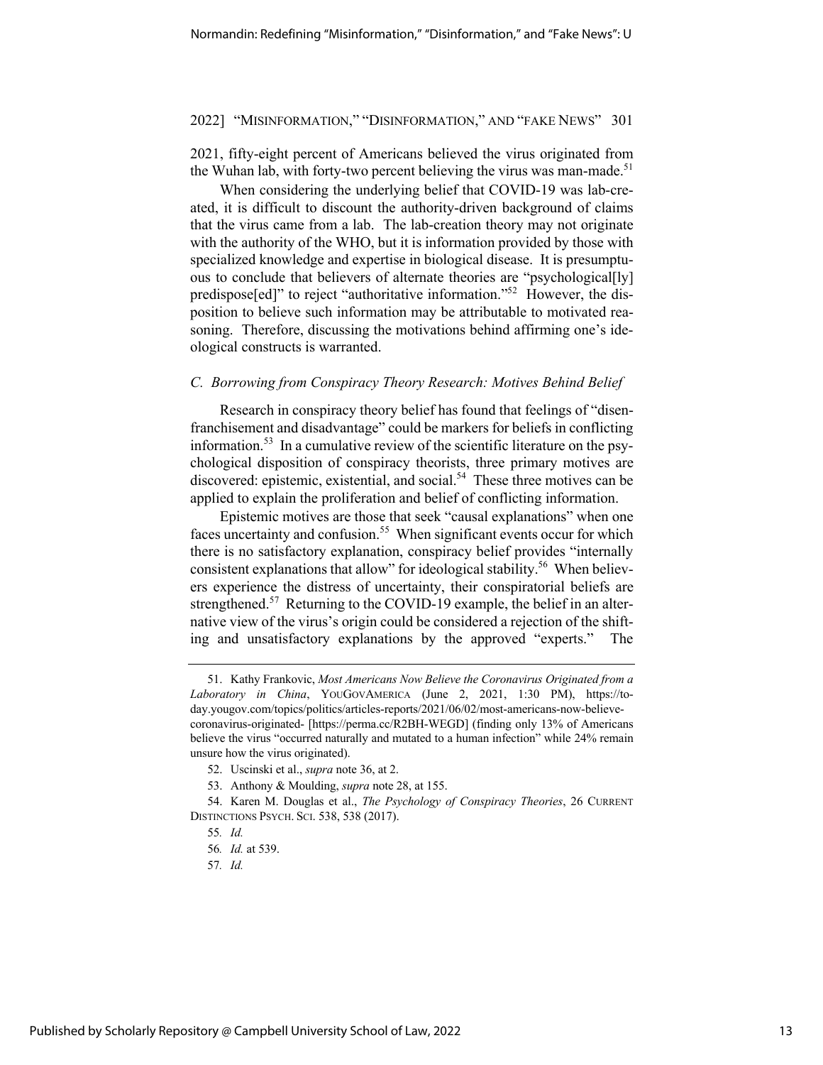2021, fifty-eight percent of Americans believed the virus originated from the Wuhan lab, with forty-two percent believing the virus was man-made.[51]

When considering the underlying belief that COVID-19 was lab-created, it is difficult to discount the authority-driven background of claims that the virus came from a lab. The lab-creation theory may not originate with the authority of the WHO, but it is information provided by those with specialized knowledge and expertise in biological disease. It is presumptuous to conclude that believers of alternate theories are "psychological[ly] predispose[ed]" to reject "authoritative information."[52] However, the disposition to believe such information may be attributable to motivated reasoning. Therefore, discussing the motivations behind affirming one's ideological constructs is warranted.

### *C. Borrowing from Conspiracy Theory Research: Motives Behind Belief*

Research in conspiracy theory belief has found that feelings of "disenfranchisement and disadvantage" could be markers for beliefs in conflicting information.[53] In a cumulative review of the scientific literature on the psychological disposition of conspiracy theorists, three primary motives are discovered: epistemic, existential, and social.[54] These three motives can be applied to explain the proliferation and belief of conflicting information.

Epistemic motives are those that seek "causal explanations" when one faces uncertainty and confusion.[55] When significant events occur for which there is no satisfactory explanation, conspiracy belief provides "internally consistent explanations that allow" for ideological stability.[56] When believers experience the distress of uncertainty, their conspiratorial beliefs are strengthened.[57] Returning to the COVID-19 example, the belief in an alternative view of the virus's origin could be considered a rejection of the shifting and unsatisfactory explanations by the approved "experts." The

---

51. Kathy Frankovic, *Most Americans Now Believe the Coronavirus Originated from a Laboratory in China*, YOUGOVAMERICA (June 2, 2021, 1:30 PM), https://today.yougov.com/topics/politics/articles-reports/2021/06/02/most-americans-now-believe-coronavirus-originated- [https://perma.cc/R2BH-WEGD] (finding only 13% of Americans believe the virus "occurred naturally and mutated to a human infection" while 24% remain unsure how the virus originated).

52. Uscinski et al., *supra* note 36, at 2.

53. Anthony & Moulding, *supra* note 28, at 155.

54. Karen M. Douglas et al., *The Psychology of Conspiracy Theories*, 26 CURRENT DISTINCTIONS PSYCH. SCI. 538, 538 (2017).

55. *Id.*

56. *Id.* at 539.

57. *Id.*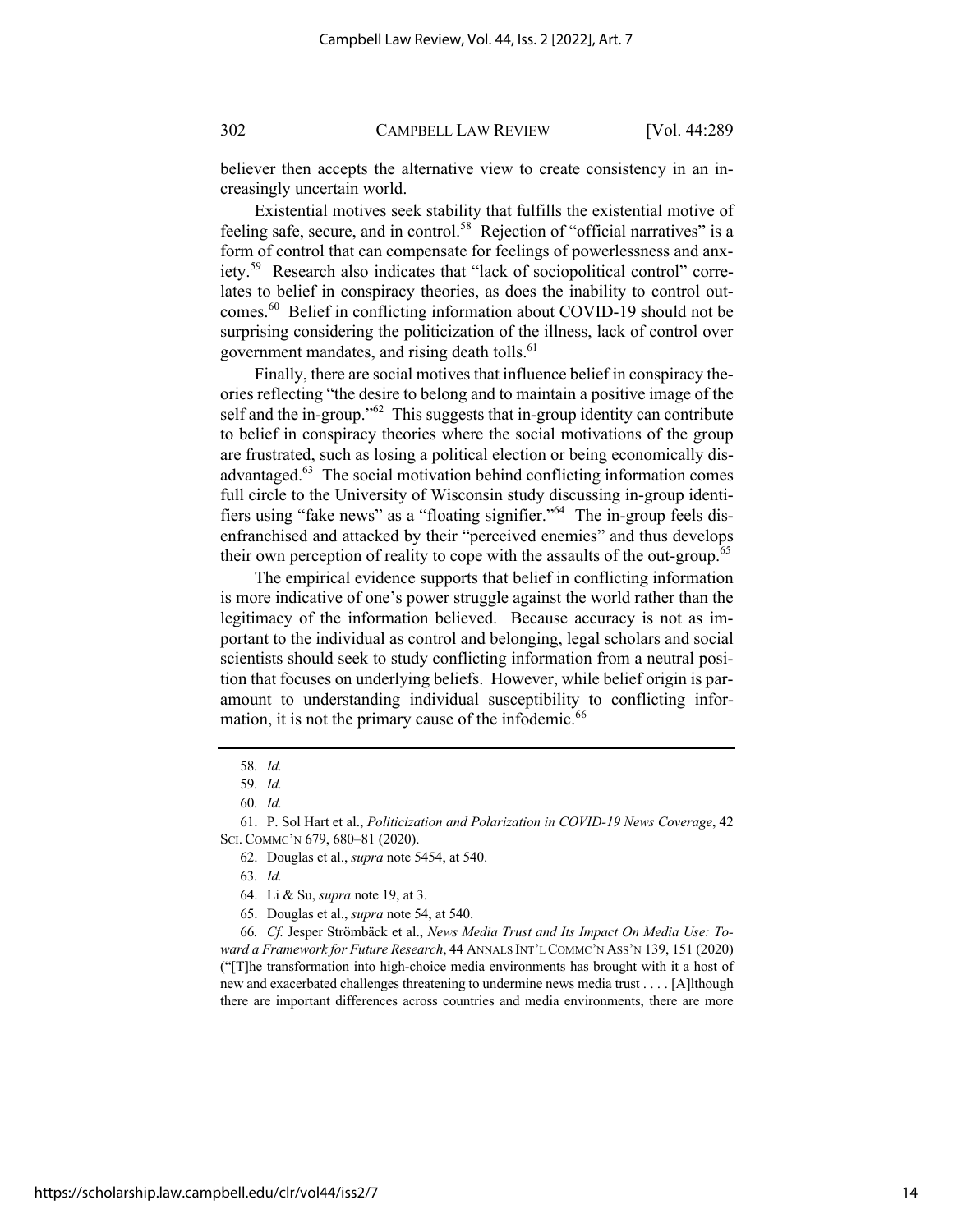believer then accepts the alternative view to create consistency in an increasingly uncertain world.

Existential motives seek stability that fulfills the existential motive of feeling safe, secure, and in control.[58] Rejection of "official narratives" is a form of control that can compensate for feelings of powerlessness and anxiety.[59] Research also indicates that "lack of sociopolitical control" correlates to belief in conspiracy theories, as does the inability to control outcomes.[60] Belief in conflicting information about COVID-19 should not be surprising considering the politicization of the illness, lack of control over government mandates, and rising death tolls.[61]

Finally, there are social motives that influence belief in conspiracy theories reflecting "the desire to belong and to maintain a positive image of the self and the in-group."[62] This suggests that in-group identity can contribute to belief in conspiracy theories where the social motivations of the group are frustrated, such as losing a political election or being economically disadvantaged.[63] The social motivation behind conflicting information comes full circle to the University of Wisconsin study discussing in-group identifiers using "fake news" as a "floating signifier."[64] The in-group feels disenfranchised and attacked by their "perceived enemies" and thus develops their own perception of reality to cope with the assaults of the out-group.[65]

The empirical evidence supports that belief in conflicting information is more indicative of one's power struggle against the world rather than the legitimacy of the information believed. Because accuracy is not as important to the individual as control and belonging, legal scholars and social scientists should seek to study conflicting information from a neutral position that focuses on underlying beliefs. However, while belief origin is paramount to understanding individual susceptibility to conflicting information, it is not the primary cause of the infodemic.[66]

---

58. *Id.*

59. *Id.*

60. *Id.*

61. P. Sol Hart et al., *Politicization and Polarization in COVID-19 News Coverage*, 42 SCI. COMMC'N 679, 680–81 (2020).

62. Douglas et al., *supra* note 5454, at 540.

63. *Id.*

64. Li & Su, *supra* note 19, at 3.

65. Douglas et al., *supra* note 54, at 540.

66. *Cf.* Jesper Strömbäck et al., *News Media Trust and Its Impact On Media Use: Toward a Framework for Future Research*, 44 ANNALS INT'L COMMC'N ASS'N 139, 151 (2020) ("[T]he transformation into high-choice media environments has brought with it a host of new and exacerbated challenges threatening to undermine news media trust . . . . [A]lthough there are important differences across countries and media environments, there are more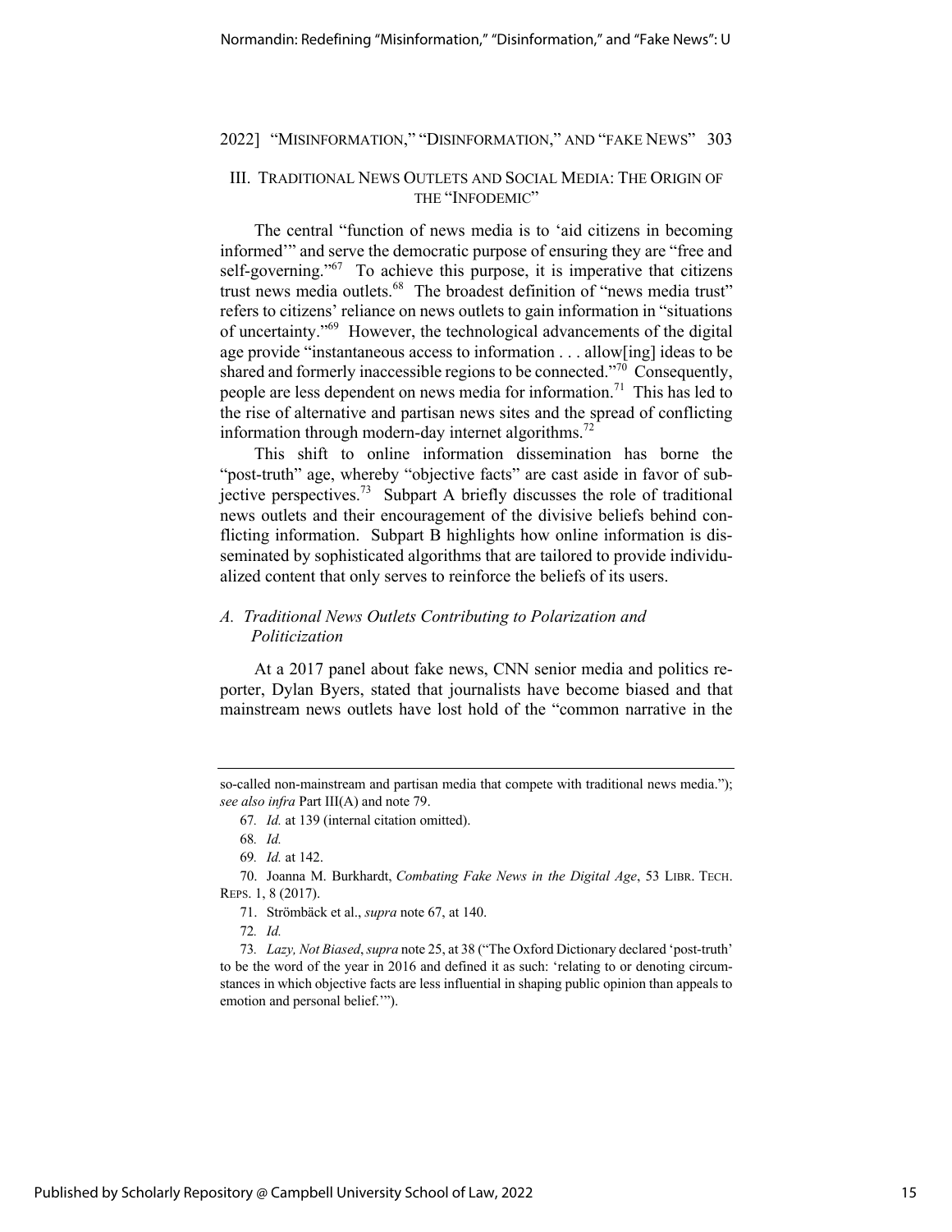## III. TRADITIONAL NEWS OUTLETS AND SOCIAL MEDIA: THE ORIGIN OF THE "INFODEMIC"

The central "function of news media is to 'aid citizens in becoming informed'" and serve the democratic purpose of ensuring they are "free and self-governing."[67] To achieve this purpose, it is imperative that citizens trust news media outlets.[68] The broadest definition of "news media trust" refers to citizens' reliance on news outlets to gain information in "situations of uncertainty."[69] However, the technological advancements of the digital age provide "instantaneous access to information . . . allow[ing] ideas to be shared and formerly inaccessible regions to be connected."[70] Consequently, people are less dependent on news media for information.[71] This has led to the rise of alternative and partisan news sites and the spread of conflicting information through modern-day internet algorithms.[72]

This shift to online information dissemination has borne the "post-truth" age, whereby "objective facts" are cast aside in favor of subjective perspectives.[73] Subpart A briefly discusses the role of traditional news outlets and their encouragement of the divisive beliefs behind conflicting information. Subpart B highlights how online information is disseminated by sophisticated algorithms that are tailored to provide individualized content that only serves to reinforce the beliefs of its users.

### *A. Traditional News Outlets Contributing to Polarization and Politicization*

At a 2017 panel about fake news, CNN senior media and politics reporter, Dylan Byers, stated that journalists have become biased and that mainstream news outlets have lost hold of the "common narrative in the

---

so-called non-mainstream and partisan media that compete with traditional news media."); *see also infra* Part III(A) and note 79.

67. *Id.* at 139 (internal citation omitted).

68. *Id.*

69. *Id.* at 142.

70. Joanna M. Burkhardt, *Combating Fake News in the Digital Age*, 53 LIBR. TECH. REPS. 1, 8 (2017).

71. Strömbäck et al., *supra* note 67, at 140.

72. *Id.*

73. *Lazy, Not Biased*, *supra* note 25, at 38 ("The Oxford Dictionary declared 'post-truth' to be the word of the year in 2016 and defined it as such: 'relating to or denoting circumstances in which objective facts are less influential in shaping public opinion than appeals to emotion and personal belief.'").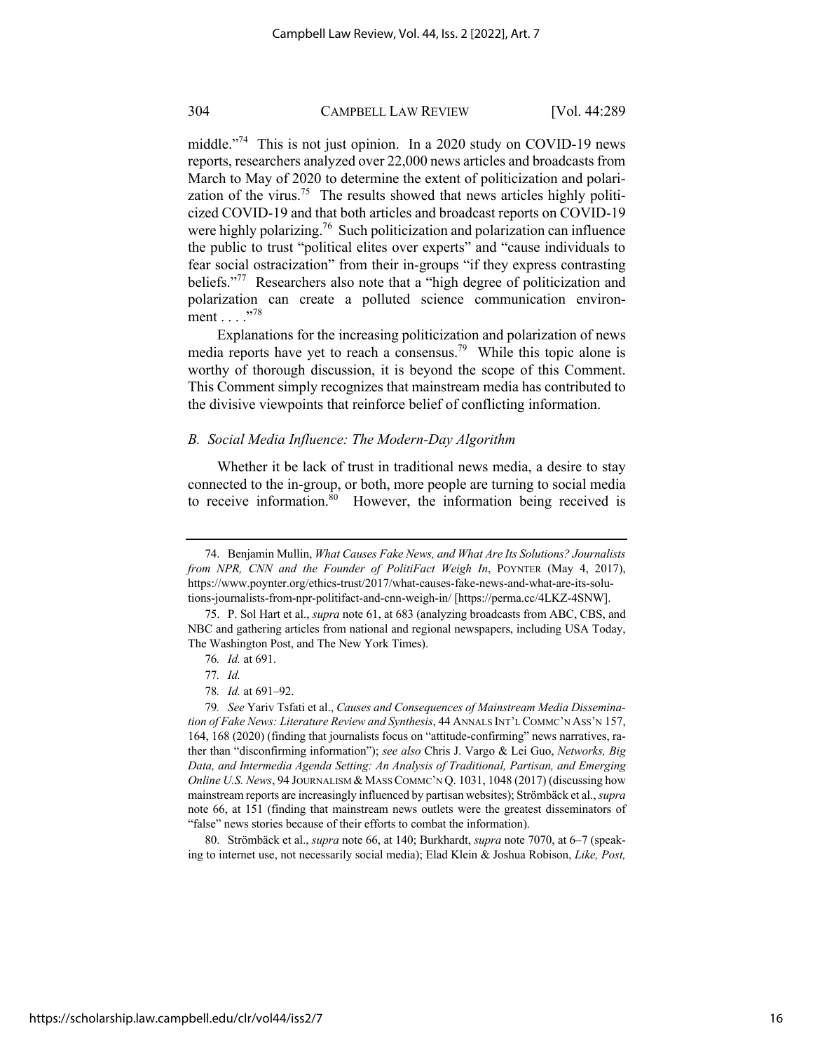middle."[74] This is not just opinion. In a 2020 study on COVID-19 news reports, researchers analyzed over 22,000 news articles and broadcasts from March to May of 2020 to determine the extent of politicization and polarization of the virus.[75] The results showed that news articles highly politicized COVID-19 and that both articles and broadcast reports on COVID-19 were highly polarizing.[76] Such politicization and polarization can influence the public to trust "political elites over experts" and "cause individuals to fear social ostracization" from their in-groups "if they express contrasting beliefs."[77] Researchers also note that a "high degree of politicization and polarization can create a polluted science communication environment . . . ."[78]

Explanations for the increasing politicization and polarization of news media reports have yet to reach a consensus.[79] While this topic alone is worthy of thorough discussion, it is beyond the scope of this Comment. This Comment simply recognizes that mainstream media has contributed to the divisive viewpoints that reinforce belief of conflicting information.

### *B. Social Media Influence: The Modern-Day Algorithm*

Whether it be lack of trust in traditional news media, a desire to stay connected to the in-group, or both, more people are turning to social media to receive information.[80] However, the information being received is

---

74. Benjamin Mullin, *What Causes Fake News, and What Are Its Solutions? Journalists from NPR, CNN and the Founder of PolitiFact Weigh In*, POYNTER (May 4, 2017), https://www.poynter.org/ethics-trust/2017/what-causes-fake-news-and-what-are-its-solutions-journalists-from-npr-politifact-and-cnn-weigh-in/ [https://perma.cc/4LKZ-4SNW].

75. P. Sol Hart et al., *supra* note 61, at 683 (analyzing broadcasts from ABC, CBS, and NBC and gathering articles from national and regional newspapers, including USA Today, The Washington Post, and The New York Times).

76. *Id.* at 691.

77. *Id.*

78. *Id.* at 691–92.

79. *See* Yariv Tsfati et al., *Causes and Consequences of Mainstream Media Dissemination of Fake News: Literature Review and Synthesis*, 44 ANNALS INT'L COMMC'N ASS'N 157, 164, 168 (2020) (finding that journalists focus on "attitude-confirming" news narratives, rather than "disconfirming information"); *see also* Chris J. Vargo & Lei Guo, *Networks, Big Data, and Intermedia Agenda Setting: An Analysis of Traditional, Partisan, and Emerging Online U.S. News*, 94 JOURNALISM & MASS COMMC'N Q. 1031, 1048 (2017) (discussing how mainstream reports are increasingly influenced by partisan websites); Strömbäck et al., *supra* note 66, at 151 (finding that mainstream news outlets were the greatest disseminators of "false" news stories because of their efforts to combat the information).

80. Strömbäck et al., *supra* note 66, at 140; Burkhardt, *supra* note 7070, at 6–7 (speaking to internet use, not necessarily social media); Elad Klein & Joshua Robison, *Like, Post,*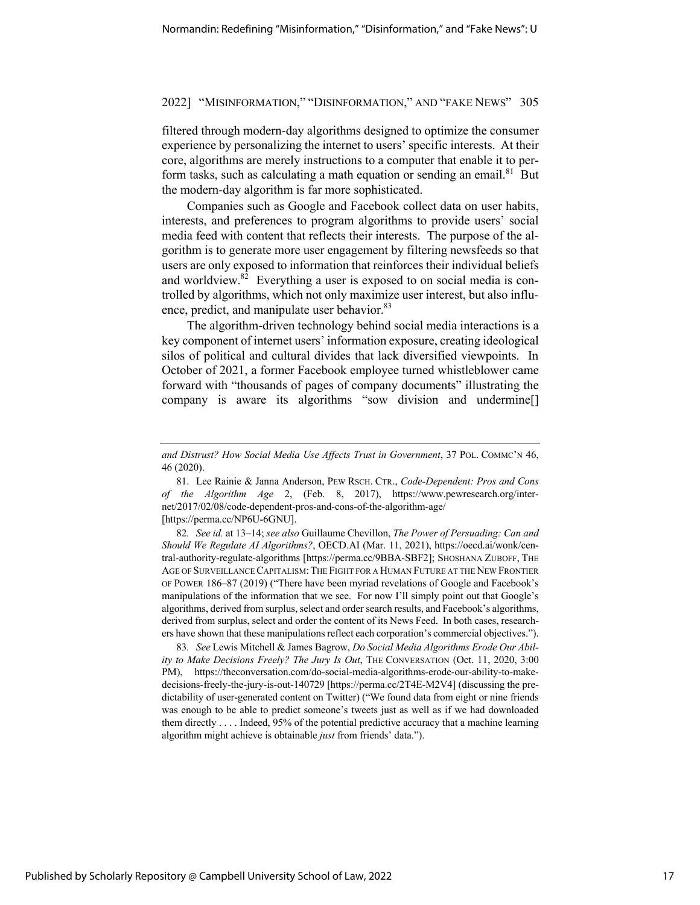filtered through modern-day algorithms designed to optimize the consumer experience by personalizing the internet to users' specific interests. At their core, algorithms are merely instructions to a computer that enable it to perform tasks, such as calculating a math equation or sending an email.[81] But the modern-day algorithm is far more sophisticated.

Companies such as Google and Facebook collect data on user habits, interests, and preferences to program algorithms to provide users' social media feed with content that reflects their interests. The purpose of the algorithm is to generate more user engagement by filtering newsfeeds so that users are only exposed to information that reinforces their individual beliefs and worldview.[82] Everything a user is exposed to on social media is controlled by algorithms, which not only maximize user interest, but also influence, predict, and manipulate user behavior.[83]

The algorithm-driven technology behind social media interactions is a key component of internet users' information exposure, creating ideological silos of political and cultural divides that lack diversified viewpoints. In October of 2021, a former Facebook employee turned whistleblower came forward with "thousands of pages of company documents" illustrating the company is aware its algorithms "sow division and undermine[]

---

*and Distrust? How Social Media Use Affects Trust in Government*, 37 POL. COMMC'N 46, 46 (2020).

81. Lee Rainie & Janna Anderson, PEW RSCH. CTR., *Code-Dependent: Pros and Cons of the Algorithm Age* 2, (Feb. 8, 2017), https://www.pewresearch.org/internet/2017/02/08/code-dependent-pros-and-cons-of-the-algorithm-age/ [https://perma.cc/NP6U-6GNU].

82. *See id.* at 13–14; *see also* Guillaume Chevillon, *The Power of Persuading: Can and Should We Regulate AI Algorithms?*, OECD.AI (Mar. 11, 2021), https://oecd.ai/wonk/central-authority-regulate-algorithms [https://perma.cc/9BBA-SBF2]; SHOSHANA ZUBOFF, THE AGE OF SURVEILLANCE CAPITALISM: THE FIGHT FOR A HUMAN FUTURE AT THE NEW FRONTIER OF POWER 186–87 (2019) ("There have been myriad revelations of Google and Facebook's manipulations of the information that we see. For now I'll simply point out that Google's algorithms, derived from surplus, select and order search results, and Facebook's algorithms, derived from surplus, select and order the content of its News Feed. In both cases, researchers have shown that these manipulations reflect each corporation's commercial objectives.").

83. *See* Lewis Mitchell & James Bagrow, *Do Social Media Algorithms Erode Our Ability to Make Decisions Freely? The Jury Is Out*, THE CONVERSATION (Oct. 11, 2020, 3:00 PM), https://theconversation.com/do-social-media-algorithms-erode-our-ability-to-make-decisions-freely-the-jury-is-out-140729 [https://perma.cc/2T4E-M2V4] (discussing the predictability of user-generated content on Twitter) ("We found data from eight or nine friends was enough to be able to predict someone's tweets just as well as if we had downloaded them directly . . . . Indeed, 95% of the potential predictive accuracy that a machine learning algorithm might achieve is obtainable *just* from friends' data.").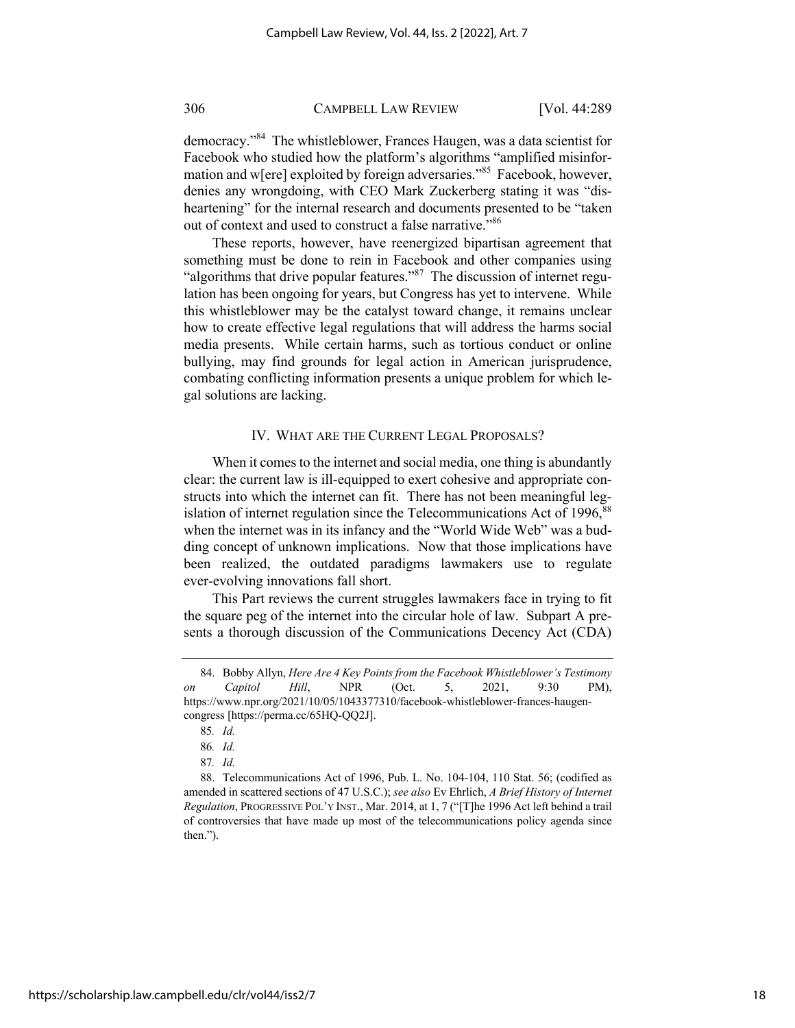democracy."[84] The whistleblower, Frances Haugen, was a data scientist for Facebook who studied how the platform's algorithms "amplified misinformation and w[ere] exploited by foreign adversaries."[85] Facebook, however, denies any wrongdoing, with CEO Mark Zuckerberg stating it was "disheartening" for the internal research and documents presented to be "taken out of context and used to construct a false narrative."[86]

These reports, however, have reenergized bipartisan agreement that something must be done to rein in Facebook and other companies using "algorithms that drive popular features."[87] The discussion of internet regulation has been ongoing for years, but Congress has yet to intervene. While this whistleblower may be the catalyst toward change, it remains unclear how to create effective legal regulations that will address the harms social media presents. While certain harms, such as tortious conduct or online bullying, may find grounds for legal action in American jurisprudence, combating conflicting information presents a unique problem for which legal solutions are lacking.

## IV. WHAT ARE THE CURRENT LEGAL PROPOSALS?

When it comes to the internet and social media, one thing is abundantly clear: the current law is ill-equipped to exert cohesive and appropriate constructs into which the internet can fit. There has not been meaningful legislation of internet regulation since the Telecommunications Act of 1996,[88] when the internet was in its infancy and the "World Wide Web" was a budding concept of unknown implications. Now that those implications have been realized, the outdated paradigms lawmakers use to regulate ever-evolving innovations fall short.

This Part reviews the current struggles lawmakers face in trying to fit the square peg of the internet into the circular hole of law. Subpart A presents a thorough discussion of the Communications Decency Act (CDA)

---

84. Bobby Allyn, *Here Are 4 Key Points from the Facebook Whistleblower's Testimony on Capitol Hill*, NPR (Oct. 5, 2021, 9:30 PM), https://www.npr.org/2021/10/05/1043377310/facebook-whistleblower-frances-haugen-congress [https://perma.cc/65HQ-QQ2J].

85. *Id.*

86. *Id.*

87. *Id.*

88. Telecommunications Act of 1996, Pub. L. No. 104-104, 110 Stat. 56; (codified as amended in scattered sections of 47 U.S.C.); *see also* Ev Ehrlich, *A Brief History of Internet Regulation*, PROGRESSIVE POL'Y INST., Mar. 2014, at 1, 7 ("[T]he 1996 Act left behind a trail of controversies that have made up most of the telecommunications policy agenda since then.").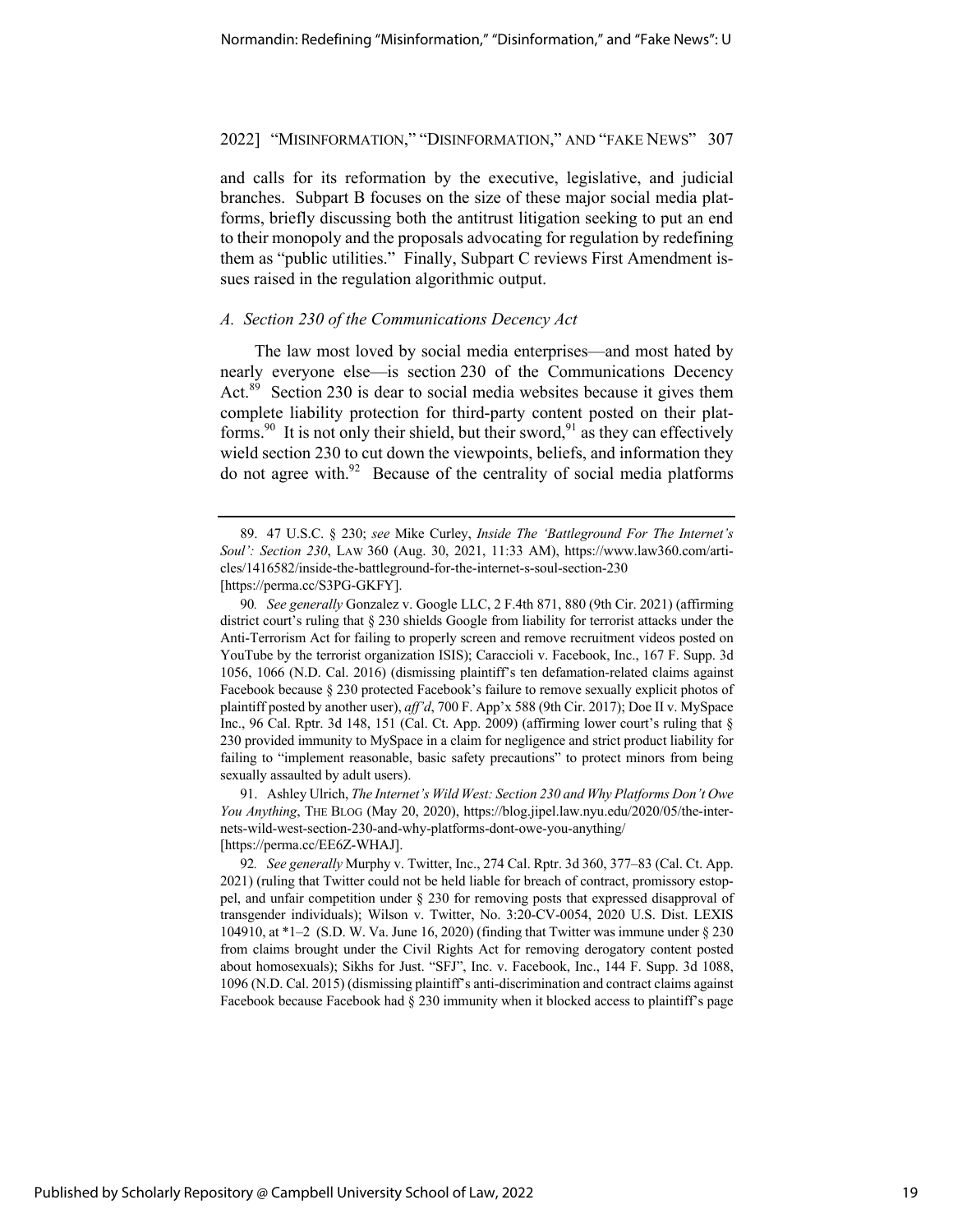and calls for its reformation by the executive, legislative, and judicial branches. Subpart B focuses on the size of these major social media platforms, briefly discussing both the antitrust litigation seeking to put an end to their monopoly and the proposals advocating for regulation by redefining them as "public utilities." Finally, Subpart C reviews First Amendment issues raised in the regulation algorithmic output.

### *A. Section 230 of the Communications Decency Act*

The law most loved by social media enterprises—and most hated by nearly everyone else—is section 230 of the Communications Decency Act.[89] Section 230 is dear to social media websites because it gives them complete liability protection for third-party content posted on their platforms.[90] It is not only their shield, but their sword,[91] as they can effectively wield section 230 to cut down the viewpoints, beliefs, and information they do not agree with.[92] Because of the centrality of social media platforms

---

89. 47 U.S.C. § 230; *see* Mike Curley, *Inside The 'Battleground For The Internet's Soul': Section 230*, LAW 360 (Aug. 30, 2021, 11:33 AM), https://www.law360.com/articles/1416582/inside-the-battleground-for-the-internet-s-soul-section-230 [https://perma.cc/S3PG-GKFY].

90. *See generally* Gonzalez v. Google LLC, 2 F.4th 871, 880 (9th Cir. 2021) (affirming district court's ruling that § 230 shields Google from liability for terrorist attacks under the Anti-Terrorism Act for failing to properly screen and remove recruitment videos posted on YouTube by the terrorist organization ISIS); Caraccioli v. Facebook, Inc., 167 F. Supp. 3d 1056, 1066 (N.D. Cal. 2016) (dismissing plaintiff's ten defamation-related claims against Facebook because § 230 protected Facebook's failure to remove sexually explicit photos of plaintiff posted by another user), *aff'd*, 700 F. App'x 588 (9th Cir. 2017); Doe II v. MySpace Inc., 96 Cal. Rptr. 3d 148, 151 (Cal. Ct. App. 2009) (affirming lower court's ruling that § 230 provided immunity to MySpace in a claim for negligence and strict product liability for failing to "implement reasonable, basic safety precautions" to protect minors from being sexually assaulted by adult users).

91. Ashley Ulrich, *The Internet's Wild West: Section 230 and Why Platforms Don't Owe You Anything*, THE BLOG (May 20, 2020), https://blog.jipel.law.nyu.edu/2020/05/the-internets-wild-west-section-230-and-why-platforms-dont-owe-you-anything/ [https://perma.cc/EE6Z-WHAJ].

92. *See generally* Murphy v. Twitter, Inc., 274 Cal. Rptr. 3d 360, 377–83 (Cal. Ct. App. 2021) (ruling that Twitter could not be held liable for breach of contract, promissory estoppel, and unfair competition under § 230 for removing posts that expressed disapproval of transgender individuals); Wilson v. Twitter, No. 3:20-CV-0054, 2020 U.S. Dist. LEXIS 104910, at *1–2 (S.D. W. Va. June 16, 2020) (finding that Twitter was immune under § 230 from claims brought under the Civil Rights Act for removing derogatory content posted about homosexuals); Sikhs for Just. "SFJ", Inc. v. Facebook, Inc., 144 F. Supp. 3d 1088, 1096 (N.D. Cal. 2015) (dismissing plaintiff's anti-discrimination and contract claims against Facebook because Facebook had § 230 immunity when it blocked access to plaintiff's page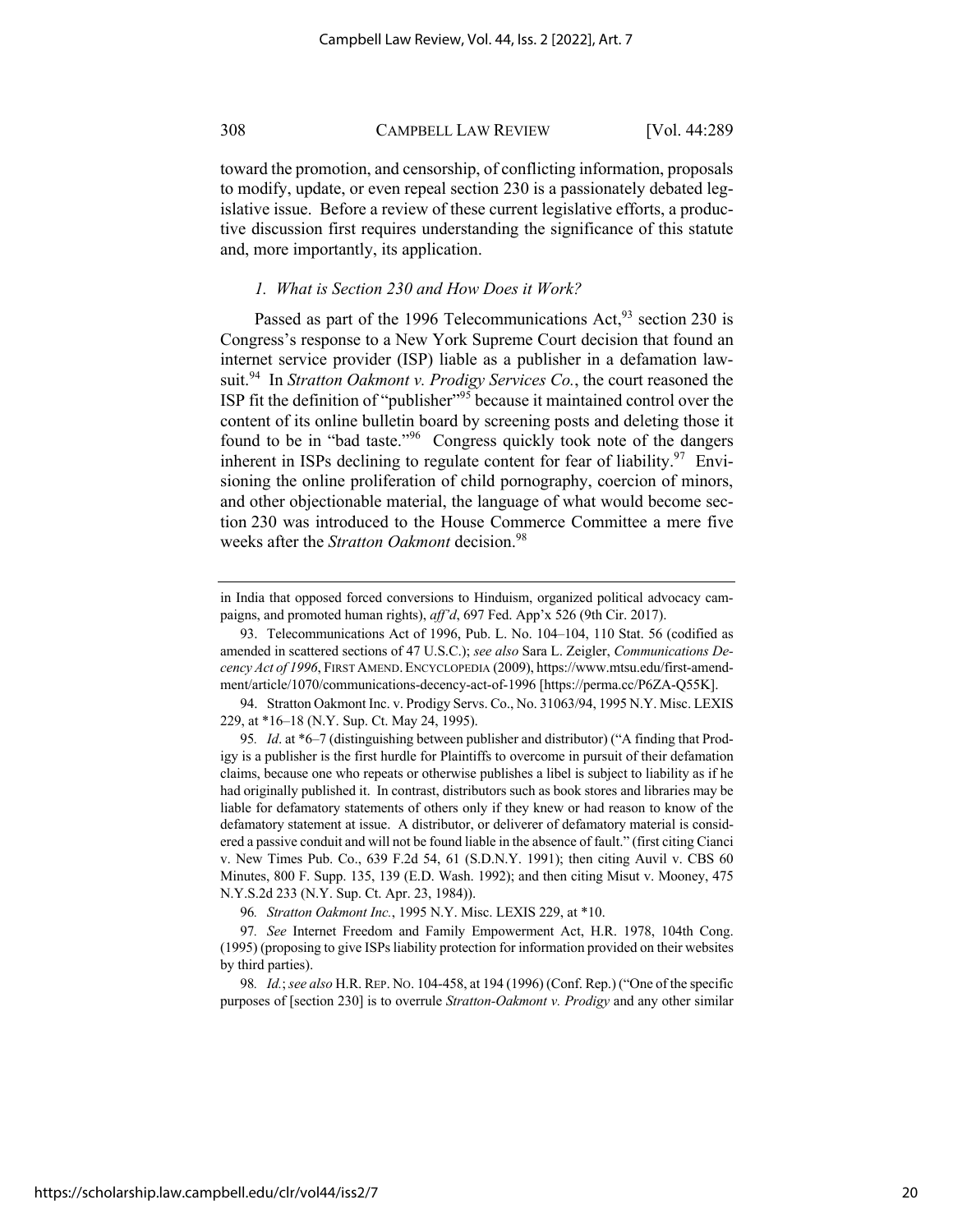toward the promotion, and censorship, of conflicting information, proposals to modify, update, or even repeal section 230 is a passionately debated legislative issue. Before a review of these current legislative efforts, a productive discussion first requires understanding the significance of this statute and, more importantly, its application.

### *1. What is Section 230 and How Does it Work?*

Passed as part of the 1996 Telecommunications Act,[93] section 230 is Congress's response to a New York Supreme Court decision that found an internet service provider (ISP) liable as a publisher in a defamation lawsuit.[94] In *Stratton Oakmont v. Prodigy Services Co.*, the court reasoned the ISP fit the definition of "publisher"[95] because it maintained control over the content of its online bulletin board by screening posts and deleting those it found to be in "bad taste."[96] Congress quickly took note of the dangers inherent in ISPs declining to regulate content for fear of liability.[97] Envisioning the online proliferation of child pornography, coercion of minors, and other objectionable material, the language of what would become section 230 was introduced to the House Commerce Committee a mere five weeks after the *Stratton Oakmont* decision.[98]

---

in India that opposed forced conversions to Hinduism, organized political advocacy campaigns, and promoted human rights), *aff'd*, 697 Fed. App'x 526 (9th Cir. 2017).

93. Telecommunications Act of 1996, Pub. L. No. 104–104, 110 Stat. 56 (codified as amended in scattered sections of 47 U.S.C.); *see also* Sara L. Zeigler, *Communications Decency Act of 1996*, FIRST AMEND. ENCYCLOPEDIA (2009), https://www.mtsu.edu/first-amendment/article/1070/communications-decency-act-of-1996 [https://perma.cc/P6ZA-Q55K].

94. Stratton Oakmont Inc. v. Prodigy Servs. Co., No. 31063/94, 1995 N.Y. Misc. LEXIS 229, at *16–18 (N.Y. Sup. Ct. May 24, 1995).

95. *Id*. at *6–7 (distinguishing between publisher and distributor) ("A finding that Prodigy is a publisher is the first hurdle for Plaintiffs to overcome in pursuit of their defamation claims, because one who repeats or otherwise publishes a libel is subject to liability as if he had originally published it. In contrast, distributors such as book stores and libraries may be liable for defamatory statements of others only if they knew or had reason to know of the defamatory statement at issue. A distributor, or deliverer of defamatory material is considered a passive conduit and will not be found liable in the absence of fault." (first citing Cianci v. New Times Pub. Co., 639 F.2d 54, 61 (S.D.N.Y. 1991); then citing Auvil v. CBS 60 Minutes, 800 F. Supp. 135, 139 (E.D. Wash. 1992); and then citing Misut v. Mooney, 475 N.Y.S.2d 233 (N.Y. Sup. Ct. Apr. 23, 1984)).

96. *Stratton Oakmont Inc.*, 1995 N.Y. Misc. LEXIS 229, at *10.

97. *See* Internet Freedom and Family Empowerment Act, H.R. 1978, 104th Cong. (1995) (proposing to give ISPs liability protection for information provided on their websites by third parties).

98. *Id.*; *see also* H.R. REP. NO. 104-458, at 194 (1996) (Conf. Rep.) ("One of the specific purposes of [section 230] is to overrule *Stratton-Oakmont v. Prodigy* and any other similar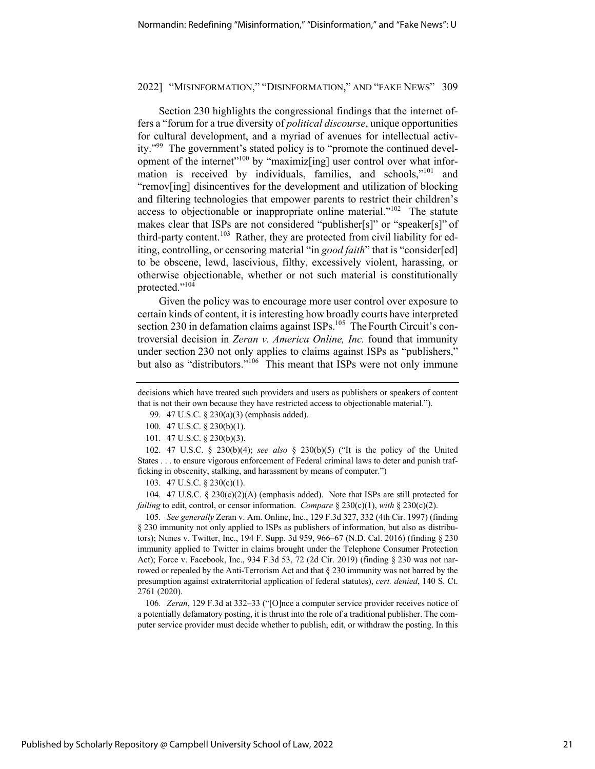Section 230 highlights the congressional findings that the internet offers a "forum for a true diversity of *political discourse*, unique opportunities for cultural development, and a myriad of avenues for intellectual activity."[99] The government's stated policy is to "promote the continued development of the internet"[100] by "maximiz[ing] user control over what information is received by individuals, families, and schools,"[101] and "remov[ing] disincentives for the development and utilization of blocking and filtering technologies that empower parents to restrict their children's access to objectionable or inappropriate online material."[102] The statute makes clear that ISPs are not considered "publisher[s]" or "speaker[s]" of third-party content.[103] Rather, they are protected from civil liability for editing, controlling, or censoring material "in *good faith*" that is "consider[ed] to be obscene, lewd, lascivious, filthy, excessively violent, harassing, or otherwise objectionable, whether or not such material is constitutionally protected."[104]

Given the policy was to encourage more user control over exposure to certain kinds of content, it is interesting how broadly courts have interpreted section 230 in defamation claims against ISPs.[105] The Fourth Circuit's controversial decision in *Zeran v. America Online, Inc.* found that immunity under section 230 not only applies to claims against ISPs as "publishers," but also as "distributors."[106] This meant that ISPs were not only immune

---

decisions which have treated such providers and users as publishers or speakers of content that is not their own because they have restricted access to objectionable material.").

99. 47 U.S.C. § 230(a)(3) (emphasis added).

100. 47 U.S.C. § 230(b)(1).

101. 47 U.S.C. § 230(b)(3).

102. 47 U.S.C. § 230(b)(4); *see also* § 230(b)(5) ("It is the policy of the United States . . . to ensure vigorous enforcement of Federal criminal laws to deter and punish trafficking in obscenity, stalking, and harassment by means of computer.")

103. 47 U.S.C. § 230(c)(1).

104. 47 U.S.C. § 230(c)(2)(A) (emphasis added). Note that ISPs are still protected for *failing* to edit, control, or censor information. *Compare* § 230(c)(1), *with* § 230(c)(2).

105. *See generally* Zeran v. Am. Online, Inc., 129 F.3d 327, 332 (4th Cir. 1997) (finding § 230 immunity not only applied to ISPs as publishers of information, but also as distributors); Nunes v. Twitter, Inc., 194 F. Supp. 3d 959, 966–67 (N.D. Cal. 2016) (finding § 230 immunity applied to Twitter in claims brought under the Telephone Consumer Protection Act); Force v. Facebook, Inc., 934 F.3d 53, 72 (2d Cir. 2019) (finding § 230 was not narrowed or repealed by the Anti-Terrorism Act and that § 230 immunity was not barred by the presumption against extraterritorial application of federal statutes), *cert. denied*, 140 S. Ct. 2761 (2020).

106. *Zeran*, 129 F.3d at 332–33 ("[O]nce a computer service provider receives notice of a potentially defamatory posting, it is thrust into the role of a traditional publisher. The computer service provider must decide whether to publish, edit, or withdraw the posting. In this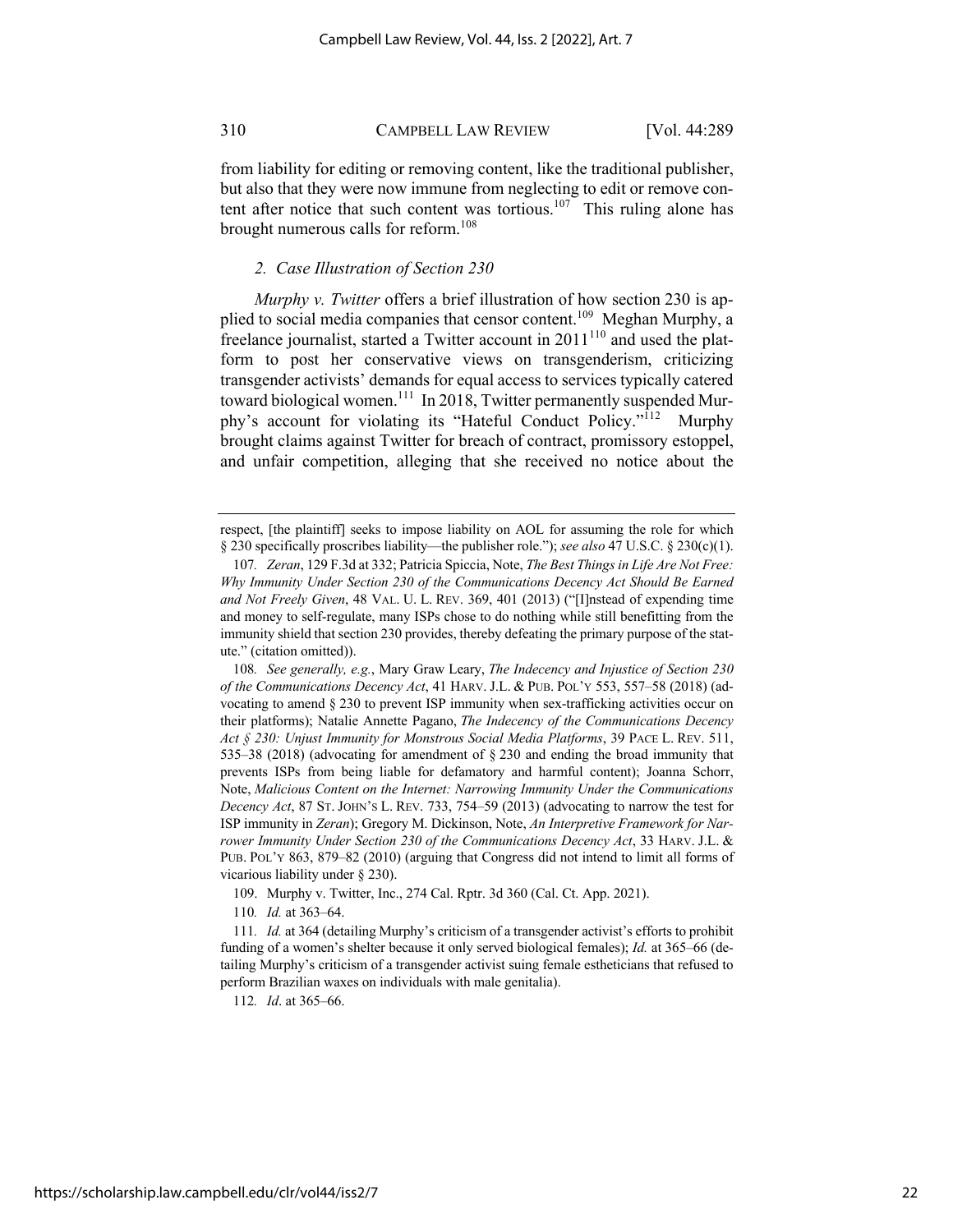from liability for editing or removing content, like the traditional publisher, but also that they were now immune from neglecting to edit or remove content after notice that such content was tortious.[107] This ruling alone has brought numerous calls for reform.[108]

### *2. Case Illustration of Section 230*

*Murphy v. Twitter* offers a brief illustration of how section 230 is applied to social media companies that censor content.[109] Meghan Murphy, a freelance journalist, started a Twitter account in 2011[110] and used the platform to post her conservative views on transgenderism, criticizing transgender activists' demands for equal access to services typically catered toward biological women.[111] In 2018, Twitter permanently suspended Murphy's account for violating its "Hateful Conduct Policy."[112] Murphy brought claims against Twitter for breach of contract, promissory estoppel, and unfair competition, alleging that she received no notice about the

---

respect, [the plaintiff] seeks to impose liability on AOL for assuming the role for which § 230 specifically proscribes liability—the publisher role."); *see also* 47 U.S.C. § 230(c)(1).

107. *Zeran*, 129 F.3d at 332; Patricia Spiccia, Note, *The Best Things in Life Are Not Free: Why Immunity Under Section 230 of the Communications Decency Act Should Be Earned and Not Freely Given*, 48 VAL. U. L. REV. 369, 401 (2013) ("[I]nstead of expending time and money to self-regulate, many ISPs chose to do nothing while still benefitting from the immunity shield that section 230 provides, thereby defeating the primary purpose of the statute." (citation omitted)).

108. *See generally, e.g.*, Mary Graw Leary, *The Indecency and Injustice of Section 230 of the Communications Decency Act*, 41 HARV. J.L. & PUB. POL'Y 553, 557–58 (2018) (advocating to amend § 230 to prevent ISP immunity when sex-trafficking activities occur on their platforms); Natalie Annette Pagano, *The Indecency of the Communications Decency Act § 230: Unjust Immunity for Monstrous Social Media Platforms*, 39 PACE L. REV. 511, 535–38 (2018) (advocating for amendment of § 230 and ending the broad immunity that prevents ISPs from being liable for defamatory and harmful content); Joanna Schorr, Note, *Malicious Content on the Internet: Narrowing Immunity Under the Communications Decency Act*, 87 ST. JOHN'S L. REV. 733, 754–59 (2013) (advocating to narrow the test for ISP immunity in *Zeran*); Gregory M. Dickinson, Note, *An Interpretive Framework for Narrower Immunity Under Section 230 of the Communications Decency Act*, 33 HARV. J.L. & PUB. POL'Y 863, 879–82 (2010) (arguing that Congress did not intend to limit all forms of vicarious liability under § 230).

109. Murphy v. Twitter, Inc., 274 Cal. Rptr. 3d 360 (Cal. Ct. App. 2021).

110. *Id.* at 363–64.

111. *Id.* at 364 (detailing Murphy's criticism of a transgender activist's efforts to prohibit funding of a women's shelter because it only served biological females); *Id.* at 365–66 (detailing Murphy's criticism of a transgender activist suing female estheticians that refused to perform Brazilian waxes on individuals with male genitalia).

112. *Id*. at 365–66.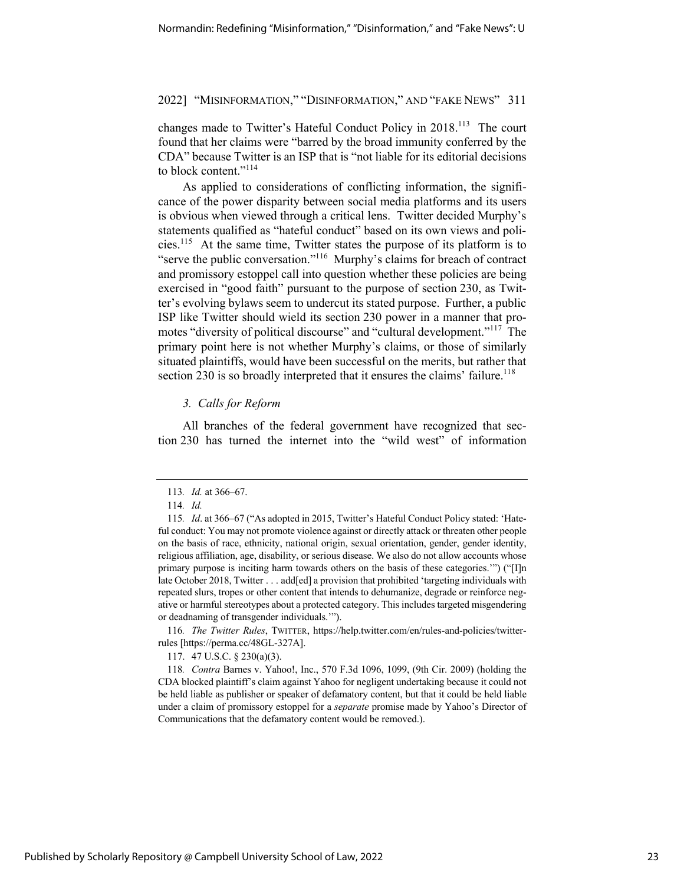changes made to Twitter's Hateful Conduct Policy in 2018.[113] The court found that her claims were "barred by the broad immunity conferred by the CDA" because Twitter is an ISP that is "not liable for its editorial decisions to block content."[114]

As applied to considerations of conflicting information, the significance of the power disparity between social media platforms and its users is obvious when viewed through a critical lens. Twitter decided Murphy's statements qualified as "hateful conduct" based on its own views and policies.[115] At the same time, Twitter states the purpose of its platform is to "serve the public conversation."[116] Murphy's claims for breach of contract and promissory estoppel call into question whether these policies are being exercised in "good faith" pursuant to the purpose of section 230, as Twitter's evolving bylaws seem to undercut its stated purpose. Further, a public ISP like Twitter should wield its section 230 power in a manner that promotes "diversity of political discourse" and "cultural development."[117] The primary point here is not whether Murphy's claims, or those of similarly situated plaintiffs, would have been successful on the merits, but rather that section 230 is so broadly interpreted that it ensures the claims' failure.[118]

### *3. Calls for Reform*

All branches of the federal government have recognized that section 230 has turned the internet into the "wild west" of information

---

113. *Id.* at 366–67.

114. *Id.*

115. *Id*. at 366–67 ("As adopted in 2015, Twitter's Hateful Conduct Policy stated: 'Hateful conduct: You may not promote violence against or directly attack or threaten other people on the basis of race, ethnicity, national origin, sexual orientation, gender, gender identity, religious affiliation, age, disability, or serious disease. We also do not allow accounts whose primary purpose is inciting harm towards others on the basis of these categories.'") ("[I]n late October 2018, Twitter . . . add[ed] a provision that prohibited 'targeting individuals with repeated slurs, tropes or other content that intends to dehumanize, degrade or reinforce negative or harmful stereotypes about a protected category. This includes targeted misgendering or deadnaming of transgender individuals.'").

116. *The Twitter Rules*, TWITTER, https://help.twitter.com/en/rules-and-policies/twitter-rules [https://perma.cc/48GL-327A].

117. 47 U.S.C. § 230(a)(3).

118. *Contra* Barnes v. Yahoo!, Inc., 570 F.3d 1096, 1099, (9th Cir. 2009) (holding the CDA blocked plaintiff's claim against Yahoo for negligent undertaking because it could not be held liable as publisher or speaker of defamatory content, but that it could be held liable under a claim of promissory estoppel for a *separate* promise made by Yahoo's Director of Communications that the defamatory content would be removed.).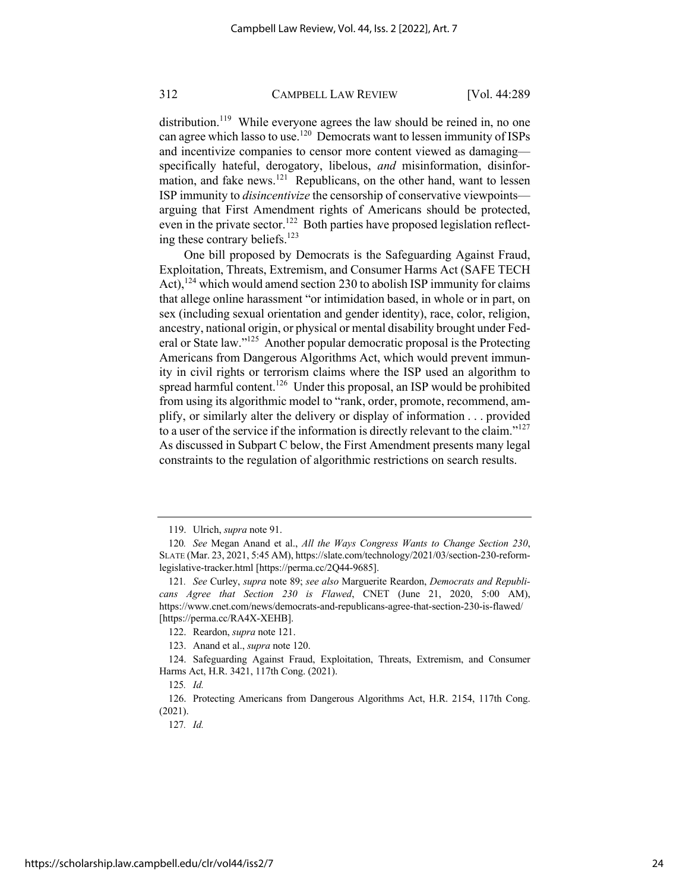distribution.[119] While everyone agrees the law should be reined in, no one can agree which lasso to use.[120] Democrats want to lessen immunity of ISPs and incentivize companies to censor more content viewed as damaging—specifically hateful, derogatory, libelous, *and* misinformation, disinformation, and fake news.[121] Republicans, on the other hand, want to lessen ISP immunity to *disincentivize* the censorship of conservative viewpoints—arguing that First Amendment rights of Americans should be protected, even in the private sector.[122] Both parties have proposed legislation reflecting these contrary beliefs.[123]

One bill proposed by Democrats is the Safeguarding Against Fraud, Exploitation, Threats, Extremism, and Consumer Harms Act (SAFE TECH Act),[124] which would amend section 230 to abolish ISP immunity for claims that allege online harassment "or intimidation based, in whole or in part, on sex (including sexual orientation and gender identity), race, color, religion, ancestry, national origin, or physical or mental disability brought under Federal or State law."[125] Another popular democratic proposal is the Protecting Americans from Dangerous Algorithms Act, which would prevent immunity in civil rights or terrorism claims where the ISP used an algorithm to spread harmful content.[126] Under this proposal, an ISP would be prohibited from using its algorithmic model to "rank, order, promote, recommend, amplify, or similarly alter the delivery or display of information . . . provided to a user of the service if the information is directly relevant to the claim."[127] As discussed in Subpart C below, the First Amendment presents many legal constraints to the regulation of algorithmic restrictions on search results.

---

119. Ulrich, *supra* note 91.

120. *See* Megan Anand et al., *All the Ways Congress Wants to Change Section 230*, SLATE (Mar. 23, 2021, 5:45 AM), https://slate.com/technology/2021/03/section-230-reform-legislative-tracker.html [https://perma.cc/2Q44-9685].

121. *See* Curley, *supra* note 89; *see also* Marguerite Reardon, *Democrats and Republicans Agree that Section 230 is Flawed*, CNET (June 21, 2020, 5:00 AM), https://www.cnet.com/news/democrats-and-republicans-agree-that-section-230-is-flawed/ [https://perma.cc/RA4X-XEHB].

122. Reardon, *supra* note 121.

123. Anand et al., *supra* note 120.

124. Safeguarding Against Fraud, Exploitation, Threats, Extremism, and Consumer Harms Act, H.R. 3421, 117th Cong. (2021).

125. *Id.*

126. Protecting Americans from Dangerous Algorithms Act, H.R. 2154, 117th Cong. (2021).

127. *Id.*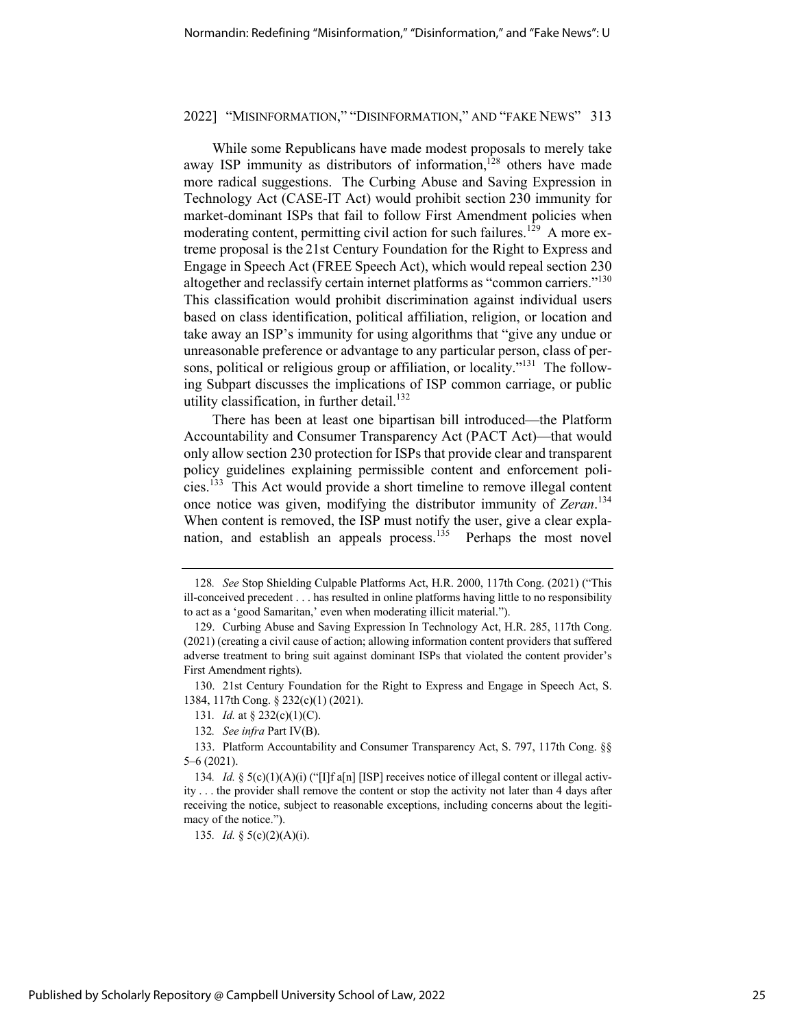While some Republicans have made modest proposals to merely take away ISP immunity as distributors of information,[128] others have made more radical suggestions. The Curbing Abuse and Saving Expression in Technology Act (CASE-IT Act) would prohibit section 230 immunity for market-dominant ISPs that fail to follow First Amendment policies when moderating content, permitting civil action for such failures.[129] A more extreme proposal is the 21st Century Foundation for the Right to Express and Engage in Speech Act (FREE Speech Act), which would repeal section 230 altogether and reclassify certain internet platforms as "common carriers."[130] This classification would prohibit discrimination against individual users based on class identification, political affiliation, religion, or location and take away an ISP's immunity for using algorithms that "give any undue or unreasonable preference or advantage to any particular person, class of persons, political or religious group or affiliation, or locality."[131] The following Subpart discusses the implications of ISP common carriage, or public utility classification, in further detail.[132]

There has been at least one bipartisan bill introduced—the Platform Accountability and Consumer Transparency Act (PACT Act)—that would only allow section 230 protection for ISPs that provide clear and transparent policy guidelines explaining permissible content and enforcement policies.[133] This Act would provide a short timeline to remove illegal content once notice was given, modifying the distributor immunity of *Zeran*.[134] When content is removed, the ISP must notify the user, give a clear explanation, and establish an appeals process.[135] Perhaps the most novel

---

128. *See* Stop Shielding Culpable Platforms Act, H.R. 2000, 117th Cong. (2021) ("This ill-conceived precedent . . . has resulted in online platforms having little to no responsibility to act as a 'good Samaritan,' even when moderating illicit material.").

129. Curbing Abuse and Saving Expression In Technology Act, H.R. 285, 117th Cong. (2021) (creating a civil cause of action; allowing information content providers that suffered adverse treatment to bring suit against dominant ISPs that violated the content provider's First Amendment rights).

130. 21st Century Foundation for the Right to Express and Engage in Speech Act, S. 1384, 117th Cong. § 232(c)(1) (2021).

131. *Id.* at § 232(c)(1)(C).

132. *See infra* Part IV(B).

133. Platform Accountability and Consumer Transparency Act, S. 797, 117th Cong. §§ 5–6 (2021).

134. *Id.* § 5(c)(1)(A)(i) ("[I]f a[n] [ISP] receives notice of illegal content or illegal activity . . . the provider shall remove the content or stop the activity not later than 4 days after receiving the notice, subject to reasonable exceptions, including concerns about the legitimacy of the notice.").

135. *Id.* § 5(c)(2)(A)(i).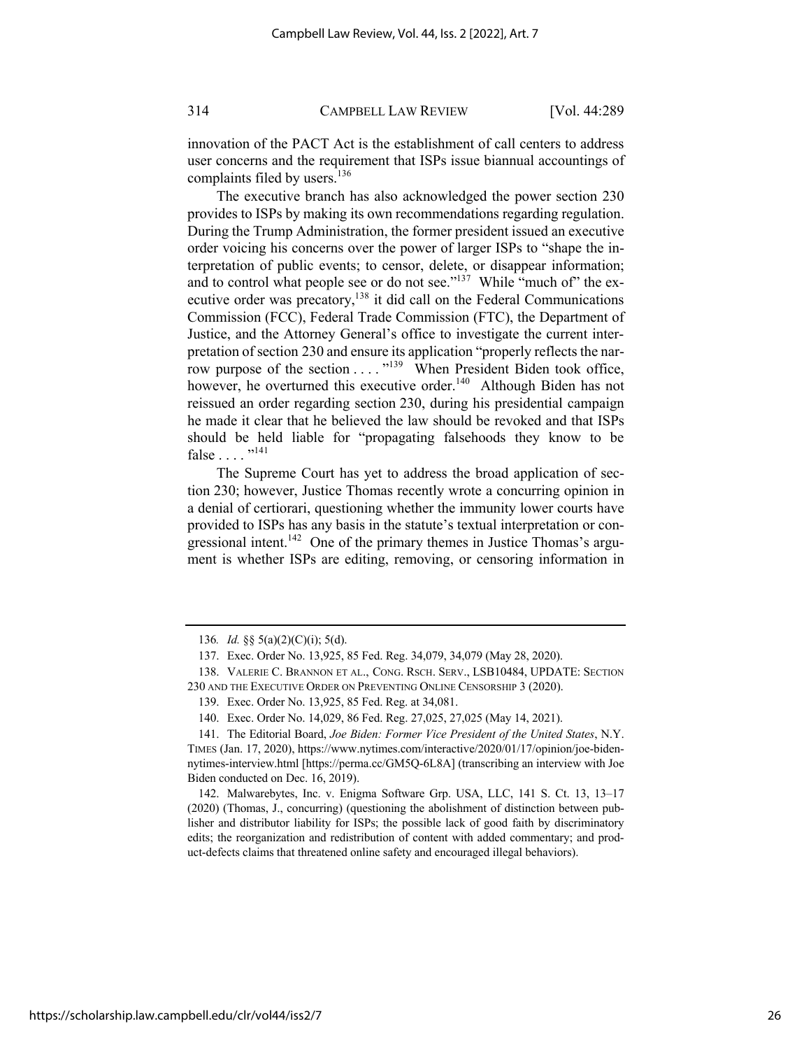innovation of the PACT Act is the establishment of call centers to address user concerns and the requirement that ISPs issue biannual accountings of complaints filed by users.[136]

The executive branch has also acknowledged the power section 230 provides to ISPs by making its own recommendations regarding regulation. During the Trump Administration, the former president issued an executive order voicing his concerns over the power of larger ISPs to "shape the interpretation of public events; to censor, delete, or disappear information; and to control what people see or do not see."[137] While "much of" the executive order was precatory,[138] it did call on the Federal Communications Commission (FCC), Federal Trade Commission (FTC), the Department of Justice, and the Attorney General's office to investigate the current interpretation of section 230 and ensure its application "properly reflects the narrow purpose of the section . . . ."[139] When President Biden took office, however, he overturned this executive order.[140] Although Biden has not reissued an order regarding section 230, during his presidential campaign he made it clear that he believed the law should be revoked and that ISPs should be held liable for "propagating falsehoods they know to be false . . . ."[141]

The Supreme Court has yet to address the broad application of section 230; however, Justice Thomas recently wrote a concurring opinion in a denial of certiorari, questioning whether the immunity lower courts have provided to ISPs has any basis in the statute's textual interpretation or congressional intent.[142] One of the primary themes in Justice Thomas's argument is whether ISPs are editing, removing, or censoring information in

---

136. *Id.* §§ 5(a)(2)(C)(i); 5(d).

137. Exec. Order No. 13,925, 85 Fed. Reg. 34,079, 34,079 (May 28, 2020).

138. VALERIE C. BRANNON ET AL., CONG. RSCH. SERV., LSB10484, UPDATE: SECTION 230 AND THE EXECUTIVE ORDER ON PREVENTING ONLINE CENSORSHIP 3 (2020).

139. Exec. Order No. 13,925, 85 Fed. Reg. at 34,081.

140. Exec. Order No. 14,029, 86 Fed. Reg. 27,025, 27,025 (May 14, 2021).

141. The Editorial Board, *Joe Biden: Former Vice President of the United States*, N.Y. TIMES (Jan. 17, 2020), https://www.nytimes.com/interactive/2020/01/17/opinion/joe-biden-nytimes-interview.html [https://perma.cc/GM5Q-6L8A] (transcribing an interview with Joe Biden conducted on Dec. 16, 2019).

142. Malwarebytes, Inc. v. Enigma Software Grp. USA, LLC, 141 S. Ct. 13, 13–17 (2020) (Thomas, J., concurring) (questioning the abolishment of distinction between publisher and distributor liability for ISPs; the possible lack of good faith by discriminatory edits; the reorganization and redistribution of content with added commentary; and product-defects claims that threatened online safety and encouraged illegal behaviors).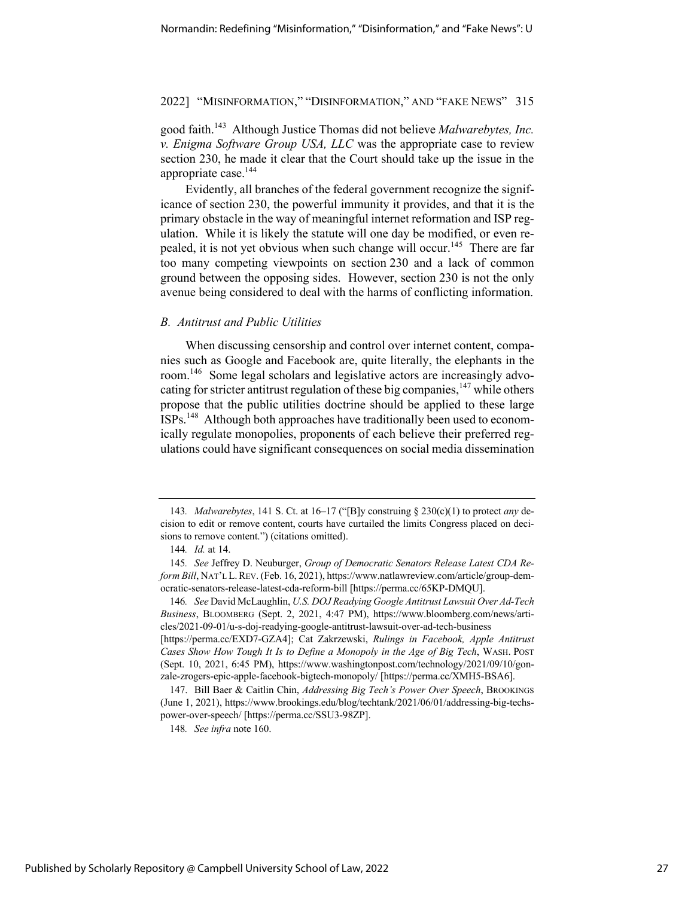good faith.[143] Although Justice Thomas did not believe *Malwarebytes, Inc. v. Enigma Software Group USA, LLC* was the appropriate case to review section 230, he made it clear that the Court should take up the issue in the appropriate case.[144]

Evidently, all branches of the federal government recognize the significance of section 230, the powerful immunity it provides, and that it is the primary obstacle in the way of meaningful internet reformation and ISP regulation. While it is likely the statute will one day be modified, or even repealed, it is not yet obvious when such change will occur.[145] There are far too many competing viewpoints on section 230 and a lack of common ground between the opposing sides. However, section 230 is not the only avenue being considered to deal with the harms of conflicting information.

### *B. Antitrust and Public Utilities*

When discussing censorship and control over internet content, companies such as Google and Facebook are, quite literally, the elephants in the room.[146] Some legal scholars and legislative actors are increasingly advocating for stricter antitrust regulation of these big companies,[147] while others propose that the public utilities doctrine should be applied to these large ISPs.[148] Although both approaches have traditionally been used to economically regulate monopolies, proponents of each believe their preferred regulations could have significant consequences on social media dissemination

---

143. *Malwarebytes*, 141 S. Ct. at 16–17 ("[B]y construing § 230(c)(1) to protect *any* decision to edit or remove content, courts have curtailed the limits Congress placed on decisions to remove content.") (citations omitted).

144. *Id.* at 14.

145. *See* Jeffrey D. Neuburger, *Group of Democratic Senators Release Latest CDA Reform Bill*, NAT'L L. REV. (Feb. 16, 2021), https://www.natlawreview.com/article/group-democratic-senators-release-latest-cda-reform-bill [https://perma.cc/65KP-DMQU].

146. *See* David McLaughlin, *U.S. DOJ Readying Google Antitrust Lawsuit Over Ad-Tech Business*, BLOOMBERG (Sept. 2, 2021, 4:47 PM), https://www.bloomberg.com/news/articles/2021-09-01/u-s-doj-readying-google-antitrust-lawsuit-over-ad-tech-business [https://perma.cc/EXD7-GZA4]; Cat Zakrzewski, *Rulings in Facebook, Apple Antitrust Cases Show How Tough It Is to Define a Monopoly in the Age of Big Tech*, WASH. POST (Sept. 10, 2021, 6:45 PM), https://www.washingtonpost.com/technology/2021/09/10/gonzale-zrogers-epic-apple-facebook-bigtech-monopoly/ [https://perma.cc/XMH5-BSA6].

147. Bill Baer & Caitlin Chin, *Addressing Big Tech's Power Over Speech*, BROOKINGS (June 1, 2021), https://www.brookings.edu/blog/techtank/2021/06/01/addressing-big-techs-power-over-speech/ [https://perma.cc/SSU3-98ZP].

148. *See infra* note 160.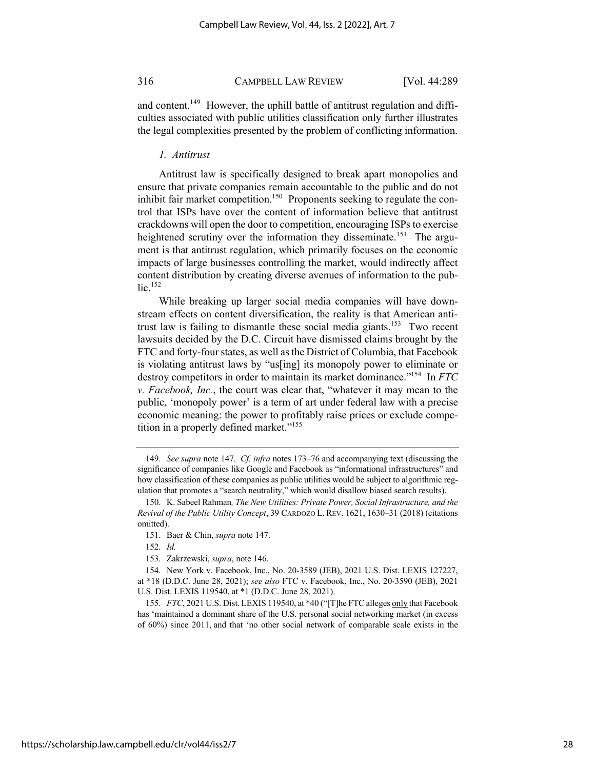and content.[149] However, the uphill battle of antitrust regulation and difficulties associated with public utilities classification only further illustrates the legal complexities presented by the problem of conflicting information.

### *1. Antitrust*

Antitrust law is specifically designed to break apart monopolies and ensure that private companies remain accountable to the public and do not inhibit fair market competition.[150] Proponents seeking to regulate the control that ISPs have over the content of information believe that antitrust crackdowns will open the door to competition, encouraging ISPs to exercise heightened scrutiny over the information they disseminate.[151] The argument is that antitrust regulation, which primarily focuses on the economic impacts of large businesses controlling the market, would indirectly affect content distribution by creating diverse avenues of information to the public.[152]

While breaking up larger social media companies will have downstream effects on content diversification, the reality is that American antitrust law is failing to dismantle these social media giants.[153] Two recent lawsuits decided by the D.C. Circuit have dismissed claims brought by the FTC and forty-four states, as well as the District of Columbia, that Facebook is violating antitrust laws by "us[ing] its monopoly power to eliminate or destroy competitors in order to maintain its market dominance."[154] In *FTC v. Facebook, Inc.*, the court was clear that, "whatever it may mean to the public, 'monopoly power' is a term of art under federal law with a precise economic meaning: the power to profitably raise prices or exclude competition in a properly defined market."[155]

---

149. *See supra* note 147. *Cf. infra* notes 173–76 and accompanying text (discussing the significance of companies like Google and Facebook as "informational infrastructures" and how classification of these companies as public utilities would be subject to algorithmic regulation that promotes a "search neutrality," which would disallow biased search results).

150. K. Sabeel Rahman*, The New Utilities: Private Power, Social Infrastructure, and the Revival of the Public Utility Concept*, 39 CARDOZO L. REV. 1621, 1630–31 (2018) (citations omitted).

151. Baer & Chin, *supra* note 147.

152. *Id.*

153. Zakrzewski, *supra*, note 146.

154. New York v. Facebook, Inc., No. 20-3589 (JEB), 2021 U.S. Dist. LEXIS 127227, at *18 (D.D.C. June 28, 2021); *see also* FTC v. Facebook, Inc., No. 20-3590 (JEB), 2021 U.S. Dist. LEXIS 119540, at *1 (D.D.C. June 28, 2021).

155. *FTC*, 2021 U.S. Dist. LEXIS 119540, at *40 ("[T]he FTC alleges only that Facebook has 'maintained a dominant share of the U.S. personal social networking market (in excess of 60%) since 2011, and that 'no other social network of comparable scale exists in the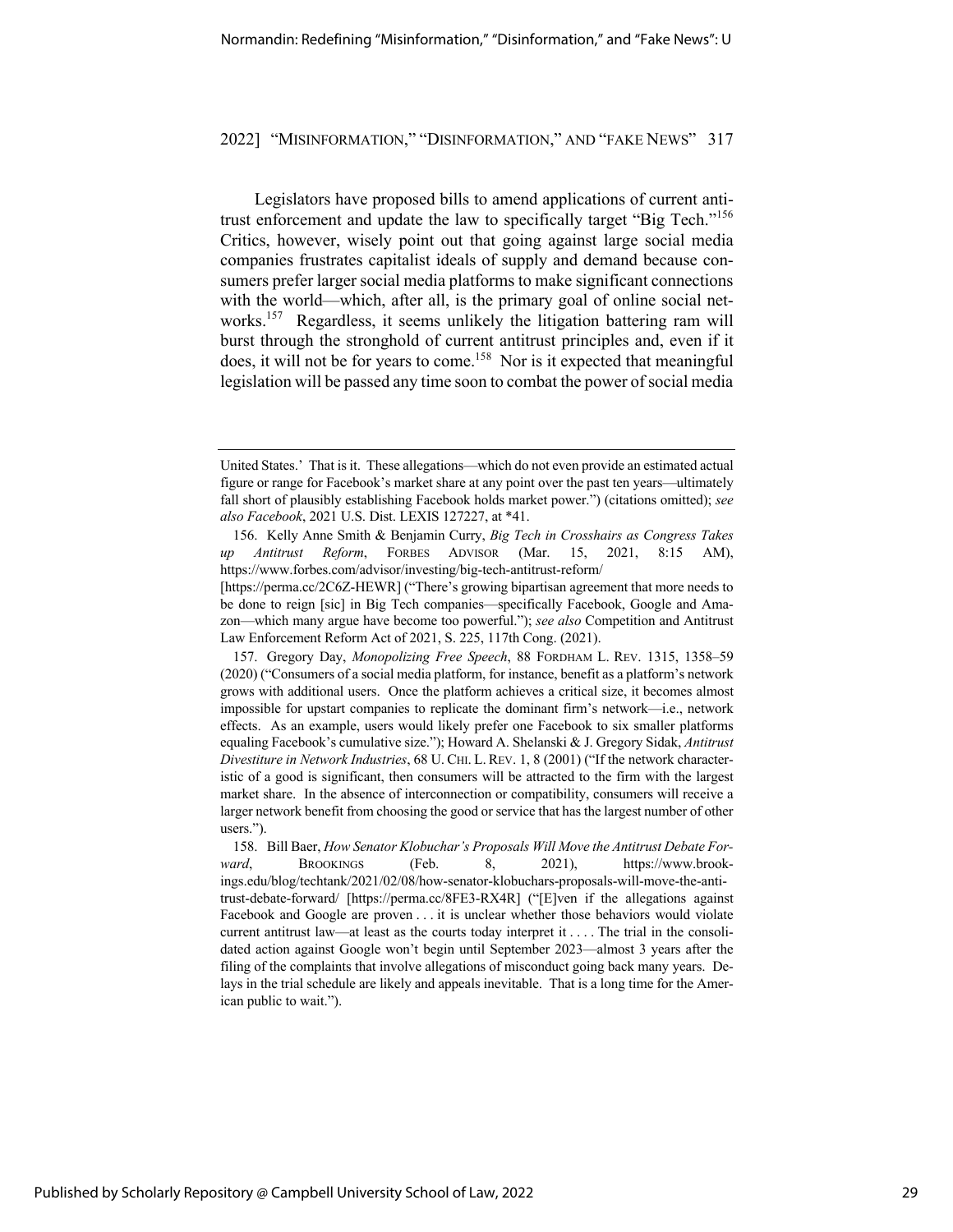Legislators have proposed bills to amend applications of current antitrust enforcement and update the law to specifically target "Big Tech."[156] Critics, however, wisely point out that going against large social media companies frustrates capitalist ideals of supply and demand because consumers prefer larger social media platforms to make significant connections with the world—which, after all, is the primary goal of online social networks.[157] Regardless, it seems unlikely the litigation battering ram will burst through the stronghold of current antitrust principles and, even if it does, it will not be for years to come.[158] Nor is it expected that meaningful legislation will be passed any time soon to combat the power of social media

---

United States.' That is it. These allegations—which do not even provide an estimated actual figure or range for Facebook's market share at any point over the past ten years—ultimately fall short of plausibly establishing Facebook holds market power.") (citations omitted); *see also Facebook*, 2021 U.S. Dist. LEXIS 127227, at *41.

156. Kelly Anne Smith & Benjamin Curry, *Big Tech in Crosshairs as Congress Takes up Antitrust Reform*, FORBES ADVISOR (Mar. 15, 2021, 8:15 AM), https://www.forbes.com/advisor/investing/big-tech-antitrust-reform/ [https://perma.cc/2C6Z-HEWR] ("There's growing bipartisan agreement that more needs to be done to reign [sic] in Big Tech companies—specifically Facebook, Google and Amazon—which many argue have become too powerful."); *see also* Competition and Antitrust Law Enforcement Reform Act of 2021, S. 225, 117th Cong. (2021).

157. Gregory Day, *Monopolizing Free Speech*, 88 FORDHAM L. REV. 1315, 1358–59 (2020) ("Consumers of a social media platform, for instance, benefit as a platform's network grows with additional users. Once the platform achieves a critical size, it becomes almost impossible for upstart companies to replicate the dominant firm's network—i.e., network effects. As an example, users would likely prefer one Facebook to six smaller platforms equaling Facebook's cumulative size."); Howard A. Shelanski & J. Gregory Sidak, *Antitrust Divestiture in Network Industries*, 68 U. CHI. L. REV. 1, 8 (2001) ("If the network characteristic of a good is significant, then consumers will be attracted to the firm with the largest market share. In the absence of interconnection or compatibility, consumers will receive a larger network benefit from choosing the good or service that has the largest number of other users.").

158. Bill Baer, *How Senator Klobuchar's Proposals Will Move the Antitrust Debate Forward*, BROOKINGS (Feb. 8, 2021), https://www.brookings.edu/blog/techtank/2021/02/08/how-senator-klobuchars-proposals-will-move-the-antitrust-debate-forward/ [https://perma.cc/8FE3-RX4R] ("[E]ven if the allegations against Facebook and Google are proven . . . it is unclear whether those behaviors would violate current antitrust law—at least as the courts today interpret it . . . . The trial in the consolidated action against Google won't begin until September 2023—almost 3 years after the filing of the complaints that involve allegations of misconduct going back many years. Delays in the trial schedule are likely and appeals inevitable. That is a long time for the American public to wait.").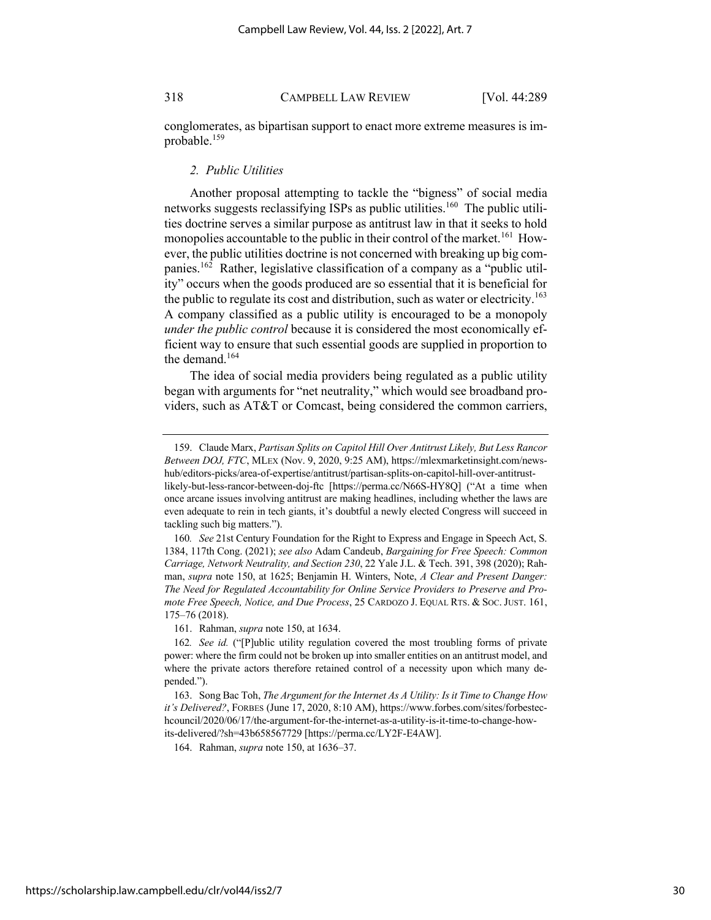conglomerates, as bipartisan support to enact more extreme measures is improbable.[159]

### *2. Public Utilities*

Another proposal attempting to tackle the "bigness" of social media networks suggests reclassifying ISPs as public utilities.[160] The public utilities doctrine serves a similar purpose as antitrust law in that it seeks to hold monopolies accountable to the public in their control of the market.[161] However, the public utilities doctrine is not concerned with breaking up big companies.[162] Rather, legislative classification of a company as a "public utility" occurs when the goods produced are so essential that it is beneficial for the public to regulate its cost and distribution, such as water or electricity.[163] A company classified as a public utility is encouraged to be a monopoly *under the public control* because it is considered the most economically efficient way to ensure that such essential goods are supplied in proportion to the demand.[164]

The idea of social media providers being regulated as a public utility began with arguments for "net neutrality," which would see broadband providers, such as AT&T or Comcast, being considered the common carriers,

---

159. Claude Marx, *Partisan Splits on Capitol Hill Over Antitrust Likely, But Less Rancor Between DOJ, FTC*, MLEX (Nov. 9, 2020, 9:25 AM), https://mlexmarketinsight.com/news-hub/editors-picks/area-of-expertise/antitrust/partisan-splits-on-capitol-hill-over-antitrust-likely-but-less-rancor-between-doj-ftc [https://perma.cc/N66S-HY8Q] ("At a time when once arcane issues involving antitrust are making headlines, including whether the laws are even adequate to rein in tech giants, it's doubtful a newly elected Congress will succeed in tackling such big matters.").

160. *See* 21st Century Foundation for the Right to Express and Engage in Speech Act, S. 1384, 117th Cong. (2021); *see also* Adam Candeub, *Bargaining for Free Speech: Common Carriage, Network Neutrality, and Section 230*, 22 Yale J.L. & Tech. 391, 398 (2020); Rahman, *supra* note 150, at 1625; Benjamin H. Winters, Note, *A Clear and Present Danger: The Need for Regulated Accountability for Online Service Providers to Preserve and Promote Free Speech, Notice, and Due Process*, 25 CARDOZO J. EQUAL RTS. & SOC. JUST. 161, 175–76 (2018).

161. Rahman, *supra* note 150, at 1634.

162. *See id.* ("[P]ublic utility regulation covered the most troubling forms of private power: where the firm could not be broken up into smaller entities on an antitrust model, and where the private actors therefore retained control of a necessity upon which many depended.").

163. Song Bac Toh, *The Argument for the Internet As A Utility: Is it Time to Change How it's Delivered?*, FORBES (June 17, 2020, 8:10 AM), https://www.forbes.com/sites/forbestechcouncil/2020/06/17/the-argument-for-the-internet-as-a-utility-is-it-time-to-change-how-its-delivered/?sh=43b658567729 [https://perma.cc/LY2F-E4AW].

164. Rahman, *supra* note 150, at 1636–37.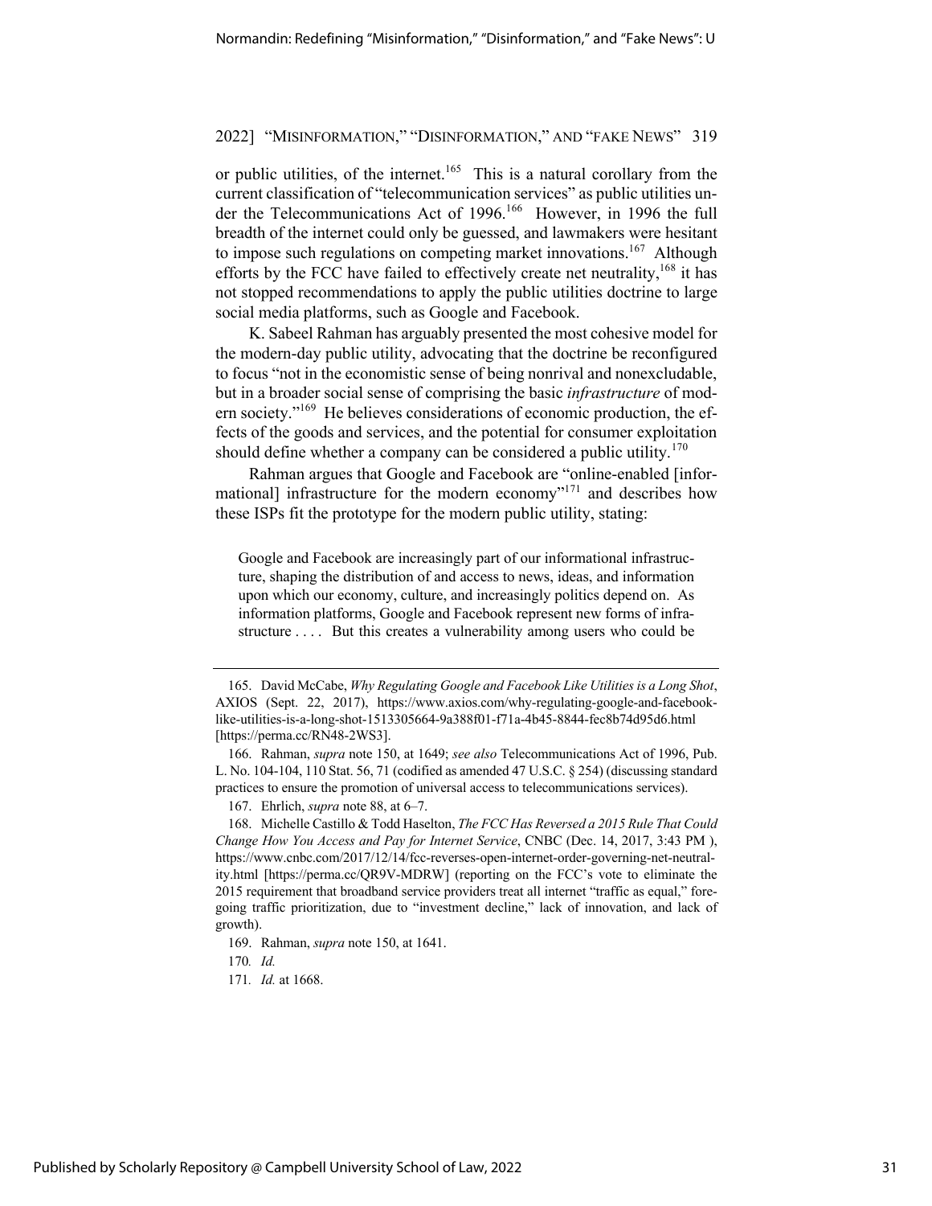or public utilities, of the internet.[165] This is a natural corollary from the current classification of "telecommunication services" as public utilities under the Telecommunications Act of 1996.[166] However, in 1996 the full breadth of the internet could only be guessed, and lawmakers were hesitant to impose such regulations on competing market innovations.[167] Although efforts by the FCC have failed to effectively create net neutrality,[168] it has not stopped recommendations to apply the public utilities doctrine to large social media platforms, such as Google and Facebook.

K. Sabeel Rahman has arguably presented the most cohesive model for the modern-day public utility, advocating that the doctrine be reconfigured to focus "not in the economistic sense of being nonrival and nonexcludable, but in a broader social sense of comprising the basic *infrastructure* of modern society."[169] He believes considerations of economic production, the effects of the goods and services, and the potential for consumer exploitation should define whether a company can be considered a public utility.[170]

Rahman argues that Google and Facebook are "online-enabled [informational] infrastructure for the modern economy"[171] and describes how these ISPs fit the prototype for the modern public utility, stating:

> Google and Facebook are increasingly part of our informational infrastructure, shaping the distribution of and access to news, ideas, and information upon which our economy, culture, and increasingly politics depend on. As information platforms, Google and Facebook represent new forms of infrastructure . . . . But this creates a vulnerability among users who could be

---

165. David McCabe, *Why Regulating Google and Facebook Like Utilities is a Long Shot*, AXIOS (Sept. 22, 2017), https://www.axios.com/why-regulating-google-and-facebook-like-utilities-is-a-long-shot-1513305664-9a388f01-f71a-4b45-8844-fec8b74d95d6.html [https://perma.cc/RN48-2WS3].

166. Rahman, *supra* note 150, at 1649; *see also* Telecommunications Act of 1996, Pub. L. No. 104-104, 110 Stat. 56, 71 (codified as amended 47 U.S.C. § 254) (discussing standard practices to ensure the promotion of universal access to telecommunications services).

167. Ehrlich, *supra* note 88, at 6–7.

168. Michelle Castillo & Todd Haselton, *The FCC Has Reversed a 2015 Rule That Could Change How You Access and Pay for Internet Service*, CNBC (Dec. 14, 2017, 3:43 PM ), https://www.cnbc.com/2017/12/14/fcc-reverses-open-internet-order-governing-net-neutrality.html [https://perma.cc/QR9V-MDRW] (reporting on the FCC's vote to eliminate the 2015 requirement that broadband service providers treat all internet "traffic as equal," foregoing traffic prioritization, due to "investment decline," lack of innovation, and lack of growth).

169. Rahman, *supra* note 150, at 1641.

170. *Id.*

171. *Id.* at 1668.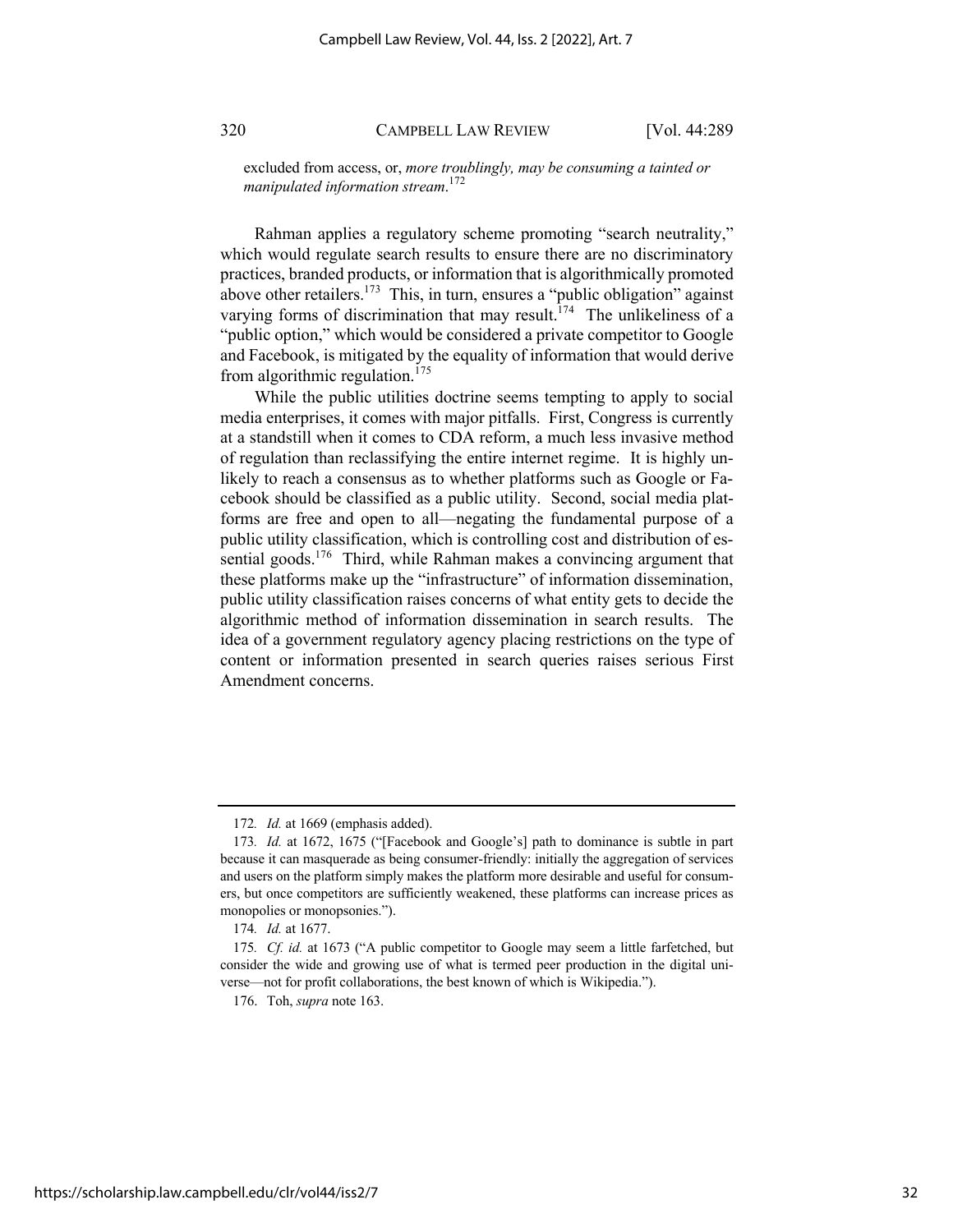excluded from access, or, *more troublingly, may be consuming a tainted or manipulated information stream*.[172]

Rahman applies a regulatory scheme promoting "search neutrality," which would regulate search results to ensure there are no discriminatory practices, branded products, or information that is algorithmically promoted above other retailers.[173] This, in turn, ensures a "public obligation" against varying forms of discrimination that may result.[174] The unlikeliness of a "public option," which would be considered a private competitor to Google and Facebook, is mitigated by the equality of information that would derive from algorithmic regulation.[175]

While the public utilities doctrine seems tempting to apply to social media enterprises, it comes with major pitfalls. First, Congress is currently at a standstill when it comes to CDA reform, a much less invasive method of regulation than reclassifying the entire internet regime. It is highly unlikely to reach a consensus as to whether platforms such as Google or Facebook should be classified as a public utility. Second, social media platforms are free and open to all—negating the fundamental purpose of a public utility classification, which is controlling cost and distribution of essential goods.[176] Third, while Rahman makes a convincing argument that these platforms make up the "infrastructure" of information dissemination, public utility classification raises concerns of what entity gets to decide the algorithmic method of information dissemination in search results. The idea of a government regulatory agency placing restrictions on the type of content or information presented in search queries raises serious First Amendment concerns.

---

172. *Id.* at 1669 (emphasis added).

173. *Id.* at 1672, 1675 ("[Facebook and Google's] path to dominance is subtle in part because it can masquerade as being consumer-friendly: initially the aggregation of services and users on the platform simply makes the platform more desirable and useful for consumers, but once competitors are sufficiently weakened, these platforms can increase prices as monopolies or monopsonies.").

174. *Id.* at 1677.

175. *Cf. id.* at 1673 ("A public competitor to Google may seem a little farfetched, but consider the wide and growing use of what is termed peer production in the digital universe—not for profit collaborations, the best known of which is Wikipedia.").

176. Toh, *supra* note 163.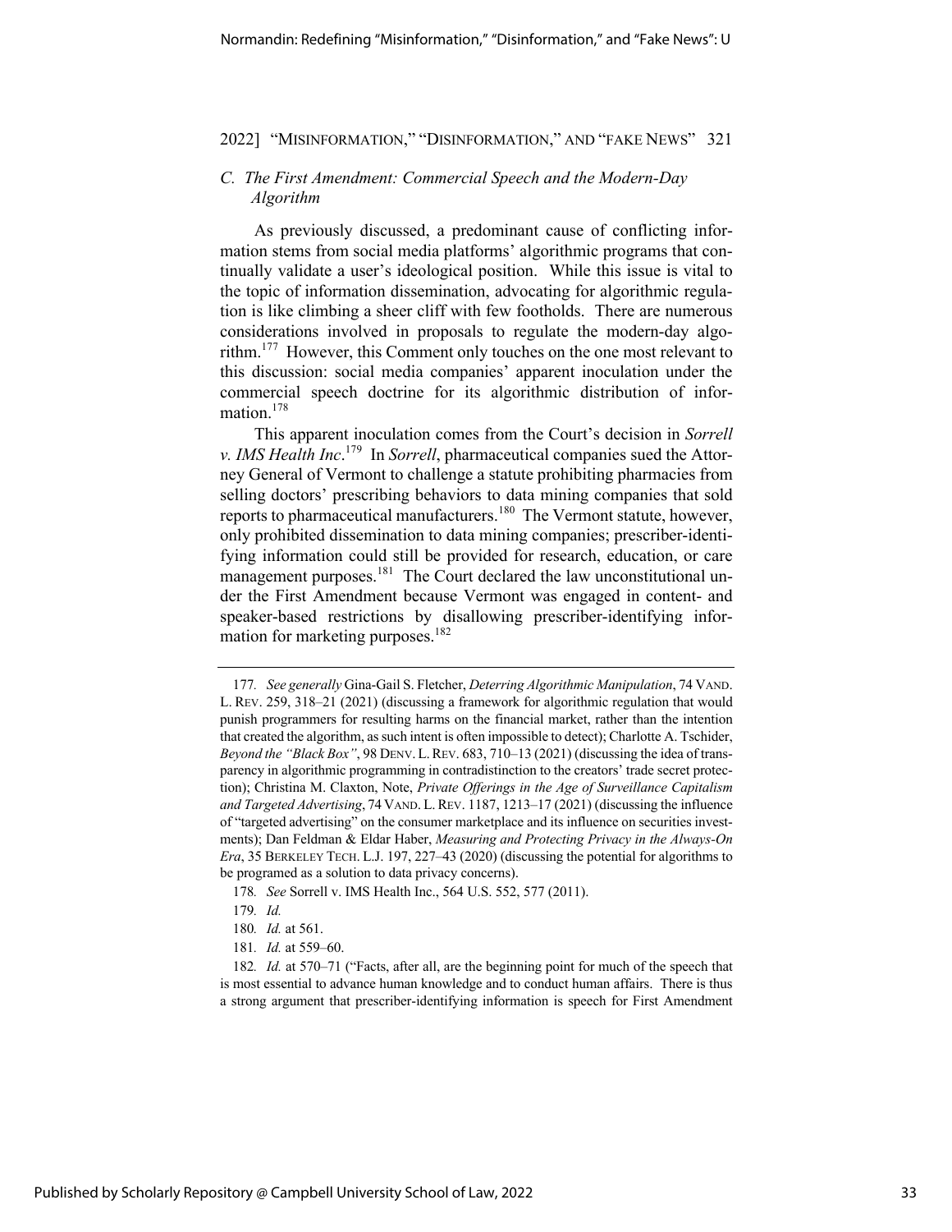### *C. The First Amendment: Commercial Speech and the Modern-Day Algorithm*

As previously discussed, a predominant cause of conflicting information stems from social media platforms' algorithmic programs that continually validate a user's ideological position. While this issue is vital to the topic of information dissemination, advocating for algorithmic regulation is like climbing a sheer cliff with few footholds. There are numerous considerations involved in proposals to regulate the modern-day algorithm.[177] However, this Comment only touches on the one most relevant to this discussion: social media companies' apparent inoculation under the commercial speech doctrine for its algorithmic distribution of information.[178]

This apparent inoculation comes from the Court's decision in *Sorrell v. IMS Health Inc*.[179] In *Sorrell*, pharmaceutical companies sued the Attorney General of Vermont to challenge a statute prohibiting pharmacies from selling doctors' prescribing behaviors to data mining companies that sold reports to pharmaceutical manufacturers.[180] The Vermont statute, however, only prohibited dissemination to data mining companies; prescriber-identifying information could still be provided for research, education, or care management purposes.[181] The Court declared the law unconstitutional under the First Amendment because Vermont was engaged in content- and speaker-based restrictions by disallowing prescriber-identifying information for marketing purposes.[182]

---

177. *See generally* Gina-Gail S. Fletcher, *Deterring Algorithmic Manipulation*, 74 VAND. L. REV. 259, 318–21 (2021) (discussing a framework for algorithmic regulation that would punish programmers for resulting harms on the financial market, rather than the intention that created the algorithm, as such intent is often impossible to detect); Charlotte A. Tschider, *Beyond the "Black Box"*, 98 DENV. L. REV. 683, 710–13 (2021) (discussing the idea of transparency in algorithmic programming in contradistinction to the creators' trade secret protection); Christina M. Claxton, Note, *Private Offerings in the Age of Surveillance Capitalism and Targeted Advertising*, 74 VAND. L. REV. 1187, 1213–17 (2021) (discussing the influence of "targeted advertising" on the consumer marketplace and its influence on securities investments); Dan Feldman & Eldar Haber, *Measuring and Protecting Privacy in the Always-On Era*, 35 BERKELEY TECH. L.J. 197, 227–43 (2020) (discussing the potential for algorithms to be programed as a solution to data privacy concerns).

178. *See* Sorrell v. IMS Health Inc., 564 U.S. 552, 577 (2011).

179. *Id.*

180. *Id.* at 561.

181. *Id.* at 559–60.

182. *Id.* at 570–71 ("Facts, after all, are the beginning point for much of the speech that is most essential to advance human knowledge and to conduct human affairs. There is thus a strong argument that prescriber-identifying information is speech for First Amendment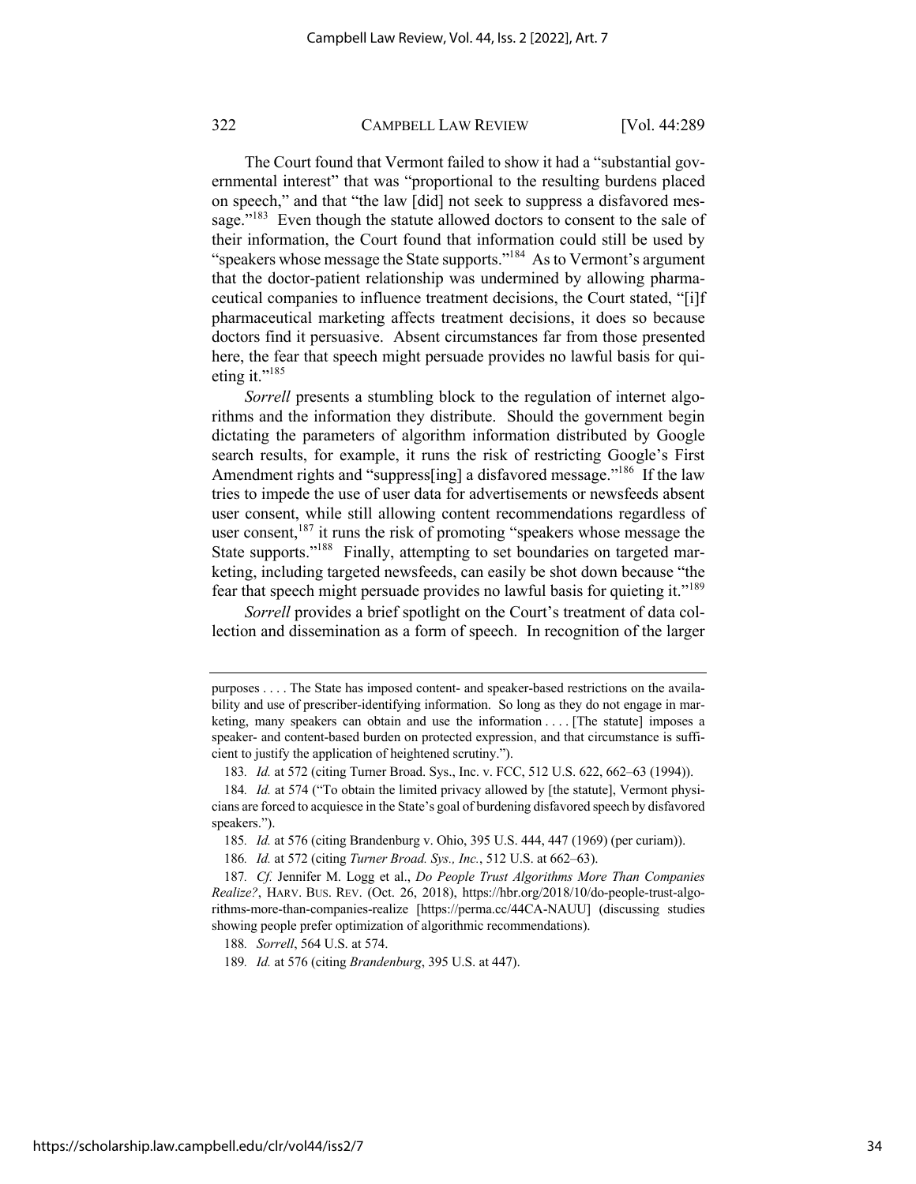The Court found that Vermont failed to show it had a "substantial governmental interest" that was "proportional to the resulting burdens placed on speech," and that "the law [did] not seek to suppress a disfavored message."[183] Even though the statute allowed doctors to consent to the sale of their information, the Court found that information could still be used by "speakers whose message the State supports."[184] As to Vermont's argument that the doctor-patient relationship was undermined by allowing pharmaceutical companies to influence treatment decisions, the Court stated, "[i]f pharmaceutical marketing affects treatment decisions, it does so because doctors find it persuasive. Absent circumstances far from those presented here, the fear that speech might persuade provides no lawful basis for quieting it."[185]

*Sorrell* presents a stumbling block to the regulation of internet algorithms and the information they distribute. Should the government begin dictating the parameters of algorithm information distributed by Google search results, for example, it runs the risk of restricting Google's First Amendment rights and "suppress[ing] a disfavored message."[186] If the law tries to impede the use of user data for advertisements or newsfeeds absent user consent, while still allowing content recommendations regardless of user consent,[187] it runs the risk of promoting "speakers whose message the State supports."[188] Finally, attempting to set boundaries on targeted marketing, including targeted newsfeeds, can easily be shot down because "the fear that speech might persuade provides no lawful basis for quieting it."[189]

*Sorrell* provides a brief spotlight on the Court's treatment of data collection and dissemination as a form of speech. In recognition of the larger

---

purposes . . . . The State has imposed content- and speaker-based restrictions on the availability and use of prescriber-identifying information. So long as they do not engage in marketing, many speakers can obtain and use the information . . . . [The statute] imposes a speaker- and content-based burden on protected expression, and that circumstance is sufficient to justify the application of heightened scrutiny.").

183. *Id.* at 572 (citing Turner Broad. Sys., Inc. v. FCC, 512 U.S. 622, 662–63 (1994)).

184. *Id.* at 574 ("To obtain the limited privacy allowed by [the statute], Vermont physicians are forced to acquiesce in the State's goal of burdening disfavored speech by disfavored speakers.").

185. *Id.* at 576 (citing Brandenburg v. Ohio, 395 U.S. 444, 447 (1969) (per curiam)).

186. *Id.* at 572 (citing *Turner Broad. Sys., Inc.*, 512 U.S. at 662–63).

187. *Cf.* Jennifer M. Logg et al., *Do People Trust Algorithms More Than Companies Realize?*, HARV. BUS. REV. (Oct. 26, 2018), https://hbr.org/2018/10/do-people-trust-algorithms-more-than-companies-realize [https://perma.cc/44CA-NAUU] (discussing studies showing people prefer optimization of algorithmic recommendations).

188. *Sorrell*, 564 U.S. at 574.

189. *Id.* at 576 (citing *Brandenburg*, 395 U.S. at 447).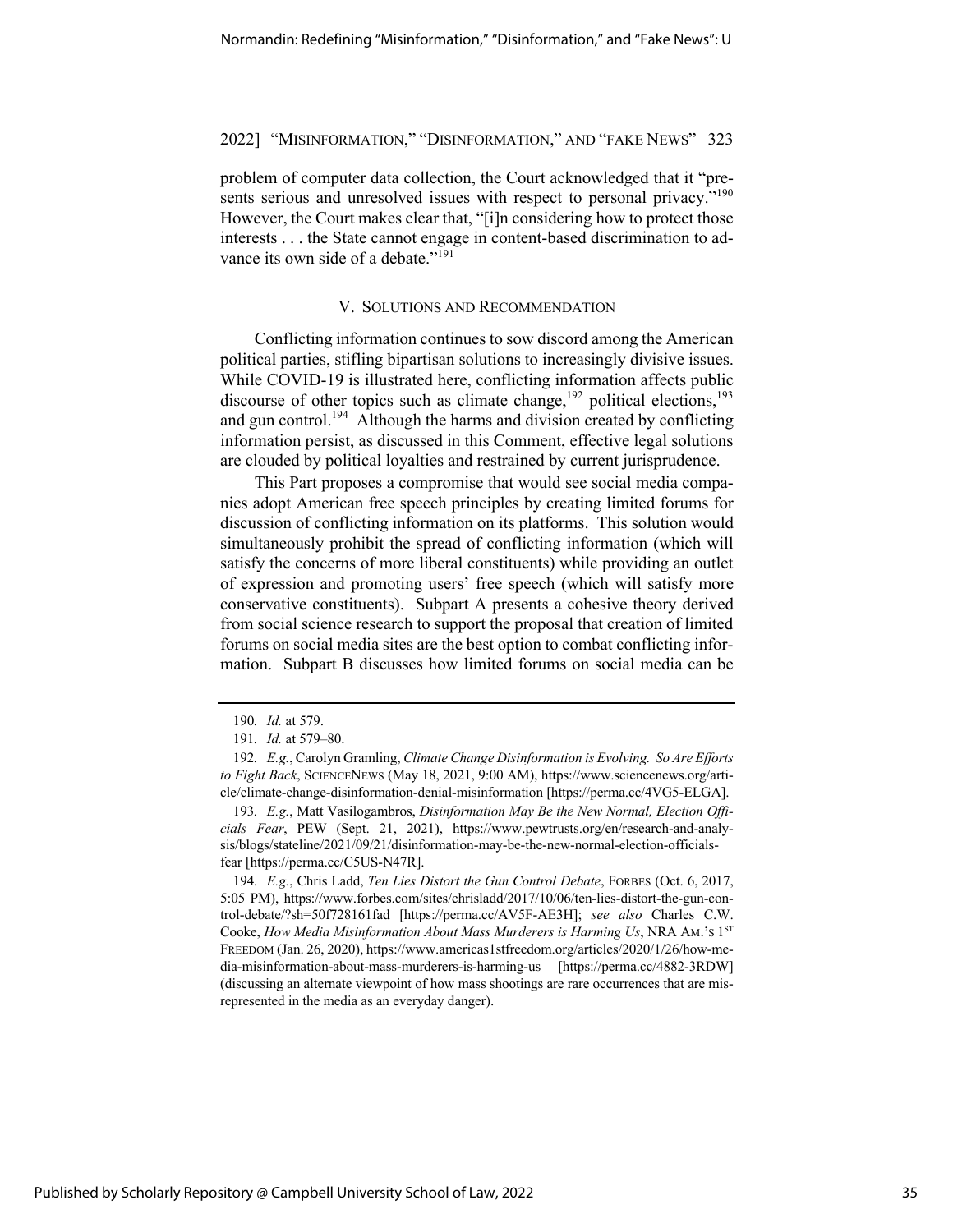problem of computer data collection, the Court acknowledged that it "presents serious and unresolved issues with respect to personal privacy."[190] However, the Court makes clear that, "[i]n considering how to protect those interests . . . the State cannot engage in content-based discrimination to advance its own side of a debate."[191]

## V. Solutions and Recommendation

Conflicting information continues to sow discord among the American political parties, stifling bipartisan solutions to increasingly divisive issues. While COVID-19 is illustrated here, conflicting information affects public discourse of other topics such as climate change,[192] political elections,[193] and gun control.[194] Although the harms and division created by conflicting information persist, as discussed in this Comment, effective legal solutions are clouded by political loyalties and restrained by current jurisprudence.

This Part proposes a compromise that would see social media companies adopt American free speech principles by creating limited forums for discussion of conflicting information on its platforms. This solution would simultaneously prohibit the spread of conflicting information (which will satisfy the concerns of more liberal constituents) while providing an outlet of expression and promoting users' free speech (which will satisfy more conservative constituents). Subpart A presents a cohesive theory derived from social science research to support the proposal that creation of limited forums on social media sites are the best option to combat conflicting information. Subpart B discusses how limited forums on social media can be

---

190. *Id.* at 579.

191. *Id.* at 579–80.

192. *E.g.*, Carolyn Gramling, *Climate Change Disinformation is Evolving. So Are Efforts to Fight Back*, SCIENCENEWS (May 18, 2021, 9:00 AM), https://www.sciencenews.org/article/climate-change-disinformation-denial-misinformation [https://perma.cc/4VG5-ELGA].

193. *E.g.*, Matt Vasilogambros, *Disinformation May Be the New Normal, Election Officials Fear*, PEW (Sept. 21, 2021), https://www.pewtrusts.org/en/research-and-analysis/blogs/stateline/2021/09/21/disinformation-may-be-the-new-normal-election-officials-fear [https://perma.cc/C5US-N47R].

194. *E.g.*, Chris Ladd, *Ten Lies Distort the Gun Control Debate*, FORBES (Oct. 6, 2017, 5:05 PM), https://www.forbes.com/sites/chrisladd/2017/10/06/ten-lies-distort-the-gun-control-debate/?sh=50f728161fad [https://perma.cc/AV5F-AE3H]; *see also* Charles C.W. Cooke, *How Media Misinformation About Mass Murderers is Harming Us*, NRA AM.'S 1ST FREEDOM (Jan. 26, 2020), https://www.americas1stfreedom.org/articles/2020/1/26/how-media-misinformation-about-mass-murderers-is-harming-us [https://perma.cc/4882-3RDW] (discussing an alternate viewpoint of how mass shootings are rare occurrences that are misrepresented in the media as an everyday danger).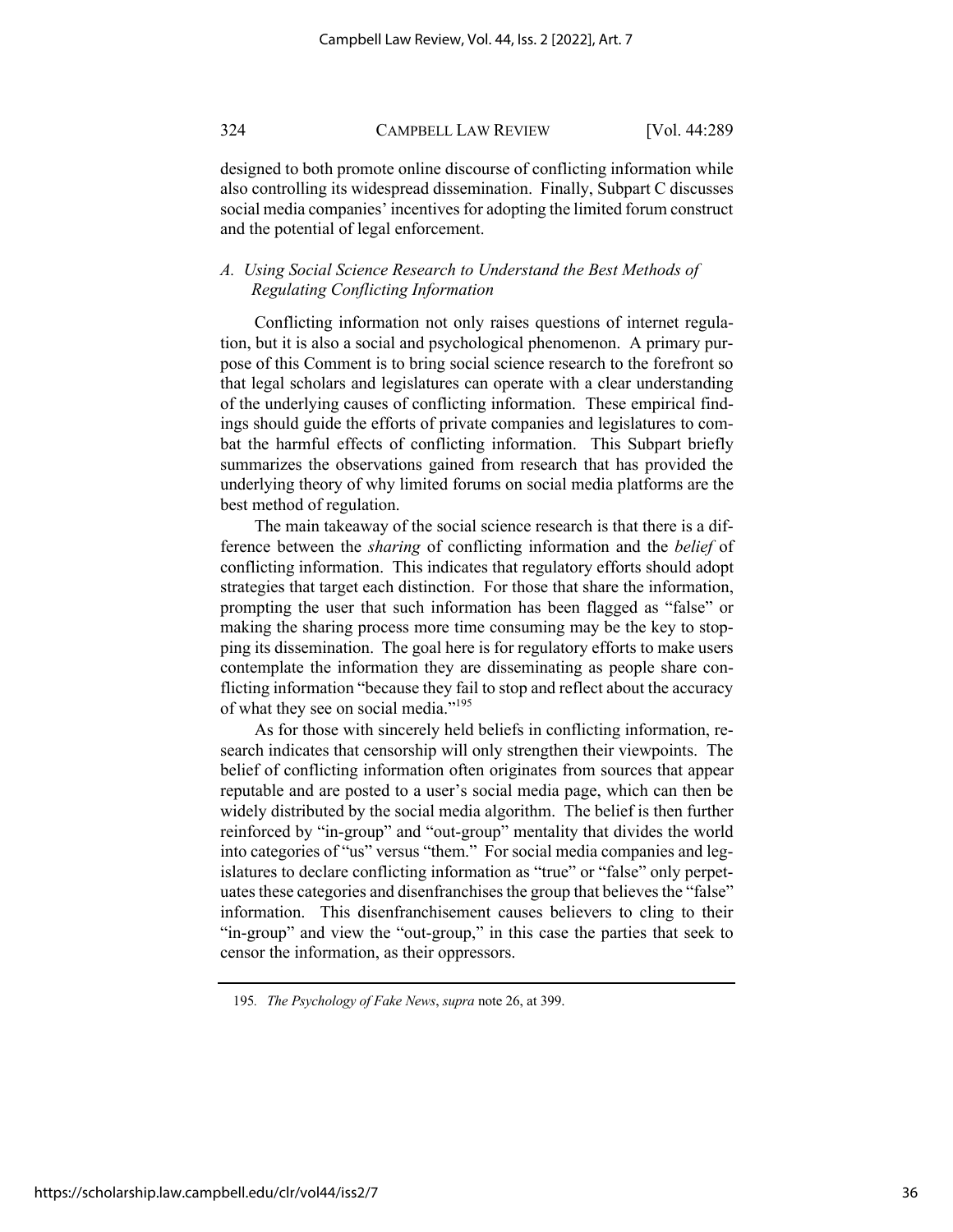designed to both promote online discourse of conflicting information while also controlling its widespread dissemination. Finally, Subpart C discusses social media companies' incentives for adopting the limited forum construct and the potential of legal enforcement.

### *A. Using Social Science Research to Understand the Best Methods of Regulating Conflicting Information*

Conflicting information not only raises questions of internet regulation, but it is also a social and psychological phenomenon. A primary purpose of this Comment is to bring social science research to the forefront so that legal scholars and legislatures can operate with a clear understanding of the underlying causes of conflicting information. These empirical findings should guide the efforts of private companies and legislatures to combat the harmful effects of conflicting information. This Subpart briefly summarizes the observations gained from research that has provided the underlying theory of why limited forums on social media platforms are the best method of regulation.

The main takeaway of the social science research is that there is a difference between the *sharing* of conflicting information and the *belief* of conflicting information. This indicates that regulatory efforts should adopt strategies that target each distinction. For those that share the information, prompting the user that such information has been flagged as "false" or making the sharing process more time consuming may be the key to stopping its dissemination. The goal here is for regulatory efforts to make users contemplate the information they are disseminating as people share conflicting information "because they fail to stop and reflect about the accuracy of what they see on social media."[195]

As for those with sincerely held beliefs in conflicting information, research indicates that censorship will only strengthen their viewpoints. The belief of conflicting information often originates from sources that appear reputable and are posted to a user's social media page, which can then be widely distributed by the social media algorithm. The belief is then further reinforced by "in-group" and "out-group" mentality that divides the world into categories of "us" versus "them." For social media companies and legislatures to declare conflicting information as "true" or "false" only perpetuates these categories and disenfranchises the group that believes the "false" information. This disenfranchisement causes believers to cling to their "in-group" and view the "out-group," in this case the parties that seek to censor the information, as their oppressors.

---

195. *The Psychology of Fake News*, *supra* note 26, at 399.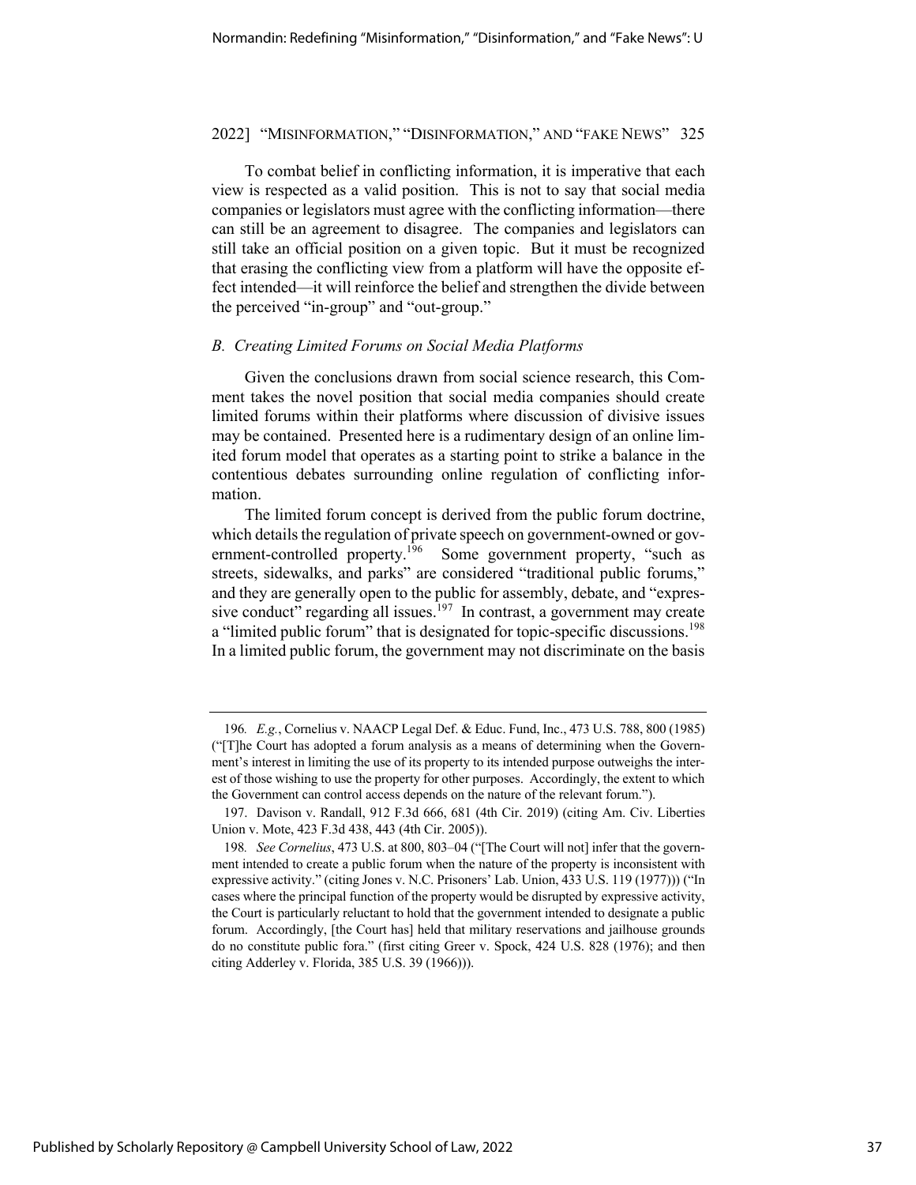To combat belief in conflicting information, it is imperative that each view is respected as a valid position. This is not to say that social media companies or legislators must agree with the conflicting information—there can still be an agreement to disagree. The companies and legislators can still take an official position on a given topic. But it must be recognized that erasing the conflicting view from a platform will have the opposite effect intended—it will reinforce the belief and strengthen the divide between the perceived "in-group" and "out-group."

### *B. Creating Limited Forums on Social Media Platforms*

Given the conclusions drawn from social science research, this Comment takes the novel position that social media companies should create limited forums within their platforms where discussion of divisive issues may be contained. Presented here is a rudimentary design of an online limited forum model that operates as a starting point to strike a balance in the contentious debates surrounding online regulation of conflicting information.

The limited forum concept is derived from the public forum doctrine, which details the regulation of private speech on government-owned or government-controlled property.[196] Some government property, "such as streets, sidewalks, and parks" are considered "traditional public forums," and they are generally open to the public for assembly, debate, and "expressive conduct" regarding all issues.[197] In contrast, a government may create a "limited public forum" that is designated for topic-specific discussions.[198] In a limited public forum, the government may not discriminate on the basis

---

196. *E.g.*, Cornelius v. NAACP Legal Def. & Educ. Fund, Inc., 473 U.S. 788, 800 (1985) ("[T]he Court has adopted a forum analysis as a means of determining when the Government's interest in limiting the use of its property to its intended purpose outweighs the interest of those wishing to use the property for other purposes. Accordingly, the extent to which the Government can control access depends on the nature of the relevant forum.").

197. Davison v. Randall, 912 F.3d 666, 681 (4th Cir. 2019) (citing Am. Civ. Liberties Union v. Mote, 423 F.3d 438, 443 (4th Cir. 2005)).

198. *See Cornelius*, 473 U.S. at 800, 803–04 ("[The Court will not] infer that the government intended to create a public forum when the nature of the property is inconsistent with expressive activity." (citing Jones v. N.C. Prisoners' Lab. Union, 433 U.S. 119 (1977))) ("In cases where the principal function of the property would be disrupted by expressive activity, the Court is particularly reluctant to hold that the government intended to designate a public forum. Accordingly, [the Court has] held that military reservations and jailhouse grounds do no constitute public fora." (first citing Greer v. Spock, 424 U.S. 828 (1976); and then citing Adderley v. Florida, 385 U.S. 39 (1966))).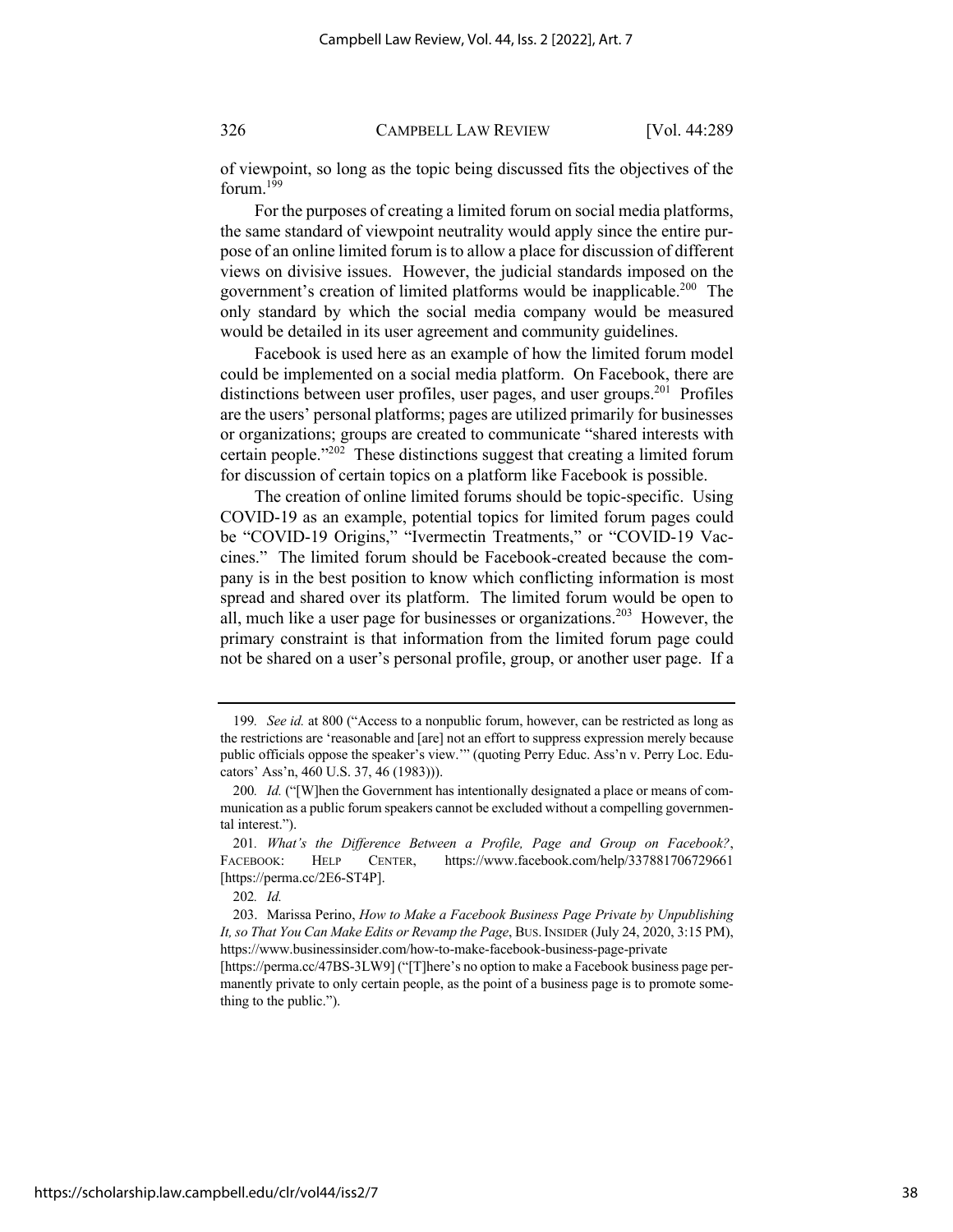of viewpoint, so long as the topic being discussed fits the objectives of the forum.[199]

For the purposes of creating a limited forum on social media platforms, the same standard of viewpoint neutrality would apply since the entire purpose of an online limited forum is to allow a place for discussion of different views on divisive issues. However, the judicial standards imposed on the government's creation of limited platforms would be inapplicable.[200] The only standard by which the social media company would be measured would be detailed in its user agreement and community guidelines.

Facebook is used here as an example of how the limited forum model could be implemented on a social media platform. On Facebook, there are distinctions between user profiles, user pages, and user groups.[201] Profiles are the users' personal platforms; pages are utilized primarily for businesses or organizations; groups are created to communicate "shared interests with certain people."[202] These distinctions suggest that creating a limited forum for discussion of certain topics on a platform like Facebook is possible.

The creation of online limited forums should be topic-specific. Using COVID-19 as an example, potential topics for limited forum pages could be "COVID-19 Origins," "Ivermectin Treatments," or "COVID-19 Vaccines." The limited forum should be Facebook-created because the company is in the best position to know which conflicting information is most spread and shared over its platform. The limited forum would be open to all, much like a user page for businesses or organizations.[203] However, the primary constraint is that information from the limited forum page could not be shared on a user's personal profile, group, or another user page. If a

---

199. *See id.* at 800 ("Access to a nonpublic forum, however, can be restricted as long as the restrictions are 'reasonable and [are] not an effort to suppress expression merely because public officials oppose the speaker's view.'" (quoting Perry Educ. Ass'n v. Perry Loc. Educators' Ass'n, 460 U.S. 37, 46 (1983))).

200. *Id.* ("[W]hen the Government has intentionally designated a place or means of communication as a public forum speakers cannot be excluded without a compelling governmental interest.").

201. *What's the Difference Between a Profile, Page and Group on Facebook?*, FACEBOOK: HELP CENTER, https://www.facebook.com/help/337881706729661 [https://perma.cc/2E6-ST4P].

202. *Id.*

203. Marissa Perino, *How to Make a Facebook Business Page Private by Unpublishing It, so That You Can Make Edits or Revamp the Page*, BUS. INSIDER (July 24, 2020, 3:15 PM), https://www.businessinsider.com/how-to-make-facebook-business-page-private [https://perma.cc/47BS-3LW9] ("[T]here's no option to make a Facebook business page permanently private to only certain people, as the point of a business page is to promote something to the public.").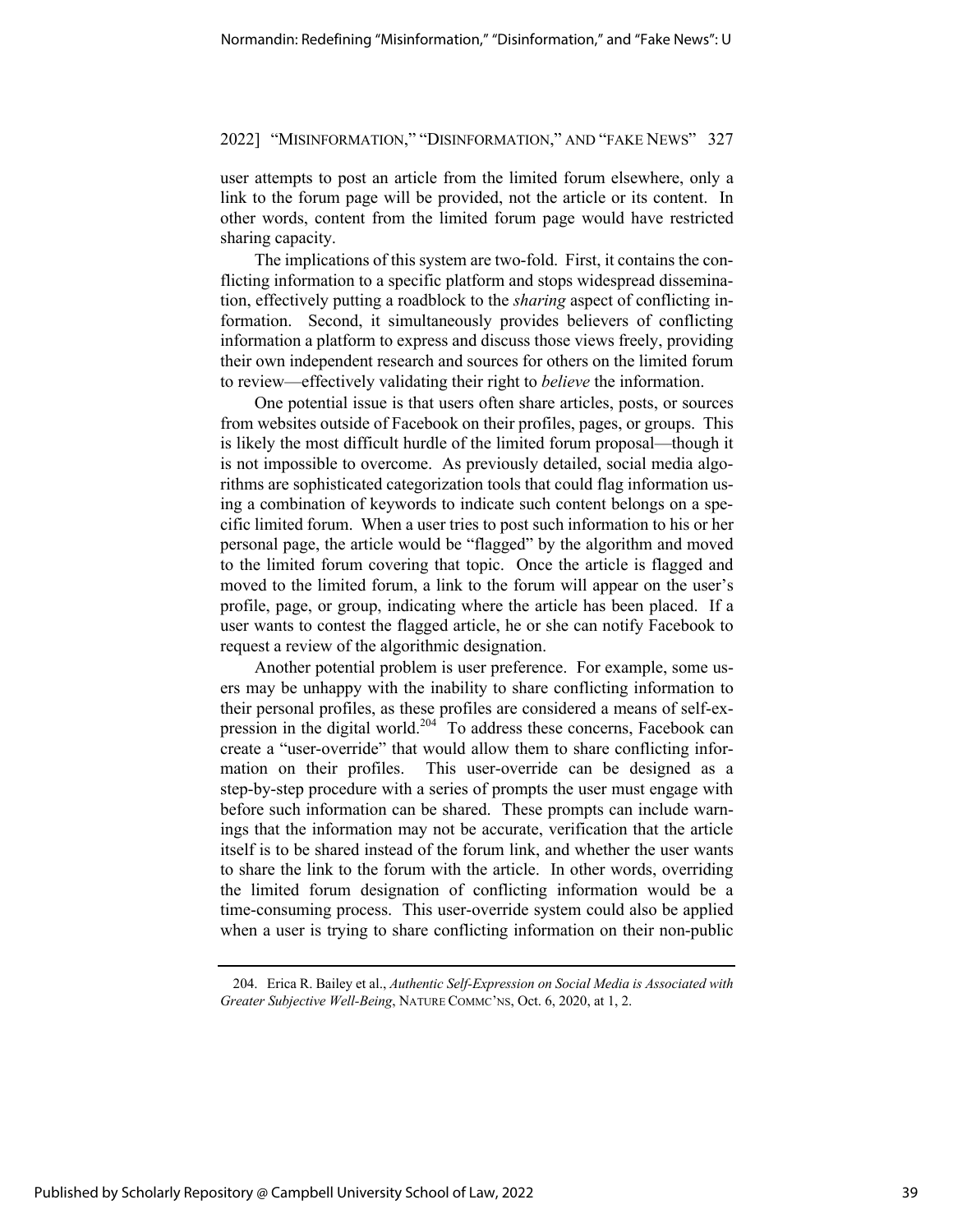user attempts to post an article from the limited forum elsewhere, only a link to the forum page will be provided, not the article or its content. In other words, content from the limited forum page would have restricted sharing capacity.

The implications of this system are two-fold. First, it contains the conflicting information to a specific platform and stops widespread dissemination, effectively putting a roadblock to the *sharing* aspect of conflicting information. Second, it simultaneously provides believers of conflicting information a platform to express and discuss those views freely, providing their own independent research and sources for others on the limited forum to review—effectively validating their right to *believe* the information.

One potential issue is that users often share articles, posts, or sources from websites outside of Facebook on their profiles, pages, or groups. This is likely the most difficult hurdle of the limited forum proposal—though it is not impossible to overcome. As previously detailed, social media algorithms are sophisticated categorization tools that could flag information using a combination of keywords to indicate such content belongs on a specific limited forum. When a user tries to post such information to his or her personal page, the article would be "flagged" by the algorithm and moved to the limited forum covering that topic. Once the article is flagged and moved to the limited forum, a link to the forum will appear on the user's profile, page, or group, indicating where the article has been placed. If a user wants to contest the flagged article, he or she can notify Facebook to request a review of the algorithmic designation.

Another potential problem is user preference. For example, some users may be unhappy with the inability to share conflicting information to their personal profiles, as these profiles are considered a means of self-expression in the digital world.[204] To address these concerns, Facebook can create a "user-override" that would allow them to share conflicting information on their profiles. This user-override can be designed as a step-by-step procedure with a series of prompts the user must engage with before such information can be shared. These prompts can include warnings that the information may not be accurate, verification that the article itself is to be shared instead of the forum link, and whether the user wants to share the link to the forum with the article. In other words, overriding the limited forum designation of conflicting information would be a time-consuming process. This user-override system could also be applied when a user is trying to share conflicting information on their non-public

204. Erica R. Bailey et al., *Authentic Self-Expression on Social Media is Associated with Greater Subjective Well-Being*, NATURE COMMC'NS, Oct. 6, 2020, at 1, 2.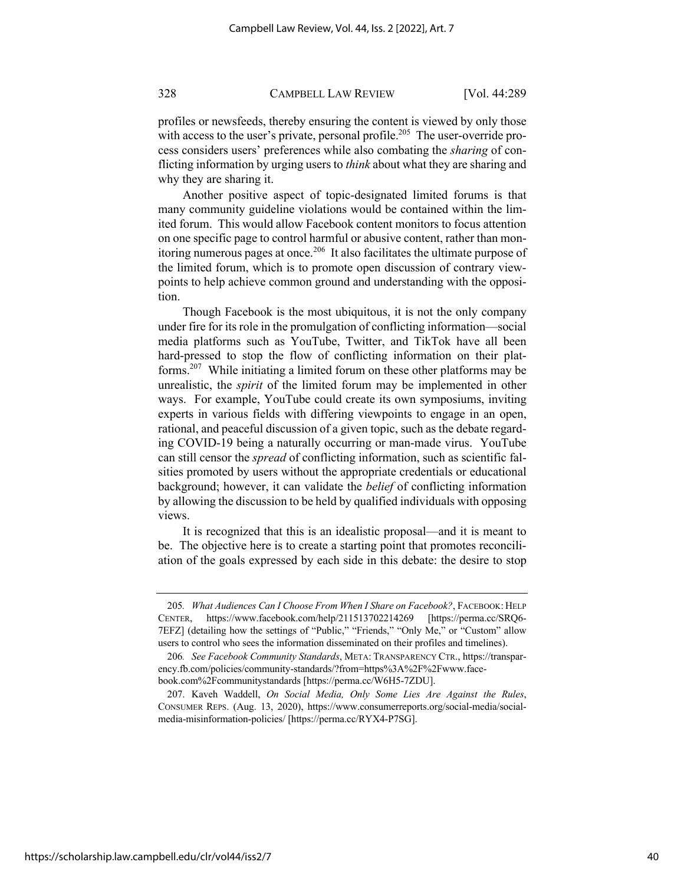profiles or newsfeeds, thereby ensuring the content is viewed by only those with access to the user's private, personal profile.[205] The user-override process considers users' preferences while also combating the *sharing* of conflicting information by urging users to *think* about what they are sharing and why they are sharing it.

Another positive aspect of topic-designated limited forums is that many community guideline violations would be contained within the limited forum. This would allow Facebook content monitors to focus attention on one specific page to control harmful or abusive content, rather than monitoring numerous pages at once.[206] It also facilitates the ultimate purpose of the limited forum, which is to promote open discussion of contrary viewpoints to help achieve common ground and understanding with the opposition.

Though Facebook is the most ubiquitous, it is not the only company under fire for its role in the promulgation of conflicting information—social media platforms such as YouTube, Twitter, and TikTok have all been hard-pressed to stop the flow of conflicting information on their platforms.[207] While initiating a limited forum on these other platforms may be unrealistic, the *spirit* of the limited forum may be implemented in other ways. For example, YouTube could create its own symposiums, inviting experts in various fields with differing viewpoints to engage in an open, rational, and peaceful discussion of a given topic, such as the debate regarding COVID-19 being a naturally occurring or man-made virus. YouTube can still censor the *spread* of conflicting information, such as scientific falsities promoted by users without the appropriate credentials or educational background; however, it can validate the *belief* of conflicting information by allowing the discussion to be held by qualified individuals with opposing views.

It is recognized that this is an idealistic proposal—and it is meant to be. The objective here is to create a starting point that promotes reconciliation of the goals expressed by each side in this debate: the desire to stop

---

205. *What Audiences Can I Choose From When I Share on Facebook?*, FACEBOOK: HELP CENTER, https://www.facebook.com/help/211513702214269 [https://perma.cc/SRQ6-7EFZ] (detailing how the settings of "Public," "Friends," "Only Me," or "Custom" allow users to control who sees the information disseminated on their profiles and timelines).

206. *See Facebook Community Standards*, META: TRANSPARENCY CTR., https://transparency.fb.com/policies/community-standards/?from=https%3A%2F%2Fwww.facebook.com%2Fcommunitystandards [https://perma.cc/W6H5-7ZDU].

207. Kaveh Waddell, *On Social Media, Only Some Lies Are Against the Rules*, CONSUMER REPS. (Aug. 13, 2020), https://www.consumerreports.org/social-media/social-media-misinformation-policies/ [https://perma.cc/RYX4-P7SG].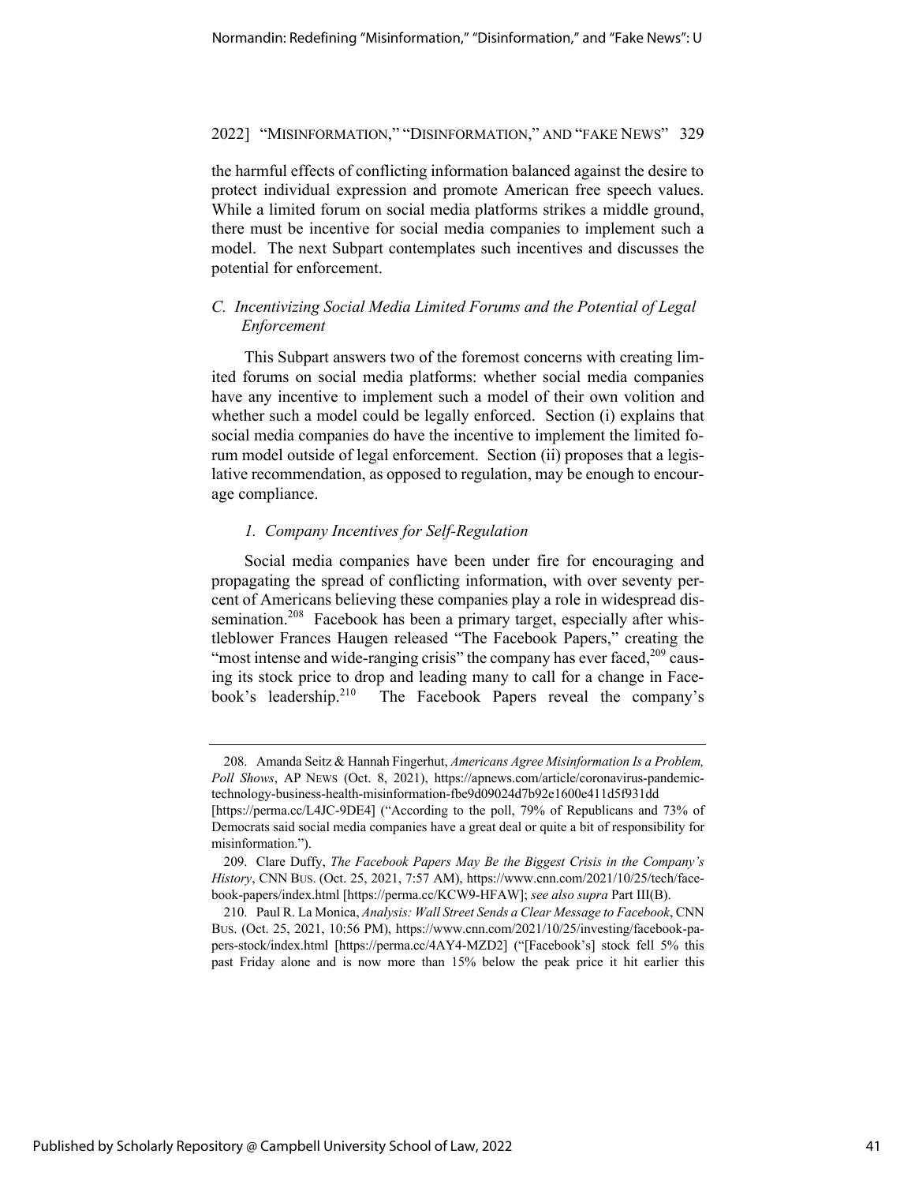the harmful effects of conflicting information balanced against the desire to protect individual expression and promote American free speech values. While a limited forum on social media platforms strikes a middle ground, there must be incentive for social media companies to implement such a model. The next Subpart contemplates such incentives and discusses the potential for enforcement.

### *C. Incentivizing Social Media Limited Forums and the Potential of Legal Enforcement*

This Subpart answers two of the foremost concerns with creating limited forums on social media platforms: whether social media companies have any incentive to implement such a model of their own volition and whether such a model could be legally enforced. Section (i) explains that social media companies do have the incentive to implement the limited forum model outside of legal enforcement. Section (ii) proposes that a legislative recommendation, as opposed to regulation, may be enough to encourage compliance.

#### *1. Company Incentives for Self-Regulation*

Social media companies have been under fire for encouraging and propagating the spread of conflicting information, with over seventy percent of Americans believing these companies play a role in widespread dissemination.[208] Facebook has been a primary target, especially after whistleblower Frances Haugen released "The Facebook Papers," creating the "most intense and wide-ranging crisis" the company has ever faced,[209] causing its stock price to drop and leading many to call for a change in Facebook's leadership.[210] The Facebook Papers reveal the company's

---

208. Amanda Seitz & Hannah Fingerhut, *Americans Agree Misinformation Is a Problem, Poll Shows*, AP NEWS (Oct. 8, 2021), https://apnews.com/article/coronavirus-pandemic-technology-business-health-misinformation-fbe9d09024d7b92e1600e411d5f931dd [https://perma.cc/L4JC-9DE4] ("According to the poll, 79% of Republicans and 73% of Democrats said social media companies have a great deal or quite a bit of responsibility for misinformation.").

209. Clare Duffy, *The Facebook Papers May Be the Biggest Crisis in the Company's History*, CNN BUS. (Oct. 25, 2021, 7:57 AM), https://www.cnn.com/2021/10/25/tech/facebook-papers/index.html [https://perma.cc/KCW9-HFAW]; *see also supra* Part III(B).

210. Paul R. La Monica, *Analysis: Wall Street Sends a Clear Message to Facebook*, CNN BUS. (Oct. 25, 2021, 10:56 PM), https://www.cnn.com/2021/10/25/investing/facebook-papers-stock/index.html [https://perma.cc/4AY4-MZD2] ("[Facebook's] stock fell 5% this past Friday alone and is now more than 15% below the peak price it hit earlier this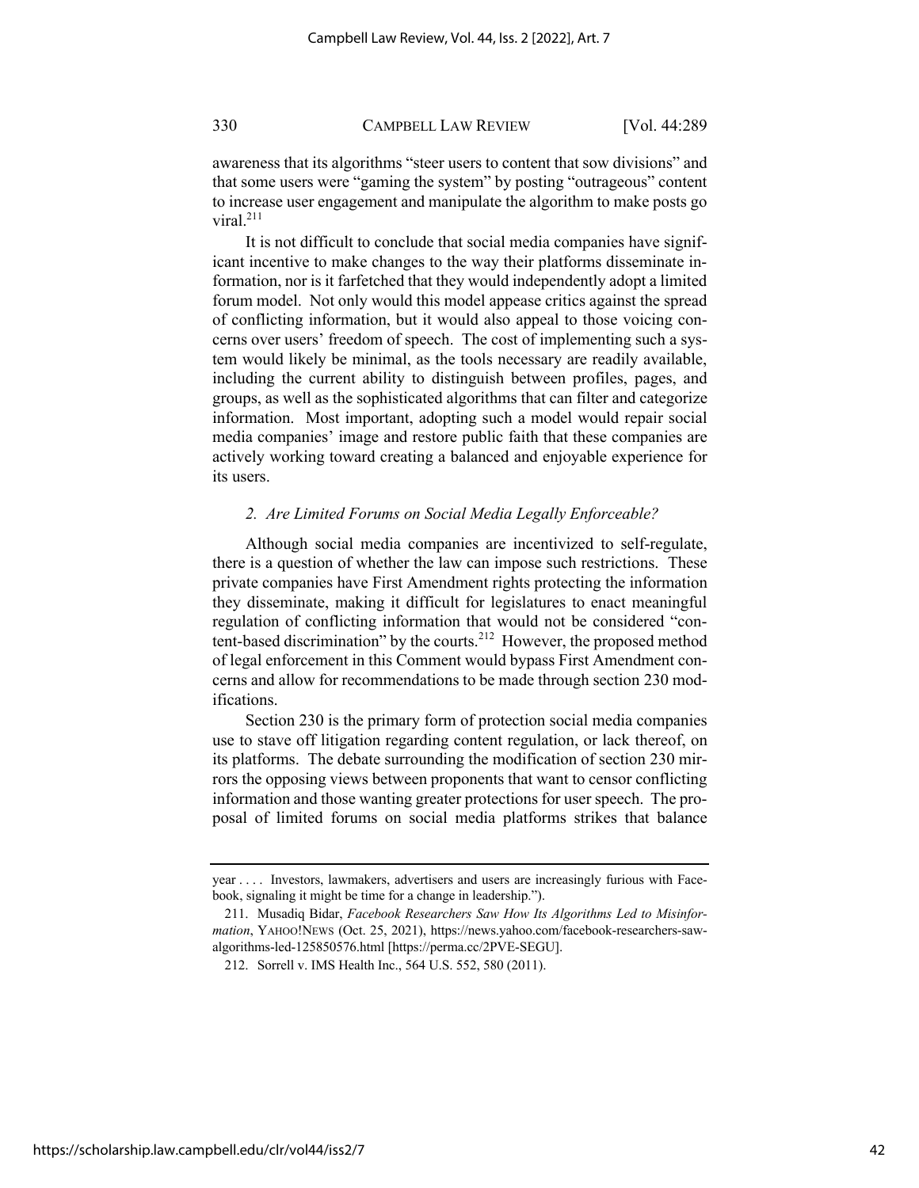awareness that its algorithms "steer users to content that sow divisions" and that some users were "gaming the system" by posting "outrageous" content to increase user engagement and manipulate the algorithm to make posts go viral.[211]

It is not difficult to conclude that social media companies have significant incentive to make changes to the way their platforms disseminate information, nor is it farfetched that they would independently adopt a limited forum model. Not only would this model appease critics against the spread of conflicting information, but it would also appeal to those voicing concerns over users' freedom of speech. The cost of implementing such a system would likely be minimal, as the tools necessary are readily available, including the current ability to distinguish between profiles, pages, and groups, as well as the sophisticated algorithms that can filter and categorize information. Most important, adopting such a model would repair social media companies' image and restore public faith that these companies are actively working toward creating a balanced and enjoyable experience for its users.

### *2. Are Limited Forums on Social Media Legally Enforceable?*

Although social media companies are incentivized to self-regulate, there is a question of whether the law can impose such restrictions. These private companies have First Amendment rights protecting the information they disseminate, making it difficult for legislatures to enact meaningful regulation of conflicting information that would not be considered "content-based discrimination" by the courts.[212] However, the proposed method of legal enforcement in this Comment would bypass First Amendment concerns and allow for recommendations to be made through section 230 modifications.

Section 230 is the primary form of protection social media companies use to stave off litigation regarding content regulation, or lack thereof, on its platforms. The debate surrounding the modification of section 230 mirrors the opposing views between proponents that want to censor conflicting information and those wanting greater protections for user speech. The proposal of limited forums on social media platforms strikes that balance

---

year . . . . Investors, lawmakers, advertisers and users are increasingly furious with Facebook, signaling it might be time for a change in leadership.").

211. Musadiq Bidar, *Facebook Researchers Saw How Its Algorithms Led to Misinformation*, YAHOO!NEWS (Oct. 25, 2021), https://news.yahoo.com/facebook-researchers-saw-algorithms-led-125850576.html [https://perma.cc/2PVE-SEGU].

212. Sorrell v. IMS Health Inc., 564 U.S. 552, 580 (2011).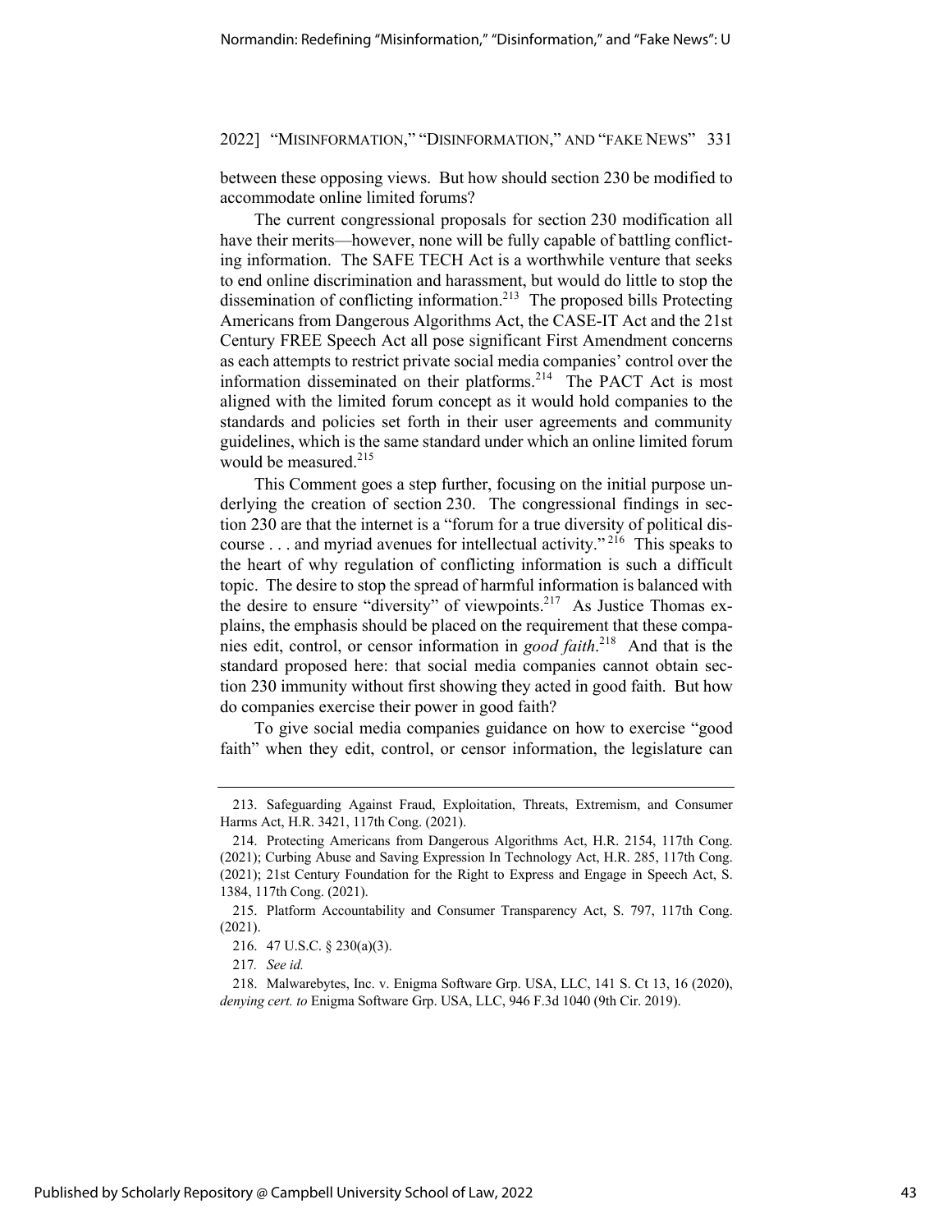between these opposing views. But how should section 230 be modified to accommodate online limited forums?

The current congressional proposals for section 230 modification all have their merits—however, none will be fully capable of battling conflicting information. The SAFE TECH Act is a worthwhile venture that seeks to end online discrimination and harassment, but would do little to stop the dissemination of conflicting information.[213] The proposed bills Protecting Americans from Dangerous Algorithms Act, the CASE-IT Act and the 21st Century FREE Speech Act all pose significant First Amendment concerns as each attempts to restrict private social media companies' control over the information disseminated on their platforms.[214] The PACT Act is most aligned with the limited forum concept as it would hold companies to the standards and policies set forth in their user agreements and community guidelines, which is the same standard under which an online limited forum would be measured.[215]

This Comment goes a step further, focusing on the initial purpose underlying the creation of section 230. The congressional findings in section 230 are that the internet is a "forum for a true diversity of political discourse . . . and myriad avenues for intellectual activity."[216] This speaks to the heart of why regulation of conflicting information is such a difficult topic. The desire to stop the spread of harmful information is balanced with the desire to ensure "diversity" of viewpoints.[217] As Justice Thomas explains, the emphasis should be placed on the requirement that these companies edit, control, or censor information in *good faith*.[218] And that is the standard proposed here: that social media companies cannot obtain section 230 immunity without first showing they acted in good faith. But how do companies exercise their power in good faith?

To give social media companies guidance on how to exercise "good faith" when they edit, control, or censor information, the legislature can

---

213. Safeguarding Against Fraud, Exploitation, Threats, Extremism, and Consumer Harms Act, H.R. 3421, 117th Cong. (2021).

214. Protecting Americans from Dangerous Algorithms Act, H.R. 2154, 117th Cong. (2021); Curbing Abuse and Saving Expression In Technology Act, H.R. 285, 117th Cong. (2021); 21st Century Foundation for the Right to Express and Engage in Speech Act, S. 1384, 117th Cong. (2021).

215. Platform Accountability and Consumer Transparency Act, S. 797, 117th Cong. (2021).

216. 47 U.S.C. § 230(a)(3).

217. *See id.*

218. Malwarebytes, Inc. v. Enigma Software Grp. USA, LLC, 141 S. Ct 13, 16 (2020), *denying cert. to* Enigma Software Grp. USA, LLC, 946 F.3d 1040 (9th Cir. 2019).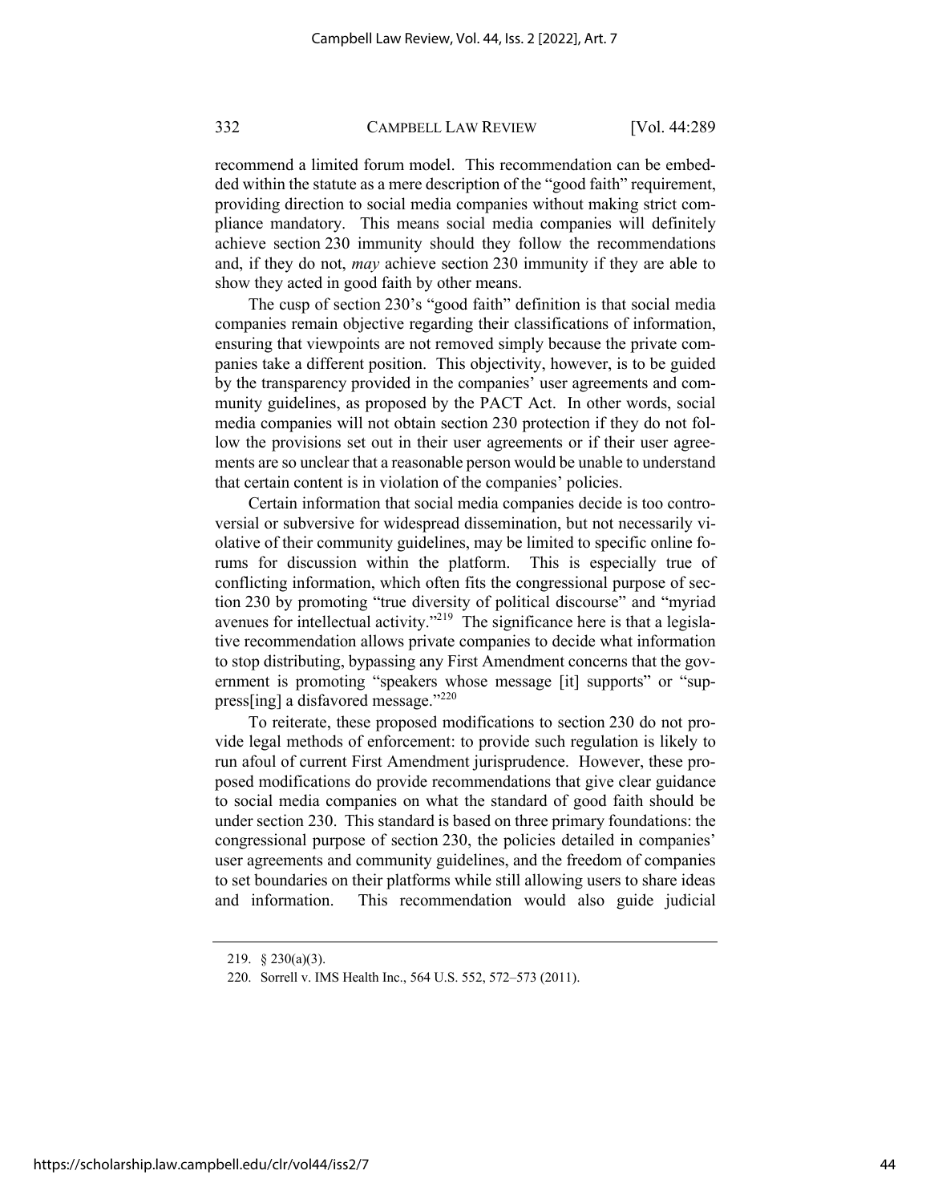recommend a limited forum model. This recommendation can be embedded within the statute as a mere description of the "good faith" requirement, providing direction to social media companies without making strict compliance mandatory. This means social media companies will definitely achieve section 230 immunity should they follow the recommendations and, if they do not, *may* achieve section 230 immunity if they are able to show they acted in good faith by other means.

The cusp of section 230's "good faith" definition is that social media companies remain objective regarding their classifications of information, ensuring that viewpoints are not removed simply because the private companies take a different position. This objectivity, however, is to be guided by the transparency provided in the companies' user agreements and community guidelines, as proposed by the PACT Act. In other words, social media companies will not obtain section 230 protection if they do not follow the provisions set out in their user agreements or if their user agreements are so unclear that a reasonable person would be unable to understand that certain content is in violation of the companies' policies.

Certain information that social media companies decide is too controversial or subversive for widespread dissemination, but not necessarily violative of their community guidelines, may be limited to specific online forums for discussion within the platform. This is especially true of conflicting information, which often fits the congressional purpose of section 230 by promoting "true diversity of political discourse" and "myriad avenues for intellectual activity."[219] The significance here is that a legislative recommendation allows private companies to decide what information to stop distributing, bypassing any First Amendment concerns that the government is promoting "speakers whose message [it] supports" or "suppress[ing] a disfavored message."[220]

To reiterate, these proposed modifications to section 230 do not provide legal methods of enforcement: to provide such regulation is likely to run afoul of current First Amendment jurisprudence. However, these proposed modifications do provide recommendations that give clear guidance to social media companies on what the standard of good faith should be under section 230. This standard is based on three primary foundations: the congressional purpose of section 230, the policies detailed in companies' user agreements and community guidelines, and the freedom of companies to set boundaries on their platforms while still allowing users to share ideas and information. This recommendation would also guide judicial

219. § 230(a)(3).

220. Sorrell v. IMS Health Inc., 564 U.S. 552, 572–573 (2011).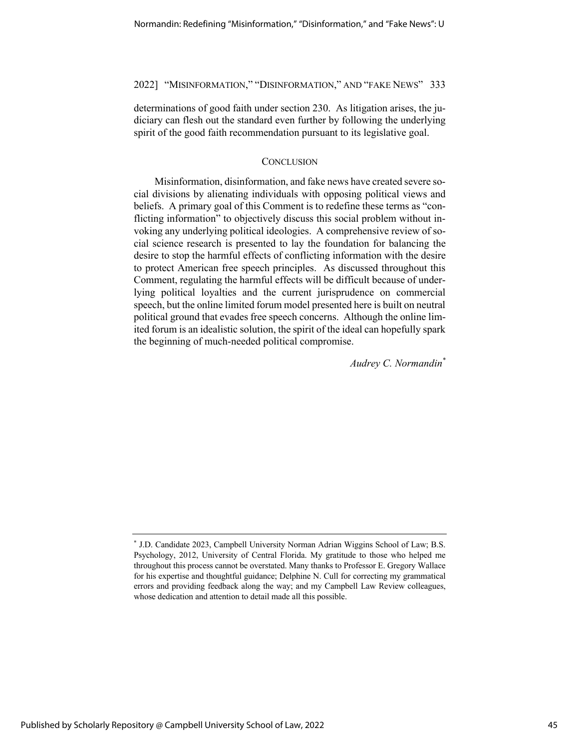determinations of good faith under section 230. As litigation arises, the judiciary can flesh out the standard even further by following the underlying spirit of the good faith recommendation pursuant to its legislative goal.

## CONCLUSION

Misinformation, disinformation, and fake news have created severe social divisions by alienating individuals with opposing political views and beliefs. A primary goal of this Comment is to redefine these terms as "conflicting information" to objectively discuss this social problem without invoking any underlying political ideologies. A comprehensive review of social science research is presented to lay the foundation for balancing the desire to stop the harmful effects of conflicting information with the desire to protect American free speech principles. As discussed throughout this Comment, regulating the harmful effects will be difficult because of underlying political loyalties and the current jurisprudence on commercial speech, but the online limited forum model presented here is built on neutral political ground that evades free speech concerns. Although the online limited forum is an idealistic solution, the spirit of the ideal can hopefully spark the beginning of much-needed political compromise.

*Audrey C. Normandin*[*]

---

[*] J.D. Candidate 2023, Campbell University Norman Adrian Wiggins School of Law; B.S. Psychology, 2012, University of Central Florida. My gratitude to those who helped me throughout this process cannot be overstated. Many thanks to Professor E. Gregory Wallace for his expertise and thoughtful guidance; Delphine N. Cull for correcting my grammatical errors and providing feedback along the way; and my Campbell Law Review colleagues, whose dedication and attention to detail made all this possible.